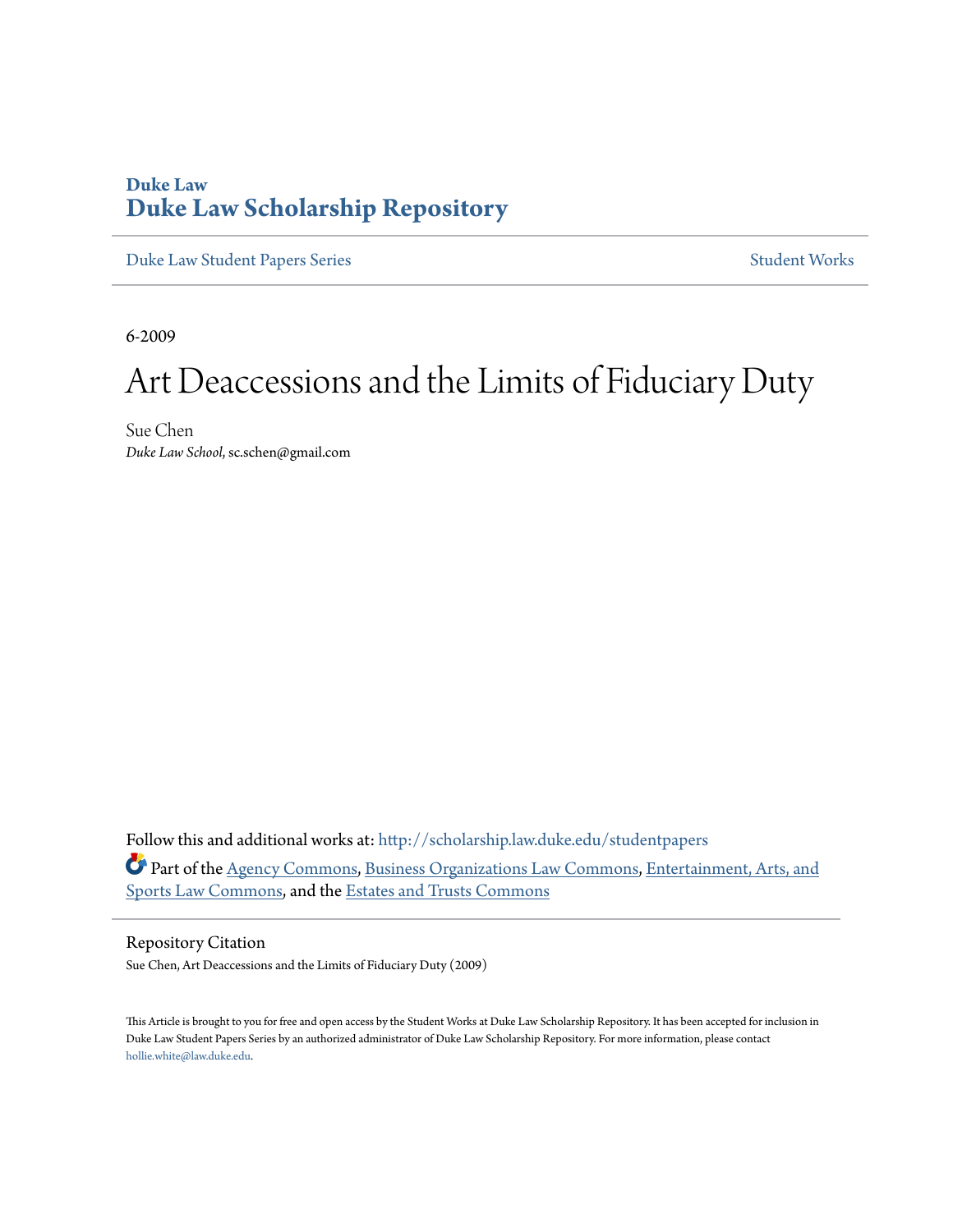Duke Law
# Duke Law Scholarship Repository

Duke Law Student Papers Series | Student Works

6-2009

# Art Deaccessions and the Limits of Fiduciary Duty

Sue Chen
*Duke Law School*, sc.schen@gmail.com

Follow this and additional works at: http://scholarship.law.duke.edu/studentpapers

Part of the Agency Commons, Business Organizations Law Commons, Entertainment, Arts, and Sports Law Commons, and the Estates and Trusts Commons

## Repository Citation

Sue Chen, Art Deaccessions and the Limits of Fiduciary Duty (2009)

This Article is brought to you for free and open access by the Student Works at Duke Law Scholarship Repository. It has been accepted for inclusion in Duke Law Student Papers Series by an authorized administrator of Duke Law Scholarship Repository. For more information, please contact hollie.white@law.duke.edu.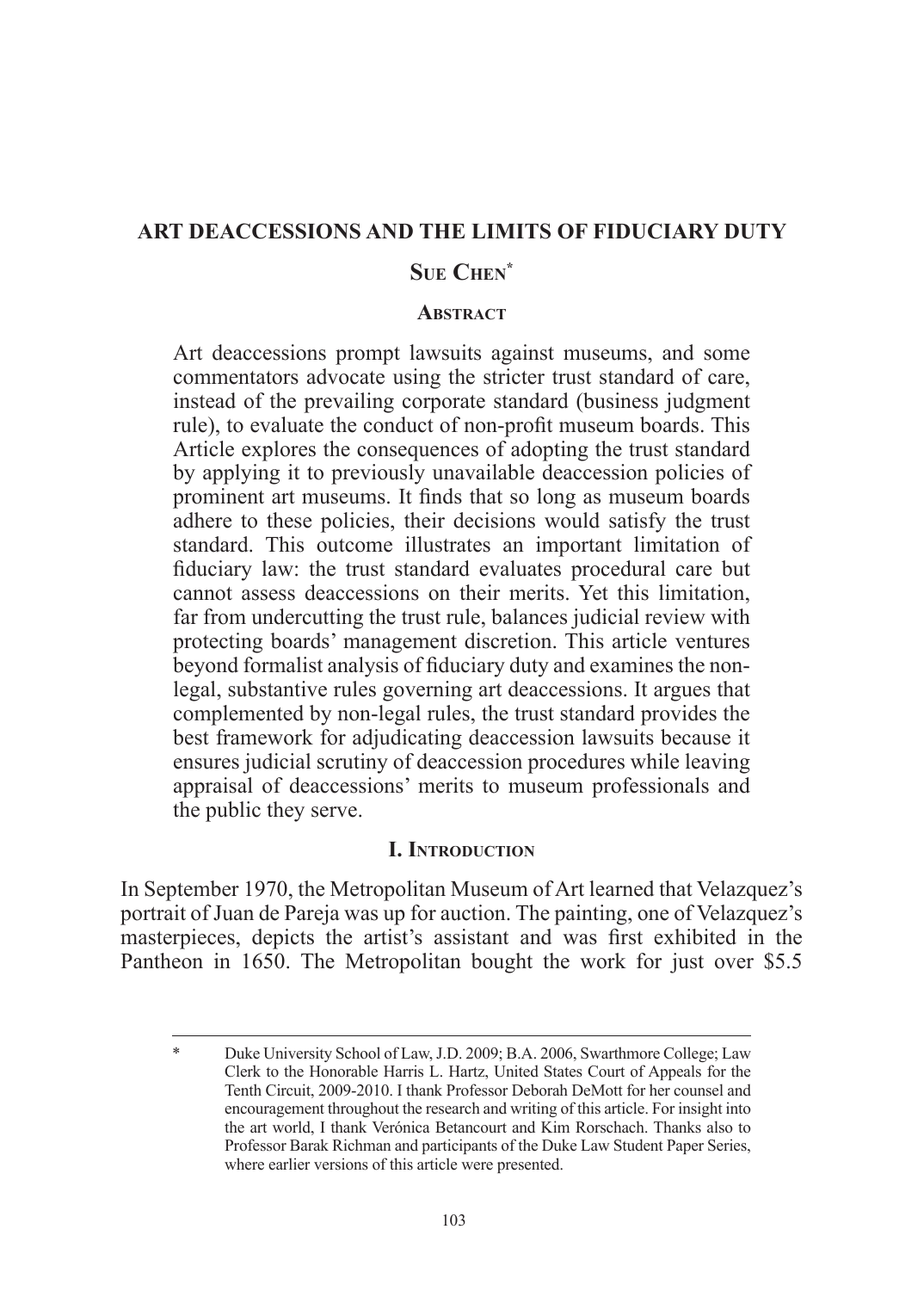# ART DEACCESSIONS AND THE LIMITS OF FIDUCIARY DUTY

**Sue Chen***

## Abstract

Art deaccessions prompt lawsuits against museums, and some commentators advocate using the stricter trust standard of care, instead of the prevailing corporate standard (business judgment rule), to evaluate the conduct of non-profit museum boards. This Article explores the consequences of adopting the trust standard by applying it to previously unavailable deaccession policies of prominent art museums. It finds that so long as museum boards adhere to these policies, their decisions would satisfy the trust standard. This outcome illustrates an important limitation of fiduciary law: the trust standard evaluates procedural care but cannot assess deaccessions on their merits. Yet this limitation, far from undercutting the trust rule, balances judicial review with protecting boards' management discretion. This article ventures beyond formalist analysis of fiduciary duty and examines the non-legal, substantive rules governing art deaccessions. It argues that complemented by non-legal rules, the trust standard provides the best framework for adjudicating deaccession lawsuits because it ensures judicial scrutiny of deaccession procedures while leaving appraisal of deaccessions' merits to museum professionals and the public they serve.

## I. Introduction

In September 1970, the Metropolitan Museum of Art learned that Velazquez's portrait of Juan de Pareja was up for auction. The painting, one of Velazquez's masterpieces, depicts the artist's assistant and was first exhibited in the Pantheon in 1650. The Metropolitan bought the work for just over $5.5

---

\* Duke University School of Law, J.D. 2009; B.A. 2006, Swarthmore College; Law Clerk to the Honorable Harris L. Hartz, United States Court of Appeals for the Tenth Circuit, 2009-2010. I thank Professor Deborah DeMott for her counsel and encouragement throughout the research and writing of this article. For insight into the art world, I thank Verónica Betancourt and Kim Rorschach. Thanks also to Professor Barak Richman and participants of the Duke Law Student Paper Series, where earlier versions of this article were presented.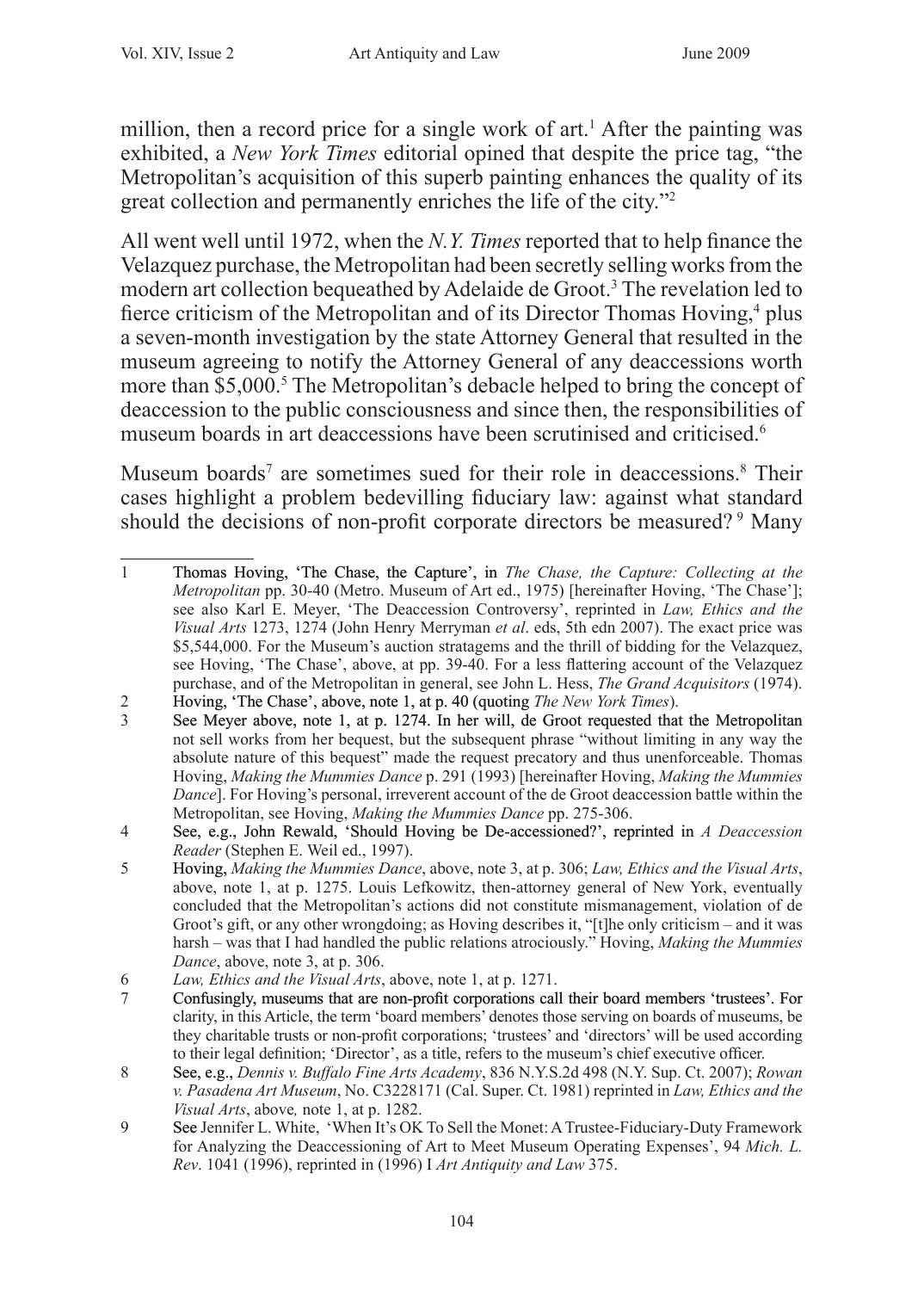million, then a record price for a single work of art.[1] After the painting was exhibited, a *New York Times* editorial opined that despite the price tag, "the Metropolitan's acquisition of this superb painting enhances the quality of its great collection and permanently enriches the life of the city."[2]

All went well until 1972, when the *N.Y. Times* reported that to help finance the Velazquez purchase, the Metropolitan had been secretly selling works from the modern art collection bequeathed by Adelaide de Groot.[3] The revelation led to fierce criticism of the Metropolitan and of its Director Thomas Hoving,[4] plus a seven-month investigation by the state Attorney General that resulted in the museum agreeing to notify the Attorney General of any deaccessions worth more than $5,000.[5] The Metropolitan's debacle helped to bring the concept of deaccession to the public consciousness and since then, the responsibilities of museum boards in art deaccessions have been scrutinised and criticised.[6]

Museum boards[7] are sometimes sued for their role in deaccessions.[8] Their cases highlight a problem bedevilling fiduciary law: against what standard should the decisions of non-profit corporate directors be measured?[9] Many

---

1 Thomas Hoving, 'The Chase, the Capture', in *The Chase, the Capture: Collecting at the Metropolitan* pp. 30-40 (Metro. Museum of Art ed., 1975) [hereinafter Hoving, 'The Chase']; see also Karl E. Meyer, 'The Deaccession Controversy', reprinted in *Law, Ethics and the Visual Arts* 1273, 1274 (John Henry Merryman *et al*. eds, 5th edn 2007). The exact price was $5,544,000. For the Museum's auction stratagems and the thrill of bidding for the Velazquez, see Hoving, 'The Chase', above, at pp. 39-40. For a less flattering account of the Velazquez purchase, and of the Metropolitan in general, see John L. Hess, *The Grand Acquisitors* (1974).

2 Hoving, 'The Chase', above, note 1, at p. 40 (quoting *The New York Times*).

3 See Meyer above, note 1, at p. 1274. In her will, de Groot requested that the Metropolitan not sell works from her bequest, but the subsequent phrase "without limiting in any way the absolute nature of this bequest" made the request precatory and thus unenforceable. Thomas Hoving, *Making the Mummies Dance* p. 291 (1993) [hereinafter Hoving, *Making the Mummies Dance*]. For Hoving's personal, irreverent account of the de Groot deaccession battle within the Metropolitan, see Hoving, *Making the Mummies Dance* pp. 275-306.

4 See, e.g., John Rewald, 'Should Hoving be De-accessioned?', reprinted in *A Deaccession Reader* (Stephen E. Weil ed., 1997).

5 Hoving, *Making the Mummies Dance*, above, note 3, at p. 306; *Law, Ethics and the Visual Arts*, above, note 1, at p. 1275. Louis Lefkowitz, then-attorney general of New York, eventually concluded that the Metropolitan's actions did not constitute mismanagement, violation of de Groot's gift, or any other wrongdoing; as Hoving describes it, "[t]he only criticism – and it was harsh – was that I had handled the public relations atrociously." Hoving, *Making the Mummies Dance*, above, note 3, at p. 306.

6 *Law, Ethics and the Visual Arts*, above, note 1, at p. 1271.

7 Confusingly, museums that are non-profit corporations call their board members 'trustees'. For clarity, in this Article, the term 'board members' denotes those serving on boards of museums, be they charitable trusts or non-profit corporations; 'trustees' and 'directors' will be used according to their legal definition; 'Director', as a title, refers to the museum's chief executive officer.

8 See, e.g., *Dennis v. Buffalo Fine Arts Academy*, 836 N.Y.S.2d 498 (N.Y. Sup. Ct. 2007); *Rowan v. Pasadena Art Museum*, No. C3228171 (Cal. Super. Ct. 1981) reprinted in *Law, Ethics and the Visual Arts*, above*,* note 1, at p. 1282.

9 See Jennifer L. White, 'When It's OK To Sell the Monet: A Trustee-Fiduciary-Duty Framework for Analyzing the Deaccessioning of Art to Meet Museum Operating Expenses', 94 *Mich. L. Rev*. 1041 (1996), reprinted in (1996) I *Art Antiquity and Law* 375.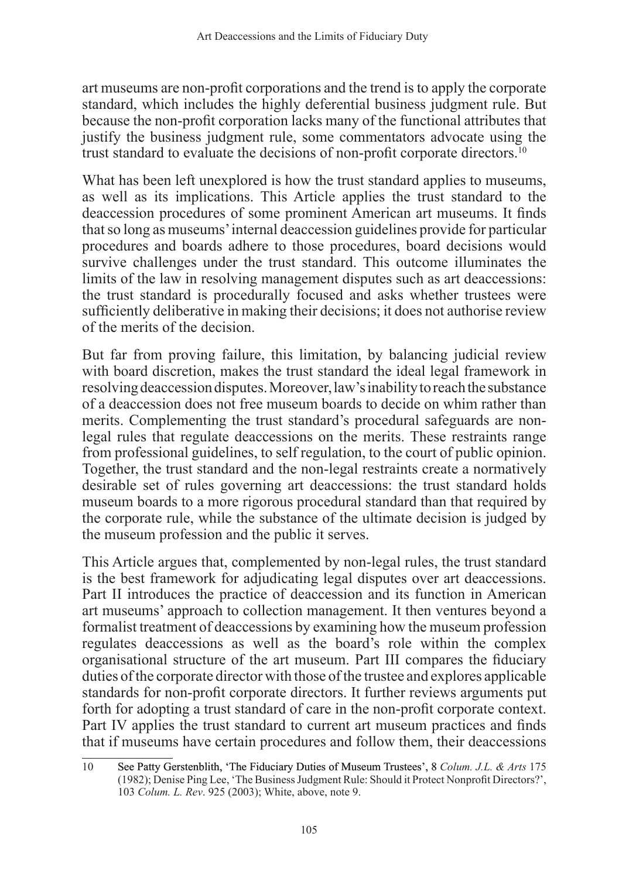art museums are non-profit corporations and the trend is to apply the corporate standard, which includes the highly deferential business judgment rule. But because the non-profit corporation lacks many of the functional attributes that justify the business judgment rule, some commentators advocate using the trust standard to evaluate the decisions of non-profit corporate directors.[10]

What has been left unexplored is how the trust standard applies to museums, as well as its implications. This Article applies the trust standard to the deaccession procedures of some prominent American art museums. It finds that so long as museums' internal deaccession guidelines provide for particular procedures and boards adhere to those procedures, board decisions would survive challenges under the trust standard. This outcome illuminates the limits of the law in resolving management disputes such as art deaccessions: the trust standard is procedurally focused and asks whether trustees were sufficiently deliberative in making their decisions; it does not authorise review of the merits of the decision.

But far from proving failure, this limitation, by balancing judicial review with board discretion, makes the trust standard the ideal legal framework in resolving deaccession disputes. Moreover, law's inability to reach the substance of a deaccession does not free museum boards to decide on whim rather than merits. Complementing the trust standard's procedural safeguards are non-legal rules that regulate deaccessions on the merits. These restraints range from professional guidelines, to self regulation, to the court of public opinion. Together, the trust standard and the non-legal restraints create a normatively desirable set of rules governing art deaccessions: the trust standard holds museum boards to a more rigorous procedural standard than that required by the corporate rule, while the substance of the ultimate decision is judged by the museum profession and the public it serves.

This Article argues that, complemented by non-legal rules, the trust standard is the best framework for adjudicating legal disputes over art deaccessions. Part II introduces the practice of deaccession and its function in American art museums' approach to collection management. It then ventures beyond a formalist treatment of deaccessions by examining how the museum profession regulates deaccessions as well as the board's role within the complex organisational structure of the art museum. Part III compares the fiduciary duties of the corporate director with those of the trustee and explores applicable standards for non-profit corporate directors. It further reviews arguments put forth for adopting a trust standard of care in the non-profit corporate context. Part IV applies the trust standard to current art museum practices and finds that if museums have certain procedures and follow them, their deaccessions

---

10 See Patty Gerstenblith, 'The Fiduciary Duties of Museum Trustees', 8 *Colum. J.L. & Arts* 175 (1982); Denise Ping Lee, 'The Business Judgment Rule: Should it Protect Nonprofit Directors?', 103 *Colum. L. Rev*. 925 (2003); White, above, note 9.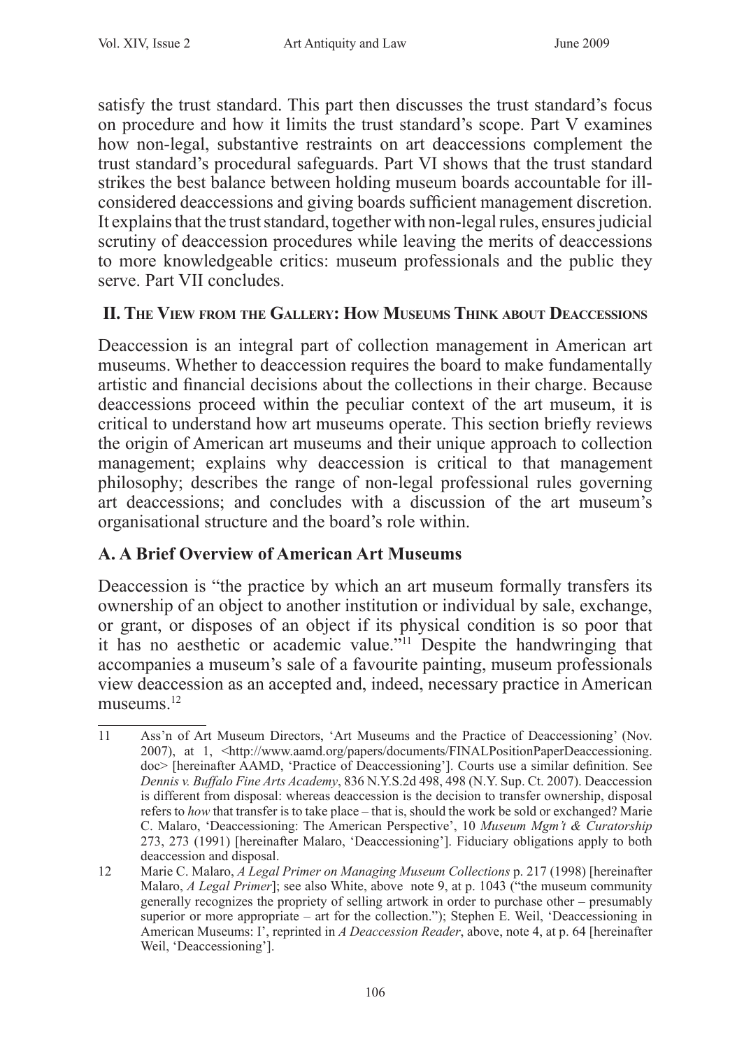satisfy the trust standard. This part then discusses the trust standard's focus on procedure and how it limits the trust standard's scope. Part V examines how non-legal, substantive restraints on art deaccessions complement the trust standard's procedural safeguards. Part VI shows that the trust standard strikes the best balance between holding museum boards accountable for ill-considered deaccessions and giving boards sufficient management discretion. It explains that the trust standard, together with non-legal rules, ensures judicial scrutiny of deaccession procedures while leaving the merits of deaccessions to more knowledgeable critics: museum professionals and the public they serve. Part VII concludes.

## II. The View from the Gallery: How Museums Think about Deaccessions

Deaccession is an integral part of collection management in American art museums. Whether to deaccession requires the board to make fundamentally artistic and financial decisions about the collections in their charge. Because deaccessions proceed within the peculiar context of the art museum, it is critical to understand how art museums operate. This section briefly reviews the origin of American art museums and their unique approach to collection management; explains why deaccession is critical to that management philosophy; describes the range of non-legal professional rules governing art deaccessions; and concludes with a discussion of the art museum's organisational structure and the board's role within.

### A. A Brief Overview of American Art Museums

Deaccession is "the practice by which an art museum formally transfers its ownership of an object to another institution or individual by sale, exchange, or grant, or disposes of an object if its physical condition is so poor that it has no aesthetic or academic value."[11] Despite the handwringing that accompanies a museum's sale of a favourite painting, museum professionals view deaccession as an accepted and, indeed, necessary practice in American museums.[12]

---

11 Ass'n of Art Museum Directors, 'Art Museums and the Practice of Deaccessioning' (Nov. 2007), at 1, <http://www.aamd.org/papers/documents/FINALPositionPaperDeaccessioning.doc> [hereinafter AAMD, 'Practice of Deaccessioning']. Courts use a similar definition. See *Dennis v. Buffalo Fine Arts Academy*, 836 N.Y.S.2d 498, 498 (N.Y. Sup. Ct. 2007). Deaccession is different from disposal: whereas deaccession is the decision to transfer ownership, disposal refers to *how* that transfer is to take place – that is, should the work be sold or exchanged? Marie C. Malaro, 'Deaccessioning: The American Perspective', 10 *Museum Mgm't & Curatorship* 273, 273 (1991) [hereinafter Malaro, 'Deaccessioning']. Fiduciary obligations apply to both deaccession and disposal.

12 Marie C. Malaro, *A Legal Primer on Managing Museum Collections* p. 217 (1998) [hereinafter Malaro, *A Legal Primer*]; see also White, above note 9, at p. 1043 ("the museum community generally recognizes the propriety of selling artwork in order to purchase other – presumably superior or more appropriate – art for the collection."); Stephen E. Weil, 'Deaccessioning in American Museums: I', reprinted in *A Deaccession Reader*, above, note 4, at p. 64 [hereinafter Weil, 'Deaccessioning'].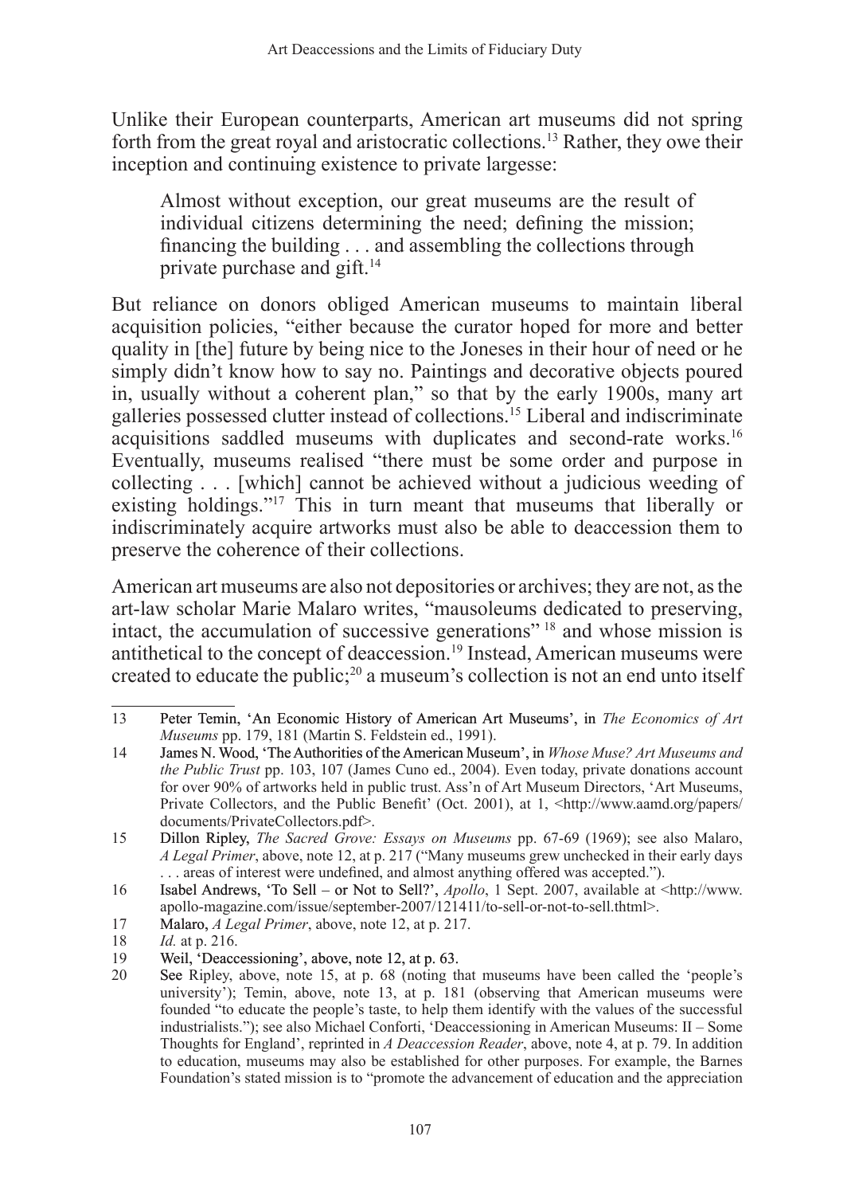Unlike their European counterparts, American art museums did not spring forth from the great royal and aristocratic collections.[13] Rather, they owe their inception and continuing existence to private largesse:

> Almost without exception, our great museums are the result of individual citizens determining the need; defining the mission; financing the building . . . and assembling the collections through private purchase and gift.[14]

But reliance on donors obliged American museums to maintain liberal acquisition policies, "either because the curator hoped for more and better quality in [the] future by being nice to the Joneses in their hour of need or he simply didn't know how to say no. Paintings and decorative objects poured in, usually without a coherent plan," so that by the early 1900s, many art galleries possessed clutter instead of collections.[15] Liberal and indiscriminate acquisitions saddled museums with duplicates and second-rate works.[16] Eventually, museums realised "there must be some order and purpose in collecting . . . [which] cannot be achieved without a judicious weeding of existing holdings."[17] This in turn meant that museums that liberally or indiscriminately acquire artworks must also be able to deaccession them to preserve the coherence of their collections.

American art museums are also not depositories or archives; they are not, as the art-law scholar Marie Malaro writes, "mausoleums dedicated to preserving, intact, the accumulation of successive generations"[18] and whose mission is antithetical to the concept of deaccession.[19] Instead, American museums were created to educate the public;[20] a museum's collection is not an end unto itself

---

13 Peter Temin, 'An Economic History of American Art Museums', in *The Economics of Art Museums* pp. 179, 181 (Martin S. Feldstein ed., 1991).

14 James N. Wood, 'The Authorities of the American Museum', in *Whose Muse? Art Museums and the Public Trust* pp. 103, 107 (James Cuno ed., 2004). Even today, private donations account for over 90% of artworks held in public trust. Ass'n of Art Museum Directors, 'Art Museums, Private Collectors, and the Public Benefit' (Oct. 2001), at 1, <http://www.aamd.org/papers/documents/PrivateCollectors.pdf>.

15 Dillon Ripley, *The Sacred Grove: Essays on Museums* pp. 67-69 (1969); see also Malaro, *A Legal Primer*, above, note 12, at p. 217 ("Many museums grew unchecked in their early days . . . areas of interest were undefined, and almost anything offered was accepted.").

16 Isabel Andrews, 'To Sell – or Not to Sell?', *Apollo*, 1 Sept. 2007, available at <http://www.apollo-magazine.com/issue/september-2007/121411/to-sell-or-not-to-sell.thtml>.

17 Malaro, *A Legal Primer*, above, note 12, at p. 217.

18 *Id.* at p. 216.

19 Weil, 'Deaccessioning', above, note 12, at p. 63.

20 See Ripley, above, note 15, at p. 68 (noting that museums have been called the 'people's university'); Temin, above, note 13, at p. 181 (observing that American museums were founded "to educate the people's taste, to help them identify with the values of the successful industrialists."); see also Michael Conforti, 'Deaccessioning in American Museums: II – Some Thoughts for England', reprinted in *A Deaccession Reader*, above, note 4, at p. 79. In addition to education, museums may also be established for other purposes. For example, the Barnes Foundation's stated mission is to "promote the advancement of education and the appreciation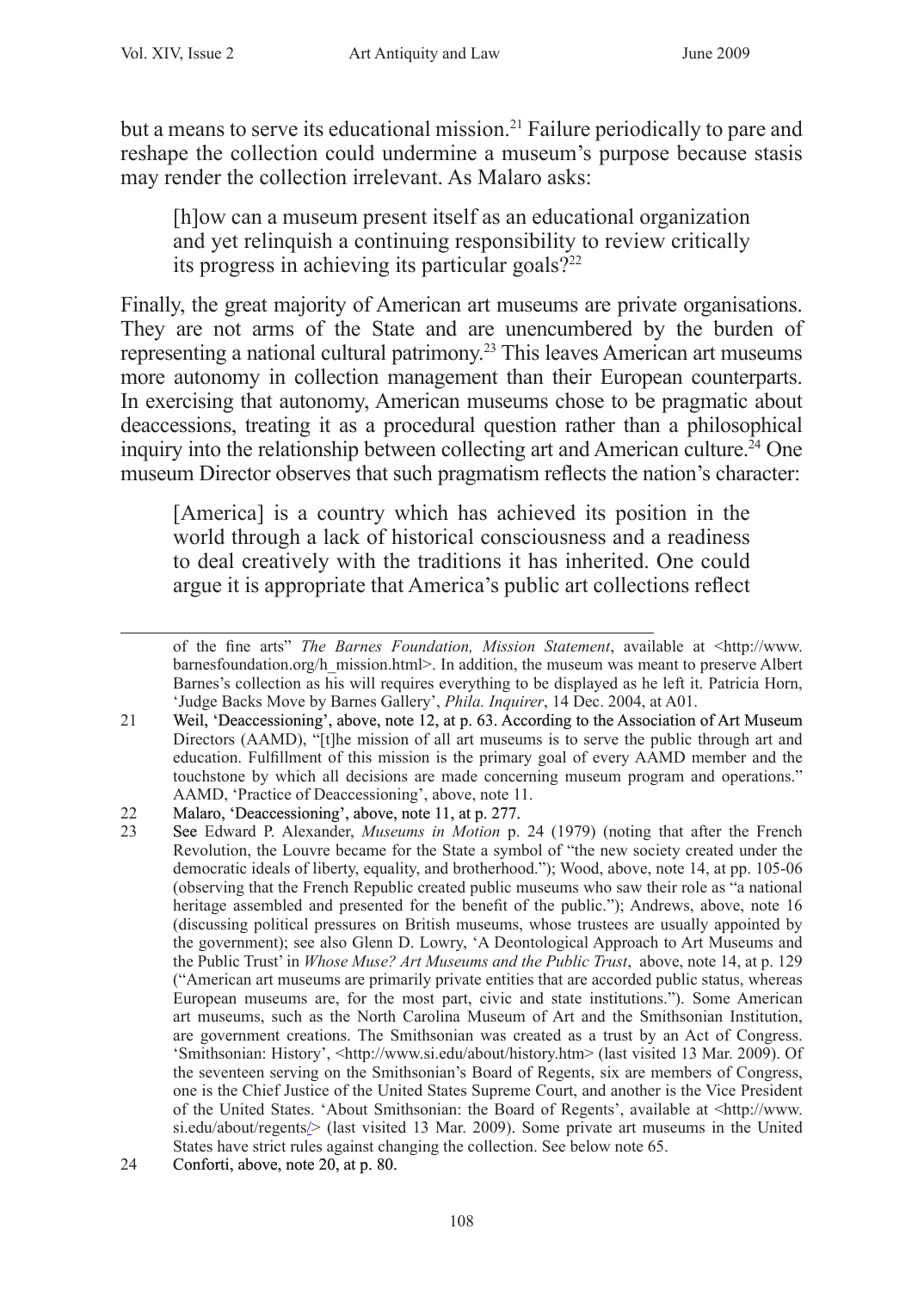but a means to serve its educational mission.[21] Failure periodically to pare and reshape the collection could undermine a museum's purpose because stasis may render the collection irrelevant. As Malaro asks:

> [h]ow can a museum present itself as an educational organization and yet relinquish a continuing responsibility to review critically its progress in achieving its particular goals?[22]

Finally, the great majority of American art museums are private organisations. They are not arms of the State and are unencumbered by the burden of representing a national cultural patrimony.[23] This leaves American art museums more autonomy in collection management than their European counterparts. In exercising that autonomy, American museums chose to be pragmatic about deaccessions, treating it as a procedural question rather than a philosophical inquiry into the relationship between collecting art and American culture.[24] One museum Director observes that such pragmatism reflects the nation's character:

> [America] is a country which has achieved its position in the world through a lack of historical consciousness and a readiness to deal creatively with the traditions it has inherited. One could argue it is appropriate that America's public art collections reflect

---

of the fine arts" *The Barnes Foundation, Mission Statement*, available at <http://www.barnesfoundation.org/h_mission.html>. In addition, the museum was meant to preserve Albert Barnes's collection as his will requires everything to be displayed as he left it. Patricia Horn, 'Judge Backs Move by Barnes Gallery', *Phila. Inquirer*, 14 Dec. 2004, at A01.

21 Weil, 'Deaccessioning', above, note 12, at p. 63. According to the Association of Art Museum Directors (AAMD), "[t]he mission of all art museums is to serve the public through art and education. Fulfillment of this mission is the primary goal of every AAMD member and the touchstone by which all decisions are made concerning museum program and operations." AAMD, 'Practice of Deaccessioning', above, note 11.

22 Malaro, 'Deaccessioning', above, note 11, at p. 277.

23 See Edward P. Alexander, *Museums in Motion* p. 24 (1979) (noting that after the French Revolution, the Louvre became for the State a symbol of "the new society created under the democratic ideals of liberty, equality, and brotherhood."); Wood, above, note 14, at pp. 105-06 (observing that the French Republic created public museums who saw their role as "a national heritage assembled and presented for the benefit of the public."); Andrews, above, note 16 (discussing political pressures on British museums, whose trustees are usually appointed by the government); see also Glenn D. Lowry, 'A Deontological Approach to Art Museums and the Public Trust' in *Whose Muse? Art Museums and the Public Trust*, above, note 14, at p. 129 ("American art museums are primarily private entities that are accorded public status, whereas European museums are, for the most part, civic and state institutions."). Some American art museums, such as the North Carolina Museum of Art and the Smithsonian Institution, are government creations. The Smithsonian was created as a trust by an Act of Congress. 'Smithsonian: History', <http://www.si.edu/about/history.htm> (last visited 13 Mar. 2009). Of the seventeen serving on the Smithsonian's Board of Regents, six are members of Congress, one is the Chief Justice of the United States Supreme Court, and another is the Vice President of the United States. 'About Smithsonian: the Board of Regents', available at <http://www.si.edu/about/regents/> (last visited 13 Mar. 2009). Some private art museums in the United States have strict rules against changing the collection. See below note 65.

24 Conforti, above, note 20, at p. 80.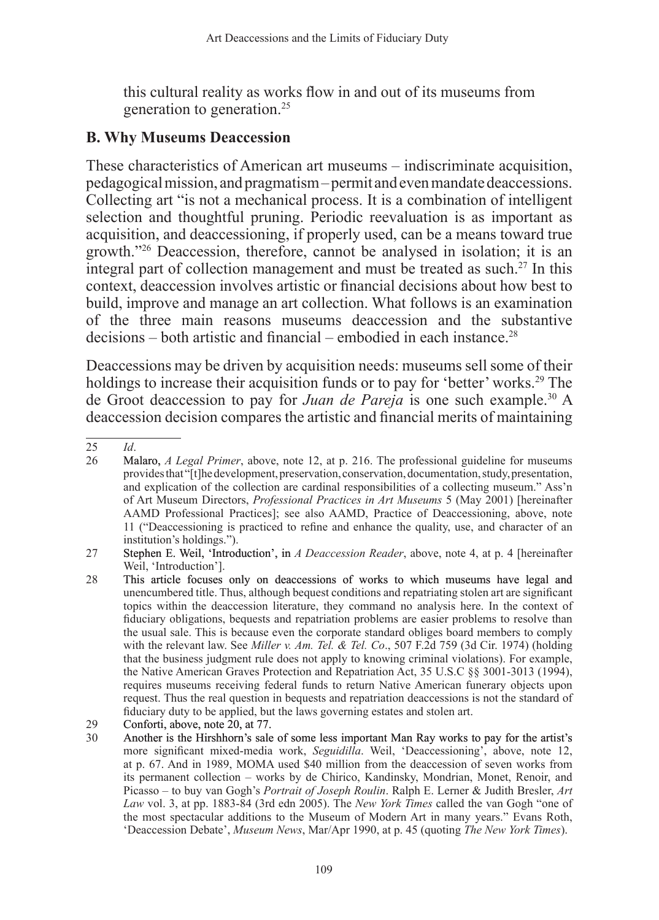this cultural reality as works flow in and out of its museums from generation to generation.[25]

## B. Why Museums Deaccession

These characteristics of American art museums – indiscriminate acquisition, pedagogical mission, and pragmatism – permit and even mandate deaccessions. Collecting art "is not a mechanical process. It is a combination of intelligent selection and thoughtful pruning. Periodic reevaluation is as important as acquisition, and deaccessioning, if properly used, can be a means toward true growth."[26] Deaccession, therefore, cannot be analysed in isolation; it is an integral part of collection management and must be treated as such.[27] In this context, deaccession involves artistic or financial decisions about how best to build, improve and manage an art collection. What follows is an examination of the three main reasons museums deaccession and the substantive decisions – both artistic and financial – embodied in each instance.[28]

Deaccessions may be driven by acquisition needs: museums sell some of their holdings to increase their acquisition funds or to pay for 'better' works.[29] The de Groot deaccession to pay for *Juan de Pareja* is one such example.[30] A deaccession decision compares the artistic and financial merits of maintaining

---

25 *Id*.

26 Malaro, *A Legal Primer*, above, note 12, at p. 216. The professional guideline for museums provides that "[t]he development, preservation, conservation, documentation, study, presentation, and explication of the collection are cardinal responsibilities of a collecting museum." Ass'n of Art Museum Directors, *Professional Practices in Art Museums* 5 (May 2001) [hereinafter AAMD Professional Practices]; see also AAMD, Practice of Deaccessioning, above, note 11 ("Deaccessioning is practiced to refine and enhance the quality, use, and character of an institution's holdings.").

27 Stephen E. Weil, 'Introduction', in *A Deaccession Reader*, above, note 4, at p. 4 [hereinafter Weil, 'Introduction'].

28 This article focuses only on deaccessions of works to which museums have legal and unencumbered title. Thus, although bequest conditions and repatriating stolen art are significant topics within the deaccession literature, they command no analysis here. In the context of fiduciary obligations, bequests and repatriation problems are easier problems to resolve than the usual sale. This is because even the corporate standard obliges board members to comply with the relevant law. See *Miller v. Am. Tel. & Tel. Co*., 507 F.2d 759 (3d Cir. 1974) (holding that the business judgment rule does not apply to knowing criminal violations). For example, the Native American Graves Protection and Repatriation Act, 35 U.S.C §§ 3001-3013 (1994), requires museums receiving federal funds to return Native American funerary objects upon request. Thus the real question in bequests and repatriation deaccessions is not the standard of fiduciary duty to be applied, but the laws governing estates and stolen art.

29 Conforti, above, note 20, at 77.

30 Another is the Hirshhorn's sale of some less important Man Ray works to pay for the artist's more significant mixed-media work, *Seguidilla*. Weil, 'Deaccessioning', above, note 12, at p. 67. And in 1989, MOMA used \$40 million from the deaccession of seven works from its permanent collection – works by de Chirico, Kandinsky, Mondrian, Monet, Renoir, and Picasso – to buy van Gogh's *Portrait of Joseph Roulin*. Ralph E. Lerner & Judith Bresler, *Art Law* vol. 3, at pp. 1883-84 (3rd edn 2005). The *New York Times* called the van Gogh "one of the most spectacular additions to the Museum of Modern Art in many years." Evans Roth, 'Deaccession Debate', *Museum News*, Mar/Apr 1990, at p. 45 (quoting *The New York Times*).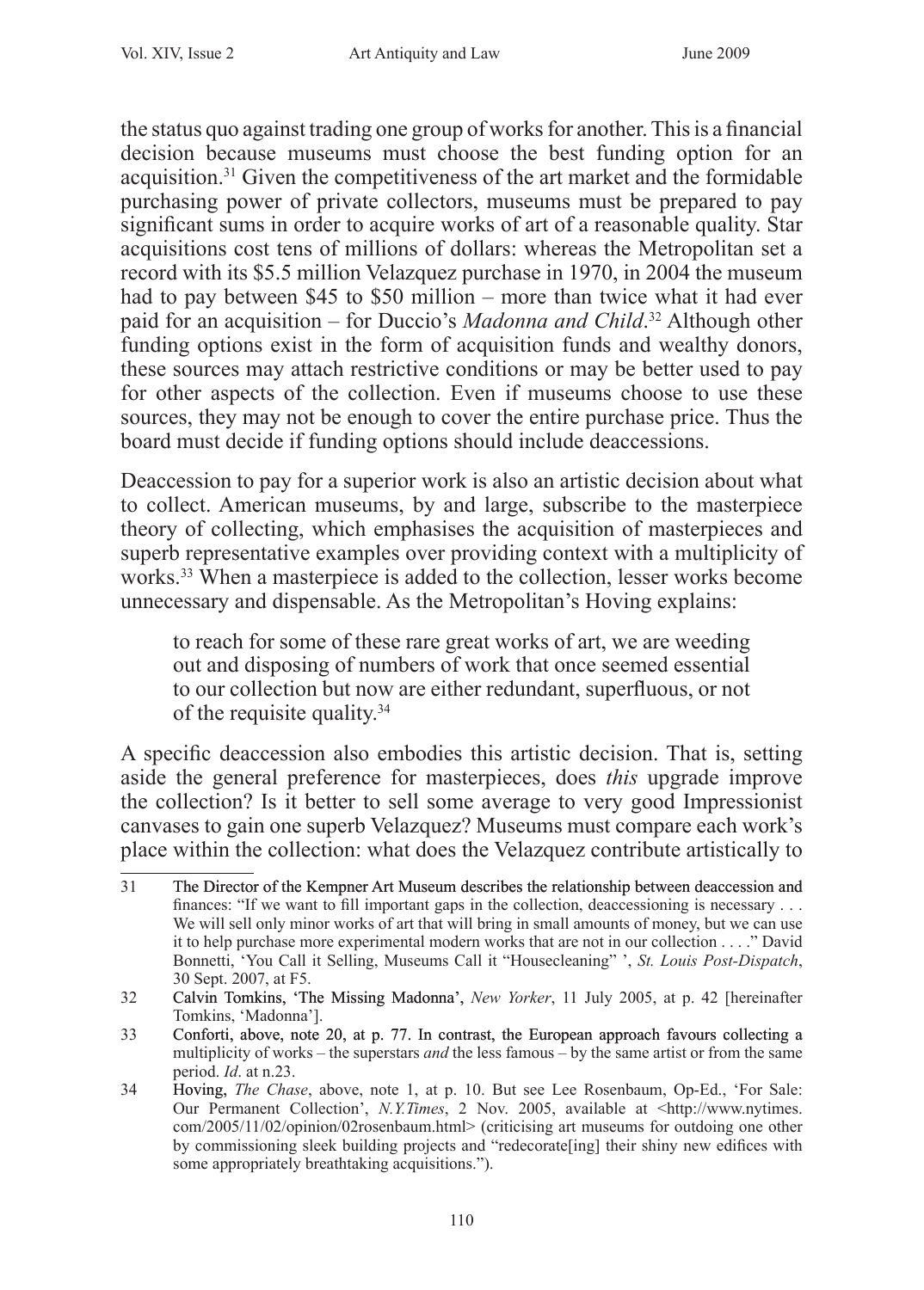the status quo against trading one group of works for another. This is a financial decision because museums must choose the best funding option for an acquisition.[31] Given the competitiveness of the art market and the formidable purchasing power of private collectors, museums must be prepared to pay significant sums in order to acquire works of art of a reasonable quality. Star acquisitions cost tens of millions of dollars: whereas the Metropolitan set a record with its $5.5 million Velazquez purchase in 1970, in 2004 the museum had to pay between $45 to $50 million – more than twice what it had ever paid for an acquisition – for Duccio's *Madonna and Child*.[32] Although other funding options exist in the form of acquisition funds and wealthy donors, these sources may attach restrictive conditions or may be better used to pay for other aspects of the collection. Even if museums choose to use these sources, they may not be enough to cover the entire purchase price. Thus the board must decide if funding options should include deaccessions.

Deaccession to pay for a superior work is also an artistic decision about what to collect. American museums, by and large, subscribe to the masterpiece theory of collecting, which emphasises the acquisition of masterpieces and superb representative examples over providing context with a multiplicity of works.[33] When a masterpiece is added to the collection, lesser works become unnecessary and dispensable. As the Metropolitan's Hoving explains:

> to reach for some of these rare great works of art, we are weeding out and disposing of numbers of work that once seemed essential to our collection but now are either redundant, superfluous, or not of the requisite quality.[34]

A specific deaccession also embodies this artistic decision. That is, setting aside the general preference for masterpieces, does *this* upgrade improve the collection? Is it better to sell some average to very good Impressionist canvases to gain one superb Velazquez? Museums must compare each work's place within the collection: what does the Velazquez contribute artistically to

---

31 The Director of the Kempner Art Museum describes the relationship between deaccession and finances: "If we want to fill important gaps in the collection, deaccessioning is necessary . . . We will sell only minor works of art that will bring in small amounts of money, but we can use it to help purchase more experimental modern works that are not in our collection . . . ." David Bonnetti, 'You Call it Selling, Museums Call it "Housecleaning" ', *St. Louis Post-Dispatch*, 30 Sept. 2007, at F5.

32 Calvin Tomkins, 'The Missing Madonna', *New Yorker*, 11 July 2005, at p. 42 [hereinafter Tomkins, 'Madonna'].

33 Conforti, above, note 20, at p. 77. In contrast, the European approach favours collecting a multiplicity of works – the superstars *and* the less famous – by the same artist or from the same period. *Id*. at n.23.

34 Hoving, *The Chase*, above, note 1, at p. 10. But see Lee Rosenbaum, Op-Ed., 'For Sale: Our Permanent Collection', *N.Y.Times*, 2 Nov. 2005, available at <http://www.nytimes.com/2005/11/02/opinion/02rosenbaum.html> (criticising art museums for outdoing one other by commissioning sleek building projects and "redecorate[ing] their shiny new edifices with some appropriately breathtaking acquisitions.").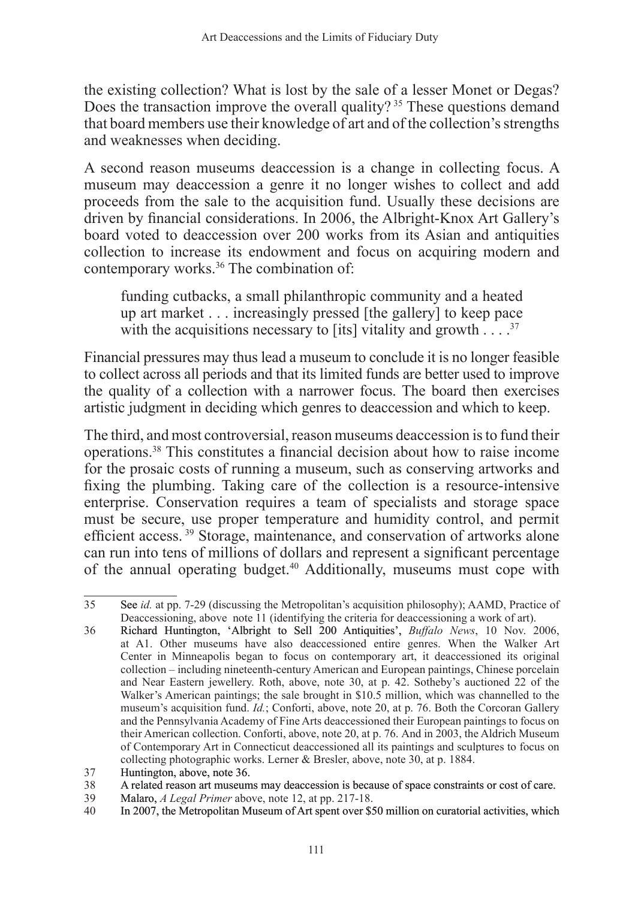the existing collection? What is lost by the sale of a lesser Monet or Degas? Does the transaction improve the overall quality?[35] These questions demand that board members use their knowledge of art and of the collection's strengths and weaknesses when deciding.

A second reason museums deaccession is a change in collecting focus. A museum may deaccession a genre it no longer wishes to collect and add proceeds from the sale to the acquisition fund. Usually these decisions are driven by financial considerations. In 2006, the Albright-Knox Art Gallery's board voted to deaccession over 200 works from its Asian and antiquities collection to increase its endowment and focus on acquiring modern and contemporary works.[36] The combination of:

> funding cutbacks, a small philanthropic community and a heated up art market . . . increasingly pressed [the gallery] to keep pace with the acquisitions necessary to [its] vitality and growth . . . .[37]

Financial pressures may thus lead a museum to conclude it is no longer feasible to collect across all periods and that its limited funds are better used to improve the quality of a collection with a narrower focus. The board then exercises artistic judgment in deciding which genres to deaccession and which to keep.

The third, and most controversial, reason museums deaccession is to fund their operations.[38] This constitutes a financial decision about how to raise income for the prosaic costs of running a museum, such as conserving artworks and fixing the plumbing. Taking care of the collection is a resource-intensive enterprise. Conservation requires a team of specialists and storage space must be secure, use proper temperature and humidity control, and permit efficient access.[39] Storage, maintenance, and conservation of artworks alone can run into tens of millions of dollars and represent a significant percentage of the annual operating budget.[40] Additionally, museums must cope with

---

35 See *id.* at pp. 7-29 (discussing the Metropolitan's acquisition philosophy); AAMD, Practice of Deaccessioning, above note 11 (identifying the criteria for deaccessioning a work of art).

36 Richard Huntington, 'Albright to Sell 200 Antiquities', *Buffalo News*, 10 Nov. 2006, at A1. Other museums have also deaccessioned entire genres. When the Walker Art Center in Minneapolis began to focus on contemporary art, it deaccessioned its original collection – including nineteenth-century American and European paintings, Chinese porcelain and Near Eastern jewellery. Roth, above, note 30, at p. 42. Sotheby's auctioned 22 of the Walker's American paintings; the sale brought in $10.5 million, which was channelled to the museum's acquisition fund. *Id.*; Conforti, above, note 20, at p. 76. Both the Corcoran Gallery and the Pennsylvania Academy of Fine Arts deaccessioned their European paintings to focus on their American collection. Conforti, above, note 20, at p. 76. And in 2003, the Aldrich Museum of Contemporary Art in Connecticut deaccessioned all its paintings and sculptures to focus on collecting photographic works. Lerner & Bresler, above, note 30, at p. 1884.

37 Huntington, above, note 36.

38 A related reason art museums may deaccession is because of space constraints or cost of care.

39 Malaro, *A Legal Primer* above, note 12, at pp. 217-18.

40 In 2007, the Metropolitan Museum of Art spent over $50 million on curatorial activities, which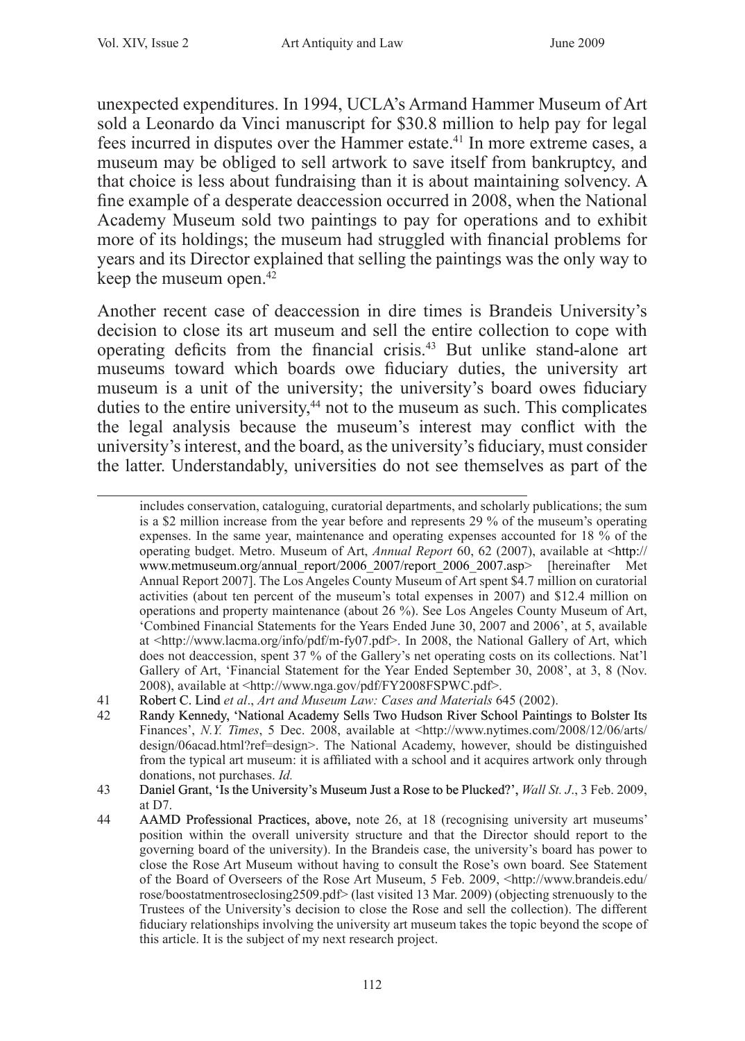unexpected expenditures. In 1994, UCLA's Armand Hammer Museum of Art sold a Leonardo da Vinci manuscript for $30.8 million to help pay for legal fees incurred in disputes over the Hammer estate.[41] In more extreme cases, a museum may be obliged to sell artwork to save itself from bankruptcy, and that choice is less about fundraising than it is about maintaining solvency. A fine example of a desperate deaccession occurred in 2008, when the National Academy Museum sold two paintings to pay for operations and to exhibit more of its holdings; the museum had struggled with financial problems for years and its Director explained that selling the paintings was the only way to keep the museum open.[42]

Another recent case of deaccession in dire times is Brandeis University's decision to close its art museum and sell the entire collection to cope with operating deficits from the financial crisis.[43] But unlike stand-alone art museums toward which boards owe fiduciary duties, the university art museum is a unit of the university; the university's board owes fiduciary duties to the entire university,[44] not to the museum as such. This complicates the legal analysis because the museum's interest may conflict with the university's interest, and the board, as the university's fiduciary, must consider the latter. Understandably, universities do not see themselves as part of the

---

includes conservation, cataloguing, curatorial departments, and scholarly publications; the sum is a $2 million increase from the year before and represents 29 % of the museum's operating expenses. In the same year, maintenance and operating expenses accounted for 18 % of the operating budget. Metro. Museum of Art, *Annual Report* 60, 62 (2007), available at <http://www.metmuseum.org/annual_report/2006_2007/report_2006_2007.asp> [hereinafter Met Annual Report 2007]. The Los Angeles County Museum of Art spent $4.7 million on curatorial activities (about ten percent of the museum's total expenses in 2007) and $12.4 million on operations and property maintenance (about 26 %). See Los Angeles County Museum of Art, 'Combined Financial Statements for the Years Ended June 30, 2007 and 2006', at 5, available at <http://www.lacma.org/info/pdf/m-fy07.pdf>. In 2008, the National Gallery of Art, which does not deaccession, spent 37 % of the Gallery's net operating costs on its collections. Nat'l Gallery of Art, 'Financial Statement for the Year Ended September 30, 2008', at 3, 8 (Nov. 2008), available at <http://www.nga.gov/pdf/FY2008FSPWC.pdf>.

41 Robert C. Lind *et al*., *Art and Museum Law: Cases and Materials* 645 (2002).

42 Randy Kennedy, 'National Academy Sells Two Hudson River School Paintings to Bolster Its Finances', *N.Y. Times*, 5 Dec. 2008, available at <http://www.nytimes.com/2008/12/06/arts/design/06acad.html?ref=design>. The National Academy, however, should be distinguished from the typical art museum: it is affiliated with a school and it acquires artwork only through donations, not purchases. *Id.*

43 Daniel Grant, 'Is the University's Museum Just a Rose to be Plucked?', *Wall St. J*., 3 Feb. 2009, at D7.

44 AAMD Professional Practices, above, note 26, at 18 (recognising university art museums' position within the overall university structure and that the Director should report to the governing board of the university). In the Brandeis case, the university's board has power to close the Rose Art Museum without having to consult the Rose's own board. See Statement of the Board of Overseers of the Rose Art Museum, 5 Feb. 2009, <http://www.brandeis.edu/rose/boostatmentroseclosing2509.pdf> (last visited 13 Mar. 2009) (objecting strenuously to the Trustees of the University's decision to close the Rose and sell the collection). The different fiduciary relationships involving the university art museum takes the topic beyond the scope of this article. It is the subject of my next research project.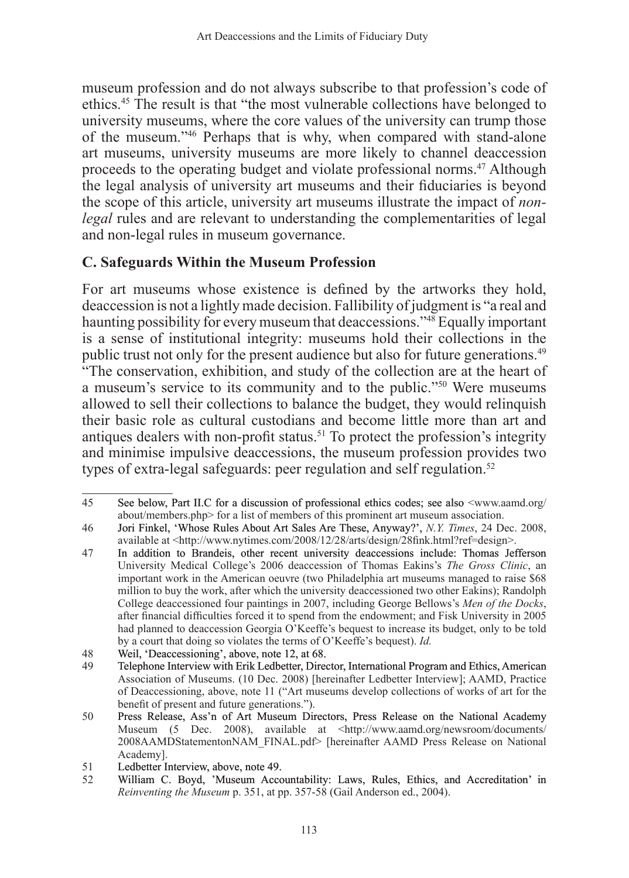museum profession and do not always subscribe to that profession's code of ethics.[45] The result is that "the most vulnerable collections have belonged to university museums, where the core values of the university can trump those of the museum."[46] Perhaps that is why, when compared with stand-alone art museums, university museums are more likely to channel deaccession proceeds to the operating budget and violate professional norms.[47] Although the legal analysis of university art museums and their fiduciaries is beyond the scope of this article, university art museums illustrate the impact of *non-legal* rules and are relevant to understanding the complementarities of legal and non-legal rules in museum governance.

### C. Safeguards Within the Museum Profession

For art museums whose existence is defined by the artworks they hold, deaccession is not a lightly made decision. Fallibility of judgment is "a real and haunting possibility for every museum that deaccessions."[48] Equally important is a sense of institutional integrity: museums hold their collections in the public trust not only for the present audience but also for future generations.[49] "The conservation, exhibition, and study of the collection are at the heart of a museum's service to its community and to the public."[50] Were museums allowed to sell their collections to balance the budget, they would relinquish their basic role as cultural custodians and become little more than art and antiques dealers with non-profit status.[51] To protect the profession's integrity and minimise impulsive deaccessions, the museum profession provides two types of extra-legal safeguards: peer regulation and self regulation.[52]

---

45 See below, Part II.C for a discussion of professional ethics codes; see also <www.aamd.org/about/members.php> for a list of members of this prominent art museum association.

46 Jori Finkel, 'Whose Rules About Art Sales Are These, Anyway?', *N.Y. Times*, 24 Dec. 2008, available at <http://www.nytimes.com/2008/12/28/arts/design/28fink.html?ref=design>.

47 In addition to Brandeis, other recent university deaccessions include: Thomas Jefferson University Medical College's 2006 deaccession of Thomas Eakins's *The Gross Clinic*, an important work in the American oeuvre (two Philadelphia art museums managed to raise $68 million to buy the work, after which the university deaccessioned two other Eakins); Randolph College deaccessioned four paintings in 2007, including George Bellows's *Men of the Docks*, after financial difficulties forced it to spend from the endowment; and Fisk University in 2005 had planned to deaccession Georgia O'Keeffe's bequest to increase its budget, only to be told by a court that doing so violates the terms of O'Keeffe's bequest). *Id.*

48 Weil, 'Deaccessioning', above, note 12, at 68.

49 Telephone Interview with Erik Ledbetter, Director, International Program and Ethics, American Association of Museums. (10 Dec. 2008) [hereinafter Ledbetter Interview]; AAMD, Practice of Deaccessioning, above, note 11 ("Art museums develop collections of works of art for the benefit of present and future generations.").

50 Press Release, Ass'n of Art Museum Directors, Press Release on the National Academy Museum (5 Dec. 2008), available at <http://www.aamd.org/newsroom/documents/2008AAMDStatementonNAM_FINAL.pdf> [hereinafter AAMD Press Release on National Academy].

51 Ledbetter Interview, above, note 49.

52 William C. Boyd, 'Museum Accountability: Laws, Rules, Ethics, and Accreditation' in *Reinventing the Museum* p. 351, at pp. 357-58 (Gail Anderson ed., 2004).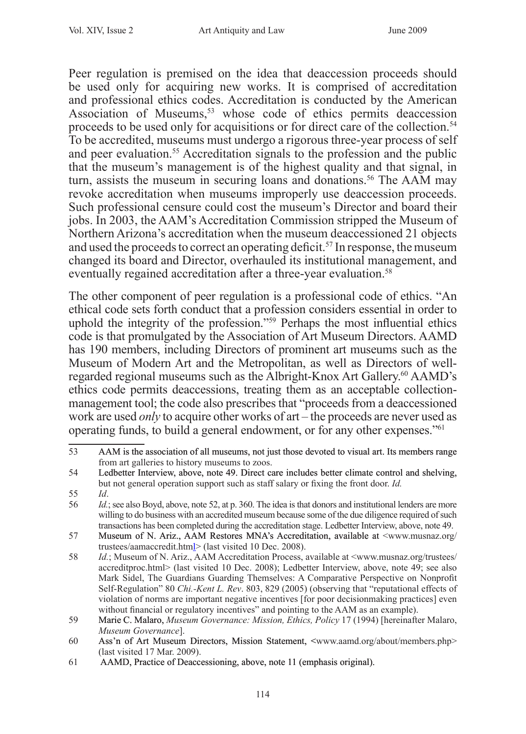Peer regulation is premised on the idea that deaccession proceeds should be used only for acquiring new works. It is comprised of accreditation and professional ethics codes. Accreditation is conducted by the American Association of Museums,[53] whose code of ethics permits deaccession proceeds to be used only for acquisitions or for direct care of the collection.[54] To be accredited, museums must undergo a rigorous three-year process of self and peer evaluation.[55] Accreditation signals to the profession and the public that the museum's management is of the highest quality and that signal, in turn, assists the museum in securing loans and donations.[56] The AAM may revoke accreditation when museums improperly use deaccession proceeds. Such professional censure could cost the museum's Director and board their jobs. In 2003, the AAM's Accreditation Commission stripped the Museum of Northern Arizona's accreditation when the museum deaccessioned 21 objects and used the proceeds to correct an operating deficit.[57] In response, the museum changed its board and Director, overhauled its institutional management, and eventually regained accreditation after a three-year evaluation.[58]

The other component of peer regulation is a professional code of ethics. "An ethical code sets forth conduct that a profession considers essential in order to uphold the integrity of the profession."[59] Perhaps the most influential ethics code is that promulgated by the Association of Art Museum Directors. AAMD has 190 members, including Directors of prominent art museums such as the Museum of Modern Art and the Metropolitan, as well as Directors of well-regarded regional museums such as the Albright-Knox Art Gallery.[60] AAMD's ethics code permits deaccessions, treating them as an acceptable collection-management tool; the code also prescribes that "proceeds from a deaccessioned work are used *only* to acquire other works of art – the proceeds are never used as operating funds, to build a general endowment, or for any other expenses."[61]

---

53 AAM is the association of all museums, not just those devoted to visual art. Its members range from art galleries to history museums to zoos.

54 Ledbetter Interview, above, note 49. Direct care includes better climate control and shelving, but not general operation support such as staff salary or fixing the front door. *Id.*

55 *Id*.

56 *Id.*; see also Boyd, above, note 52, at p. 360. The idea is that donors and institutional lenders are more willing to do business with an accredited museum because some of the due diligence required of such transactions has been completed during the accreditation stage. Ledbetter Interview, above, note 49.

57 Museum of N. Ariz., AAM Restores MNA's Accreditation, available at <www.musnaz.org/trustees/aamaccredit.html> (last visited 10 Dec. 2008).

58 *Id.*; Museum of N. Ariz., AAM Accreditation Process, available at <www.musnaz.org/trustees/accreditproc.html> (last visited 10 Dec. 2008); Ledbetter Interview, above, note 49; see also Mark Sidel, The Guardians Guarding Themselves: A Comparative Perspective on Nonprofit Self-Regulation" 80 *Chi.-Kent L. Rev*. 803, 829 (2005) (observing that "reputational effects of violation of norms are important negative incentives [for poor decisionmaking practices] even without financial or regulatory incentives" and pointing to the AAM as an example).

59 Marie C. Malaro, *Museum Governance: Mission, Ethics, Policy* 17 (1994) [hereinafter Malaro, *Museum Governance*].

60 Ass'n of Art Museum Directors, Mission Statement, <www.aamd.org/about/members.php> (last visited 17 Mar. 2009).

61 AAMD, Practice of Deaccessioning, above, note 11 (emphasis original).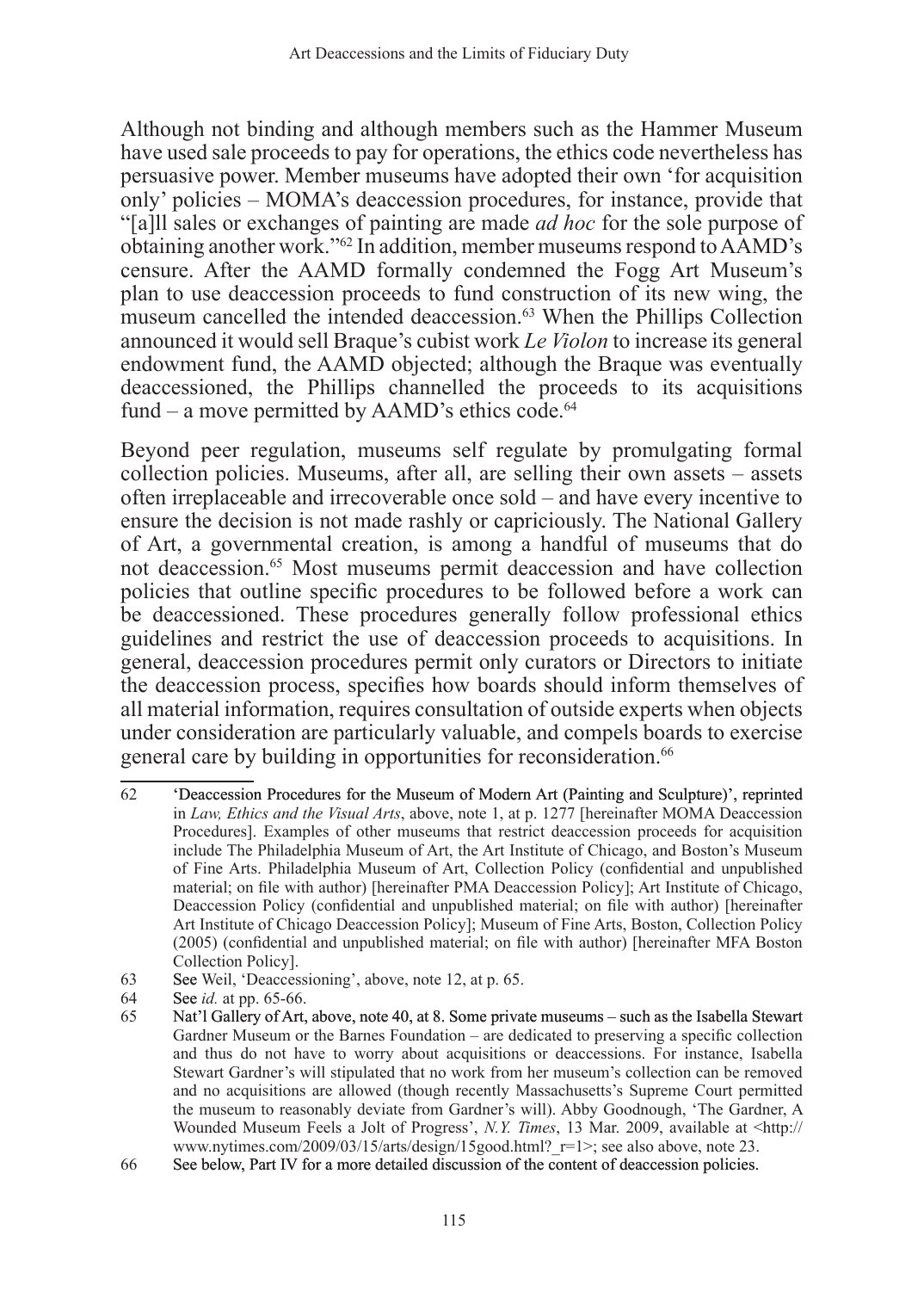Although not binding and although members such as the Hammer Museum have used sale proceeds to pay for operations, the ethics code nevertheless has persuasive power. Member museums have adopted their own 'for acquisition only' policies – MOMA's deaccession procedures, for instance, provide that "[a]ll sales or exchanges of painting are made *ad hoc* for the sole purpose of obtaining another work."[62] In addition, member museums respond to AAMD's censure. After the AAMD formally condemned the Fogg Art Museum's plan to use deaccession proceeds to fund construction of its new wing, the museum cancelled the intended deaccession.[63] When the Phillips Collection announced it would sell Braque's cubist work *Le Violon* to increase its general endowment fund, the AAMD objected; although the Braque was eventually deaccessioned, the Phillips channelled the proceeds to its acquisitions fund – a move permitted by AAMD's ethics code.[64]

Beyond peer regulation, museums self regulate by promulgating formal collection policies. Museums, after all, are selling their own assets – assets often irreplaceable and irrecoverable once sold – and have every incentive to ensure the decision is not made rashly or capriciously. The National Gallery of Art, a governmental creation, is among a handful of museums that do not deaccession.[65] Most museums permit deaccession and have collection policies that outline specific procedures to be followed before a work can be deaccessioned. These procedures generally follow professional ethics guidelines and restrict the use of deaccession proceeds to acquisitions. In general, deaccession procedures permit only curators or Directors to initiate the deaccession process, specifies how boards should inform themselves of all material information, requires consultation of outside experts when objects under consideration are particularly valuable, and compels boards to exercise general care by building in opportunities for reconsideration.[66]

---

62 'Deaccession Procedures for the Museum of Modern Art (Painting and Sculpture)', reprinted in *Law, Ethics and the Visual Arts*, above, note 1, at p. 1277 [hereinafter MOMA Deaccession Procedures]. Examples of other museums that restrict deaccession proceeds for acquisition include The Philadelphia Museum of Art, the Art Institute of Chicago, and Boston's Museum of Fine Arts. Philadelphia Museum of Art, Collection Policy (confidential and unpublished material; on file with author) [hereinafter PMA Deaccession Policy]; Art Institute of Chicago, Deaccession Policy (confidential and unpublished material; on file with author) [hereinafter Art Institute of Chicago Deaccession Policy]; Museum of Fine Arts, Boston, Collection Policy (2005) (confidential and unpublished material; on file with author) [hereinafter MFA Boston Collection Policy].

63 See Weil, 'Deaccessioning', above, note 12, at p. 65.

64 See *id.* at pp. 65-66.

65 Nat'l Gallery of Art, above, note 40, at 8. Some private museums – such as the Isabella Stewart Gardner Museum or the Barnes Foundation – are dedicated to preserving a specific collection and thus do not have to worry about acquisitions or deaccessions. For instance, Isabella Stewart Gardner's will stipulated that no work from her museum's collection can be removed and no acquisitions are allowed (though recently Massachusetts's Supreme Court permitted the museum to reasonably deviate from Gardner's will). Abby Goodnough, 'The Gardner, A Wounded Museum Feels a Jolt of Progress', *N.Y. Times*, 13 Mar. 2009, available at <http://www.nytimes.com/2009/03/15/arts/design/15good.html?_r=1>; see also above, note 23.

66 See below, Part IV for a more detailed discussion of the content of deaccession policies.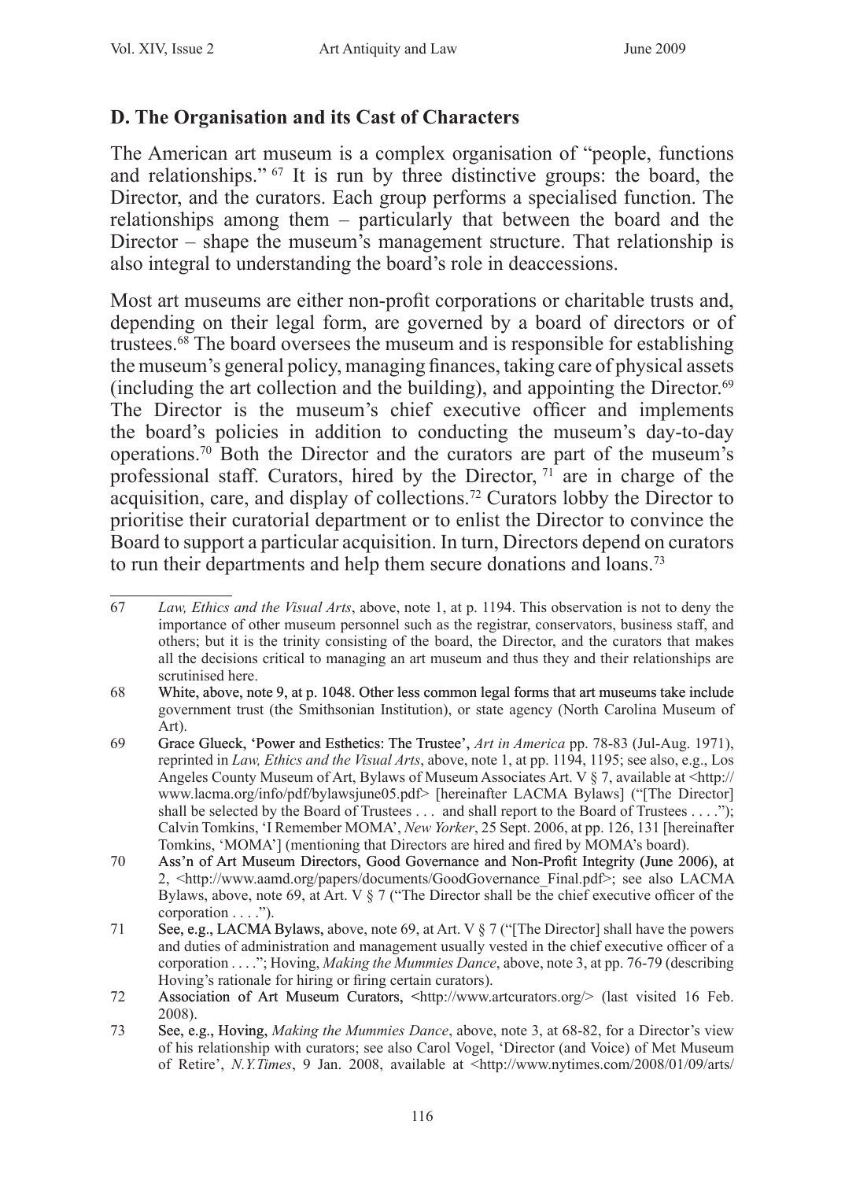## D. The Organisation and its Cast of Characters

The American art museum is a complex organisation of "people, functions and relationships." [67] It is run by three distinctive groups: the board, the Director, and the curators. Each group performs a specialised function. The relationships among them – particularly that between the board and the Director – shape the museum's management structure. That relationship is also integral to understanding the board's role in deaccessions.

Most art museums are either non-profit corporations or charitable trusts and, depending on their legal form, are governed by a board of directors or of trustees.[68] The board oversees the museum and is responsible for establishing the museum's general policy, managing finances, taking care of physical assets (including the art collection and the building), and appointing the Director.[69] The Director is the museum's chief executive officer and implements the board's policies in addition to conducting the museum's day-to-day operations.[70] Both the Director and the curators are part of the museum's professional staff. Curators, hired by the Director, [71] are in charge of the acquisition, care, and display of collections.[72] Curators lobby the Director to prioritise their curatorial department or to enlist the Director to convince the Board to support a particular acquisition. In turn, Directors depend on curators to run their departments and help them secure donations and loans.[73]

---

67 *Law, Ethics and the Visual Arts*, above, note 1, at p. 1194. This observation is not to deny the importance of other museum personnel such as the registrar, conservators, business staff, and others; but it is the trinity consisting of the board, the Director, and the curators that makes all the decisions critical to managing an art museum and thus they and their relationships are scrutinised here.

68 White, above, note 9, at p. 1048. Other less common legal forms that art museums take include government trust (the Smithsonian Institution), or state agency (North Carolina Museum of Art).

69 Grace Glueck, 'Power and Esthetics: The Trustee', *Art in America* pp. 78-83 (Jul-Aug. 1971), reprinted in *Law, Ethics and the Visual Arts*, above, note 1, at pp. 1194, 1195; see also, e.g., Los Angeles County Museum of Art, Bylaws of Museum Associates Art. V § 7, available at <http://www.lacma.org/info/pdf/bylawsjune05.pdf> [hereinafter LACMA Bylaws] ("[The Director] shall be selected by the Board of Trustees . . . and shall report to the Board of Trustees . . . ."); Calvin Tomkins, 'I Remember MOMA', *New Yorker*, 25 Sept. 2006, at pp. 126, 131 [hereinafter Tomkins, 'MOMA'] (mentioning that Directors are hired and fired by MOMA's board).

70 Ass'n of Art Museum Directors, Good Governance and Non-Profit Integrity (June 2006), at 2, <http://www.aamd.org/papers/documents/GoodGovernance_Final.pdf>; see also LACMA Bylaws, above, note 69, at Art. V § 7 ("The Director shall be the chief executive officer of the corporation . . . .").

71 See, e.g., LACMA Bylaws, above, note 69, at Art. V § 7 ("[The Director] shall have the powers and duties of administration and management usually vested in the chief executive officer of a corporation . . . ."; Hoving, *Making the Mummies Dance*, above, note 3, at pp. 76-79 (describing Hoving's rationale for hiring or firing certain curators).

72 Association of Art Museum Curators, <http://www.artcurators.org/> (last visited 16 Feb. 2008).

73 See, e.g., Hoving, *Making the Mummies Dance*, above, note 3, at 68-82, for a Director's view of his relationship with curators; see also Carol Vogel, 'Director (and Voice) of Met Museum of Retire', *N.Y.Times*, 9 Jan. 2008, available at <http://www.nytimes.com/2008/01/09/arts/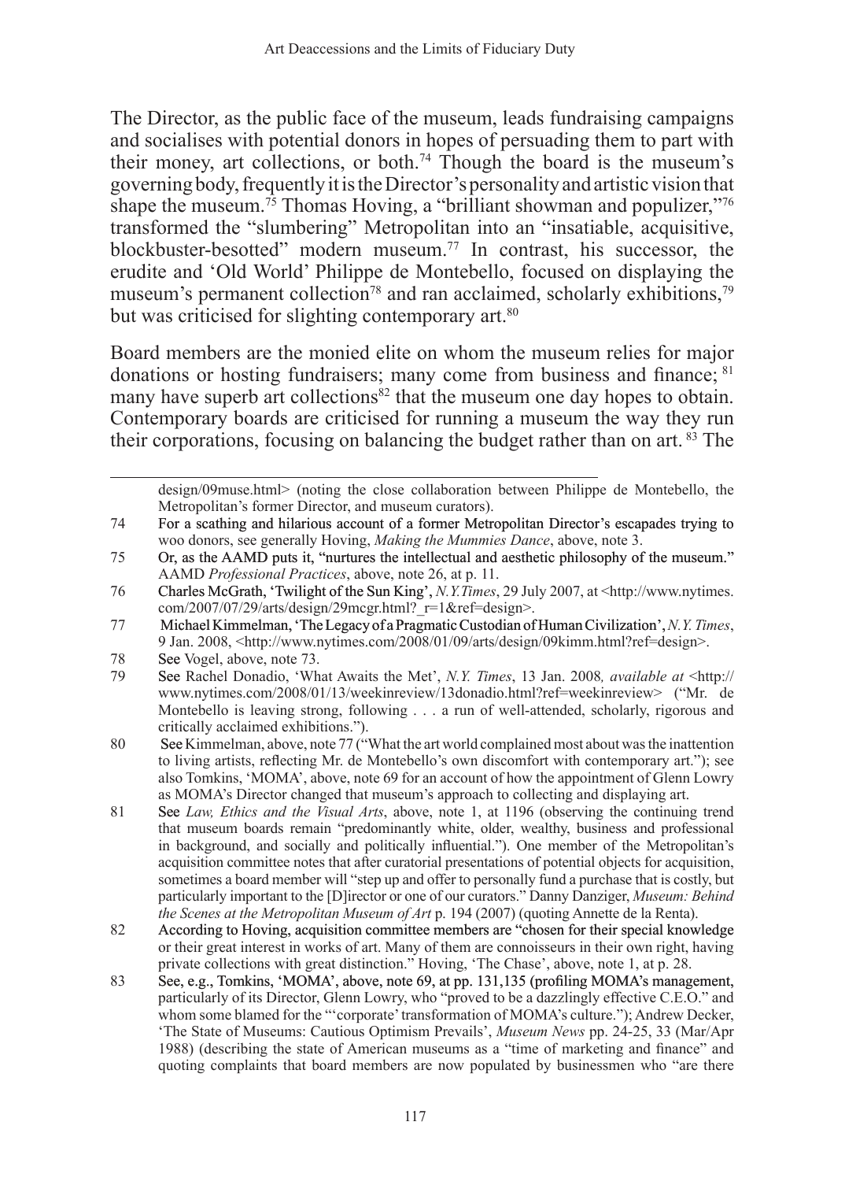The Director, as the public face of the museum, leads fundraising campaigns and socialises with potential donors in hopes of persuading them to part with their money, art collections, or both.[74] Though the board is the museum's governing body, frequently it is the Director's personality and artistic vision that shape the museum.[75] Thomas Hoving, a "brilliant showman and populizer,"[76] transformed the "slumbering" Metropolitan into an "insatiable, acquisitive, blockbuster-besotted" modern museum.[77] In contrast, his successor, the erudite and 'Old World' Philippe de Montebello, focused on displaying the museum's permanent collection[78] and ran acclaimed, scholarly exhibitions,[79] but was criticised for slighting contemporary art.[80]

Board members are the monied elite on whom the museum relies for major donations or hosting fundraisers; many come from business and finance; [81] many have superb art collections[82] that the museum one day hopes to obtain. Contemporary boards are criticised for running a museum the way they run their corporations, focusing on balancing the budget rather than on art. [83] The

---

design/09muse.html> (noting the close collaboration between Philippe de Montebello, the Metropolitan's former Director, and museum curators).

74 For a scathing and hilarious account of a former Metropolitan Director's escapades trying to woo donors, see generally Hoving, *Making the Mummies Dance*, above, note 3.

75 Or, as the AAMD puts it, "nurtures the intellectual and aesthetic philosophy of the museum." AAMD *Professional Practices*, above, note 26, at p. 11.

76 Charles McGrath, 'Twilight of the Sun King', *N.Y.Times*, 29 July 2007, at <http://www.nytimes.com/2007/07/29/arts/design/29mcgr.html?_r=1&ref=design>.

77 Michael Kimmelman, 'The Legacy of a Pragmatic Custodian of Human Civilization', *N.Y. Times*, 9 Jan. 2008, <http://www.nytimes.com/2008/01/09/arts/design/09kimm.html?ref=design>.

78 See Vogel, above, note 73.

79 See Rachel Donadio, 'What Awaits the Met', *N.Y. Times*, 13 Jan. 2008*, available at* <http://www.nytimes.com/2008/01/13/weekinreview/13donadio.html?ref=weekinreview> ("Mr. de Montebello is leaving strong, following . . . a run of well-attended, scholarly, rigorous and critically acclaimed exhibitions.").

80 See Kimmelman, above, note 77 ("What the art world complained most about was the inattention to living artists, reflecting Mr. de Montebello's own discomfort with contemporary art."); see also Tomkins, 'MOMA', above, note 69 for an account of how the appointment of Glenn Lowry as MOMA's Director changed that museum's approach to collecting and displaying art.

81 See *Law, Ethics and the Visual Arts*, above, note 1, at 1196 (observing the continuing trend that museum boards remain "predominantly white, older, wealthy, business and professional in background, and socially and politically influential."). One member of the Metropolitan's acquisition committee notes that after curatorial presentations of potential objects for acquisition, sometimes a board member will "step up and offer to personally fund a purchase that is costly, but particularly important to the [D]irector or one of our curators." Danny Danziger, *Museum: Behind the Scenes at the Metropolitan Museum of Art* p. 194 (2007) (quoting Annette de la Renta).

82 According to Hoving, acquisition committee members are "chosen for their special knowledge or their great interest in works of art. Many of them are connoisseurs in their own right, having private collections with great distinction." Hoving, 'The Chase', above, note 1, at p. 28.

83 See, e.g., Tomkins, 'MOMA', above, note 69, at pp. 131,135 (profiling MOMA's management, particularly of its Director, Glenn Lowry, who "proved to be a dazzlingly effective C.E.O." and whom some blamed for the "'corporate' transformation of MOMA's culture."); Andrew Decker, 'The State of Museums: Cautious Optimism Prevails', *Museum News* pp. 24-25, 33 (Mar/Apr 1988) (describing the state of American museums as a "time of marketing and finance" and quoting complaints that board members are now populated by businessmen who "are there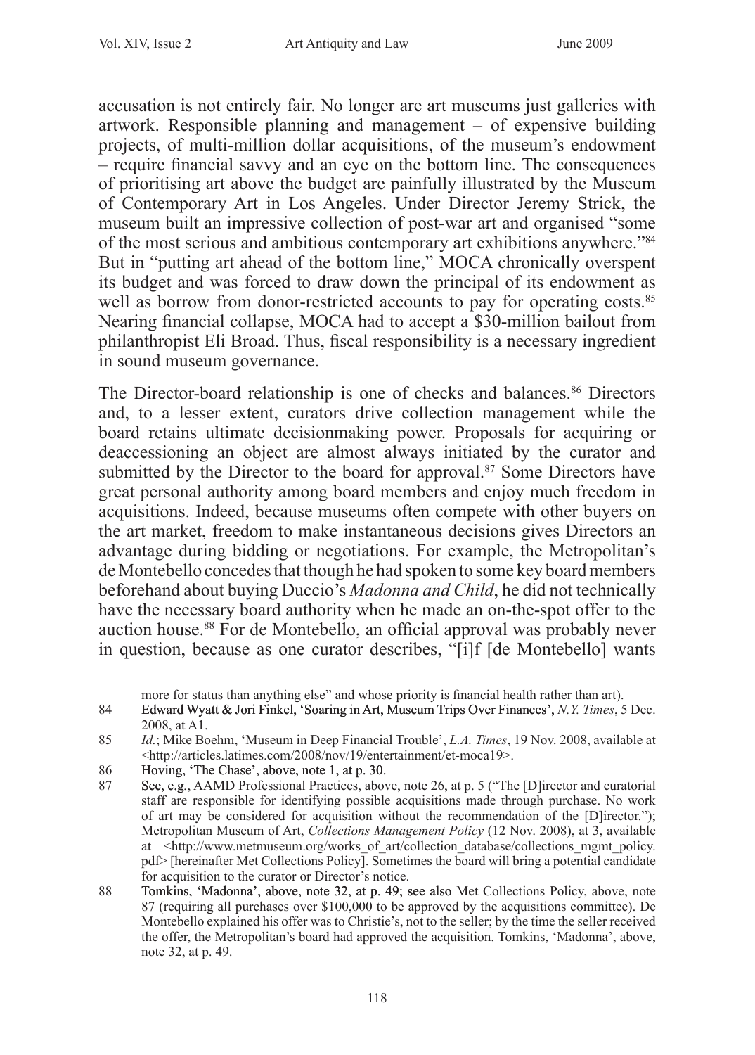accusation is not entirely fair. No longer are art museums just galleries with artwork. Responsible planning and management – of expensive building projects, of multi-million dollar acquisitions, of the museum's endowment – require financial savvy and an eye on the bottom line. The consequences of prioritising art above the budget are painfully illustrated by the Museum of Contemporary Art in Los Angeles. Under Director Jeremy Strick, the museum built an impressive collection of post-war art and organised "some of the most serious and ambitious contemporary art exhibitions anywhere."[84] But in "putting art ahead of the bottom line," MOCA chronically overspent its budget and was forced to draw down the principal of its endowment as well as borrow from donor-restricted accounts to pay for operating costs.[85] Nearing financial collapse, MOCA had to accept a $30-million bailout from philanthropist Eli Broad. Thus, fiscal responsibility is a necessary ingredient in sound museum governance.

The Director-board relationship is one of checks and balances.[86] Directors and, to a lesser extent, curators drive collection management while the board retains ultimate decisionmaking power. Proposals for acquiring or deaccessioning an object are almost always initiated by the curator and submitted by the Director to the board for approval.[87] Some Directors have great personal authority among board members and enjoy much freedom in acquisitions. Indeed, because museums often compete with other buyers on the art market, freedom to make instantaneous decisions gives Directors an advantage during bidding or negotiations. For example, the Metropolitan's de Montebello concedes that though he had spoken to some key board members beforehand about buying Duccio's *Madonna and Child*, he did not technically have the necessary board authority when he made an on-the-spot offer to the auction house.[88] For de Montebello, an official approval was probably never in question, because as one curator describes, "[i]f [de Montebello] wants

---

more for status than anything else" and whose priority is financial health rather than art).

84 Edward Wyatt & Jori Finkel, 'Soaring in Art, Museum Trips Over Finances', *N.Y. Times*, 5 Dec. 2008, at A1.

85 *Id.*; Mike Boehm, 'Museum in Deep Financial Trouble', *L.A. Times*, 19 Nov. 2008, available at <http://articles.latimes.com/2008/nov/19/entertainment/et-moca19>.

86 Hoving, 'The Chase', above, note 1, at p. 30.

87 See, e.g., AAMD Professional Practices, above, note 26, at p. 5 ("The [D]irector and curatorial staff are responsible for identifying possible acquisitions made through purchase. No work of art may be considered for acquisition without the recommendation of the [D]irector."); Metropolitan Museum of Art, *Collections Management Policy* (12 Nov. 2008), at 3, available at <http://www.metmuseum.org/works_of_art/collection_database/collections_mgmt_policy.pdf> [hereinafter Met Collections Policy]. Sometimes the board will bring a potential candidate for acquisition to the curator or Director's notice.

88 Tomkins, 'Madonna', above, note 32, at p. 49; see also Met Collections Policy, above, note 87 (requiring all purchases over $100,000 to be approved by the acquisitions committee). De Montebello explained his offer was to Christie's, not to the seller; by the time the seller received the offer, the Metropolitan's board had approved the acquisition. Tomkins, 'Madonna', above, note 32, at p. 49.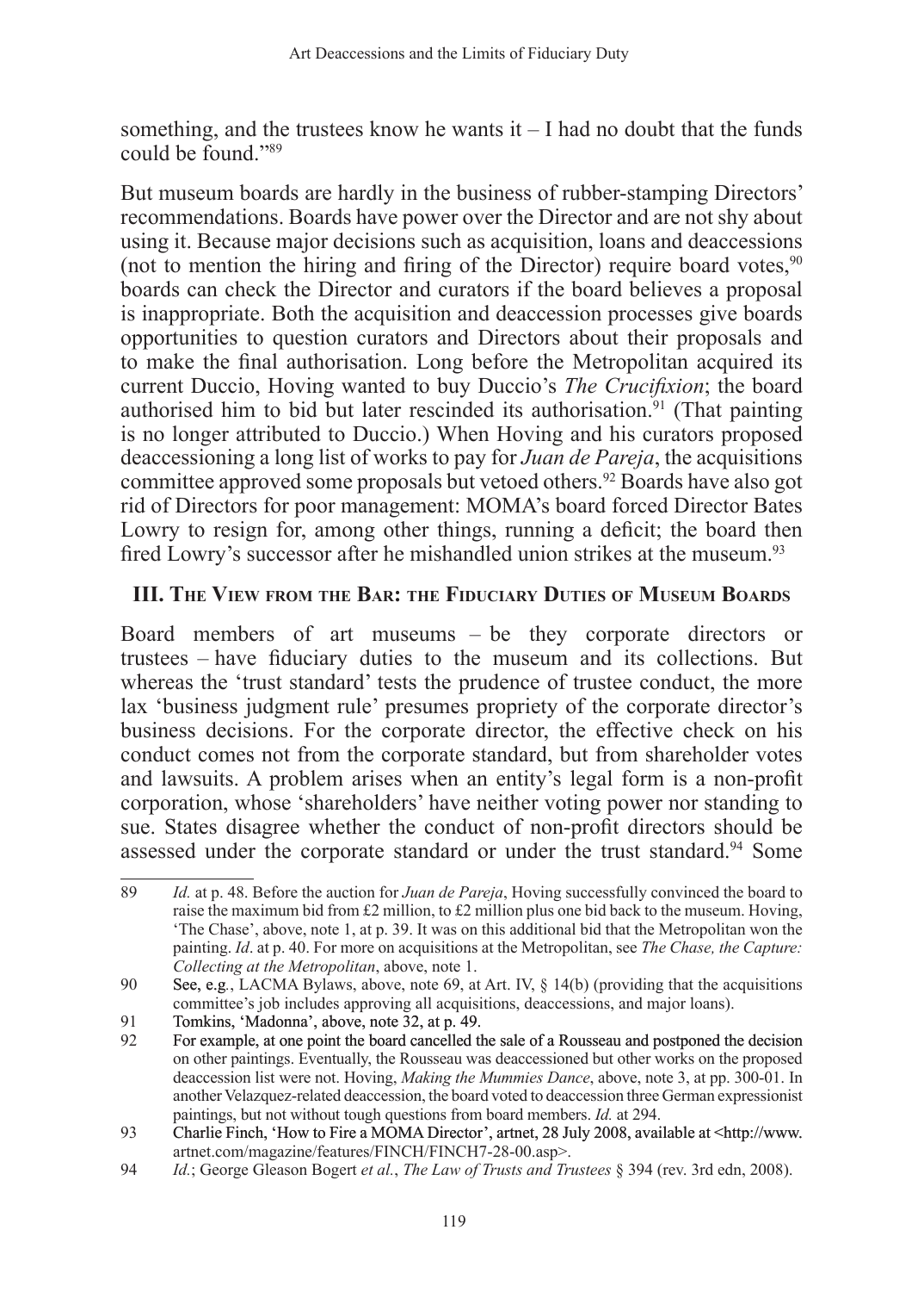something, and the trustees know he wants it – I had no doubt that the funds could be found."[89]

But museum boards are hardly in the business of rubber-stamping Directors' recommendations. Boards have power over the Director and are not shy about using it. Because major decisions such as acquisition, loans and deaccessions (not to mention the hiring and firing of the Director) require board votes,[90] boards can check the Director and curators if the board believes a proposal is inappropriate. Both the acquisition and deaccession processes give boards opportunities to question curators and Directors about their proposals and to make the final authorisation. Long before the Metropolitan acquired its current Duccio, Hoving wanted to buy Duccio's *The Crucifixion*; the board authorised him to bid but later rescinded its authorisation.[91] (That painting is no longer attributed to Duccio.) When Hoving and his curators proposed deaccessioning a long list of works to pay for *Juan de Pareja*, the acquisitions committee approved some proposals but vetoed others.[92] Boards have also got rid of Directors for poor management: MOMA's board forced Director Bates Lowry to resign for, among other things, running a deficit; the board then fired Lowry's successor after he mishandled union strikes at the museum.[93]

## III. The View from the Bar: the Fiduciary Duties of Museum Boards

Board members of art museums – be they corporate directors or trustees – have fiduciary duties to the museum and its collections. But whereas the 'trust standard' tests the prudence of trustee conduct, the more lax 'business judgment rule' presumes propriety of the corporate director's business decisions. For the corporate director, the effective check on his conduct comes not from the corporate standard, but from shareholder votes and lawsuits. A problem arises when an entity's legal form is a non-profit corporation, whose 'shareholders' have neither voting power nor standing to sue. States disagree whether the conduct of non-profit directors should be assessed under the corporate standard or under the trust standard.[94] Some

---

89 *Id.* at p. 48. Before the auction for *Juan de Pareja*, Hoving successfully convinced the board to raise the maximum bid from £2 million, to £2 million plus one bid back to the museum. Hoving, 'The Chase', above, note 1, at p. 39. It was on this additional bid that the Metropolitan won the painting. *Id*. at p. 40. For more on acquisitions at the Metropolitan, see *The Chase, the Capture: Collecting at the Metropolitan*, above, note 1.

90 See, e.g., LACMA Bylaws, above, note 69, at Art. IV, § 14(b) (providing that the acquisitions committee's job includes approving all acquisitions, deaccessions, and major loans).

91 Tomkins, 'Madonna', above, note 32, at p. 49.

92 For example, at one point the board cancelled the sale of a Rousseau and postponed the decision on other paintings. Eventually, the Rousseau was deaccessioned but other works on the proposed deaccession list were not. Hoving, *Making the Mummies Dance*, above, note 3, at pp. 300-01. In another Velazquez-related deaccession, the board voted to deaccession three German expressionist paintings, but not without tough questions from board members. *Id.* at 294.

93 Charlie Finch, 'How to Fire a MOMA Director', artnet, 28 July 2008, available at <http://www.artnet.com/magazine/features/FINCH/FINCH7-28-00.asp>.

94 *Id.*; George Gleason Bogert *et al.*, *The Law of Trusts and Trustees* § 394 (rev. 3rd edn, 2008).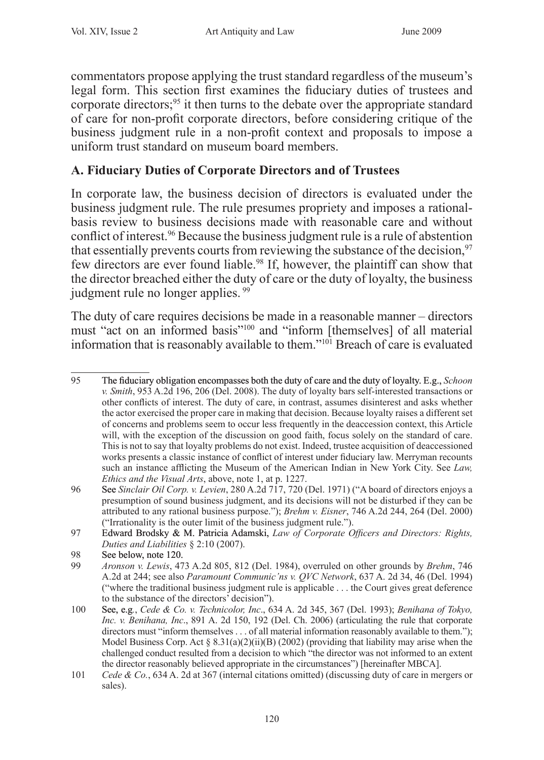commentators propose applying the trust standard regardless of the museum's legal form. This section first examines the fiduciary duties of trustees and corporate directors;[95] it then turns to the debate over the appropriate standard of care for non-profit corporate directors, before considering critique of the business judgment rule in a non-profit context and proposals to impose a uniform trust standard on museum board members.

### A. Fiduciary Duties of Corporate Directors and of Trustees

In corporate law, the business decision of directors is evaluated under the business judgment rule. The rule presumes propriety and imposes a rational-basis review to business decisions made with reasonable care and without conflict of interest.[96] Because the business judgment rule is a rule of abstention that essentially prevents courts from reviewing the substance of the decision,[97] few directors are ever found liable.[98] If, however, the plaintiff can show that the director breached either the duty of care or the duty of loyalty, the business judgment rule no longer applies. [99]

The duty of care requires decisions be made in a reasonable manner – directors must "act on an informed basis"[100] and "inform [themselves] of all material information that is reasonably available to them."[101] Breach of care is evaluated

---

95 The fiduciary obligation encompasses both the duty of care and the duty of loyalty. E.g., *Schoon v. Smith*, 953 A.2d 196, 206 (Del. 2008). The duty of loyalty bars self-interested transactions or other conflicts of interest. The duty of care, in contrast, assumes disinterest and asks whether the actor exercised the proper care in making that decision. Because loyalty raises a different set of concerns and problems seem to occur less frequently in the deaccession context, this Article will, with the exception of the discussion on good faith, focus solely on the standard of care. This is not to say that loyalty problems do not exist. Indeed, trustee acquisition of deaccessioned works presents a classic instance of conflict of interest under fiduciary law. Merryman recounts such an instance afflicting the Museum of the American Indian in New York City. See *Law, Ethics and the Visual Arts*, above, note 1, at p. 1227.

96 See *Sinclair Oil Corp. v. Levien*, 280 A.2d 717, 720 (Del. 1971) ("A board of directors enjoys a presumption of sound business judgment, and its decisions will not be disturbed if they can be attributed to any rational business purpose."); *Brehm v. Eisner*, 746 A.2d 244, 264 (Del. 2000) ("Irrationality is the outer limit of the business judgment rule.").

97 Edward Brodsky & M. Patricia Adamski, *Law of Corporate Officers and Directors: Rights, Duties and Liabilities* § 2:10 (2007).

98 See below, note 120.

99 *Aronson v. Lewis*, 473 A.2d 805, 812 (Del. 1984), overruled on other grounds by *Brehm*, 746 A.2d at 244; see also *Paramount Communic'ns v. QVC Network*, 637 A. 2d 34, 46 (Del. 1994) ("where the traditional business judgment rule is applicable . . . the Court gives great deference to the substance of the directors' decision").

100 See, e.g., *Cede & Co. v. Technicolor, Inc*., 634 A. 2d 345, 367 (Del. 1993); *Benihana of Tokyo, Inc. v. Benihana, Inc*., 891 A. 2d 150, 192 (Del. Ch. 2006) (articulating the rule that corporate directors must "inform themselves . . . of all material information reasonably available to them."); Model Business Corp. Act § 8.31(a)(2)(ii)(B) (2002) (providing that liability may arise when the challenged conduct resulted from a decision to which "the director was not informed to an extent the director reasonably believed appropriate in the circumstances") [hereinafter MBCA].

101 *Cede & Co.*, 634 A. 2d at 367 (internal citations omitted) (discussing duty of care in mergers or sales).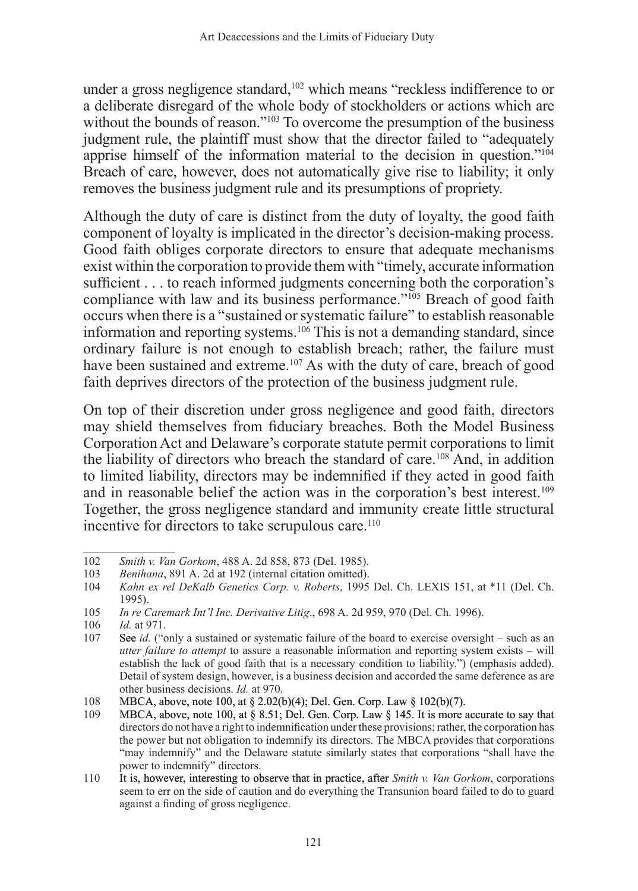under a gross negligence standard,[102] which means "reckless indifference to or a deliberate disregard of the whole body of stockholders or actions which are without the bounds of reason."[103] To overcome the presumption of the business judgment rule, the plaintiff must show that the director failed to "adequately apprise himself of the information material to the decision in question."[104] Breach of care, however, does not automatically give rise to liability; it only removes the business judgment rule and its presumptions of propriety.

Although the duty of care is distinct from the duty of loyalty, the good faith component of loyalty is implicated in the director's decision-making process. Good faith obliges corporate directors to ensure that adequate mechanisms exist within the corporation to provide them with "timely, accurate information sufficient . . . to reach informed judgments concerning both the corporation's compliance with law and its business performance."[105] Breach of good faith occurs when there is a "sustained or systematic failure" to establish reasonable information and reporting systems.[106] This is not a demanding standard, since ordinary failure is not enough to establish breach; rather, the failure must have been sustained and extreme.[107] As with the duty of care, breach of good faith deprives directors of the protection of the business judgment rule.

On top of their discretion under gross negligence and good faith, directors may shield themselves from fiduciary breaches. Both the Model Business Corporation Act and Delaware's corporate statute permit corporations to limit the liability of directors who breach the standard of care.[108] And, in addition to limited liability, directors may be indemnified if they acted in good faith and in reasonable belief the action was in the corporation's best interest.[109] Together, the gross negligence standard and immunity create little structural incentive for directors to take scrupulous care.[110]

---

102 *Smith v. Van Gorkom*, 488 A. 2d 858, 873 (Del. 1985).

103 *Benihana*, 891 A. 2d at 192 (internal citation omitted).

104 *Kahn ex rel DeKalb Genetics Corp. v. Roberts*, 1995 Del. Ch. LEXIS 151, at \*11 (Del. Ch. 1995).

105 *In re Caremark Int'l Inc. Derivative Litig*., 698 A. 2d 959, 970 (Del. Ch. 1996).

106 *Id.* at 971.

107 See *id.* ("only a sustained or systematic failure of the board to exercise oversight – such as an *utter failure to attempt* to assure a reasonable information and reporting system exists – will establish the lack of good faith that is a necessary condition to liability.") (emphasis added). Detail of system design, however, is a business decision and accorded the same deference as are other business decisions. *Id.* at 970.

108 MBCA, above, note 100, at § 2.02(b)(4); Del. Gen. Corp. Law § 102(b)(7).

109 MBCA, above, note 100, at § 8.51; Del. Gen. Corp. Law § 145. It is more accurate to say that directors do not have a right to indemnification under these provisions; rather, the corporation has the power but not obligation to indemnify its directors. The MBCA provides that corporations "may indemnify" and the Delaware statute similarly states that corporations "shall have the power to indemnify" directors.

110 It is, however, interesting to observe that in practice, after *Smith v. Van Gorkom*, corporations seem to err on the side of caution and do everything the Transunion board failed to do to guard against a finding of gross negligence.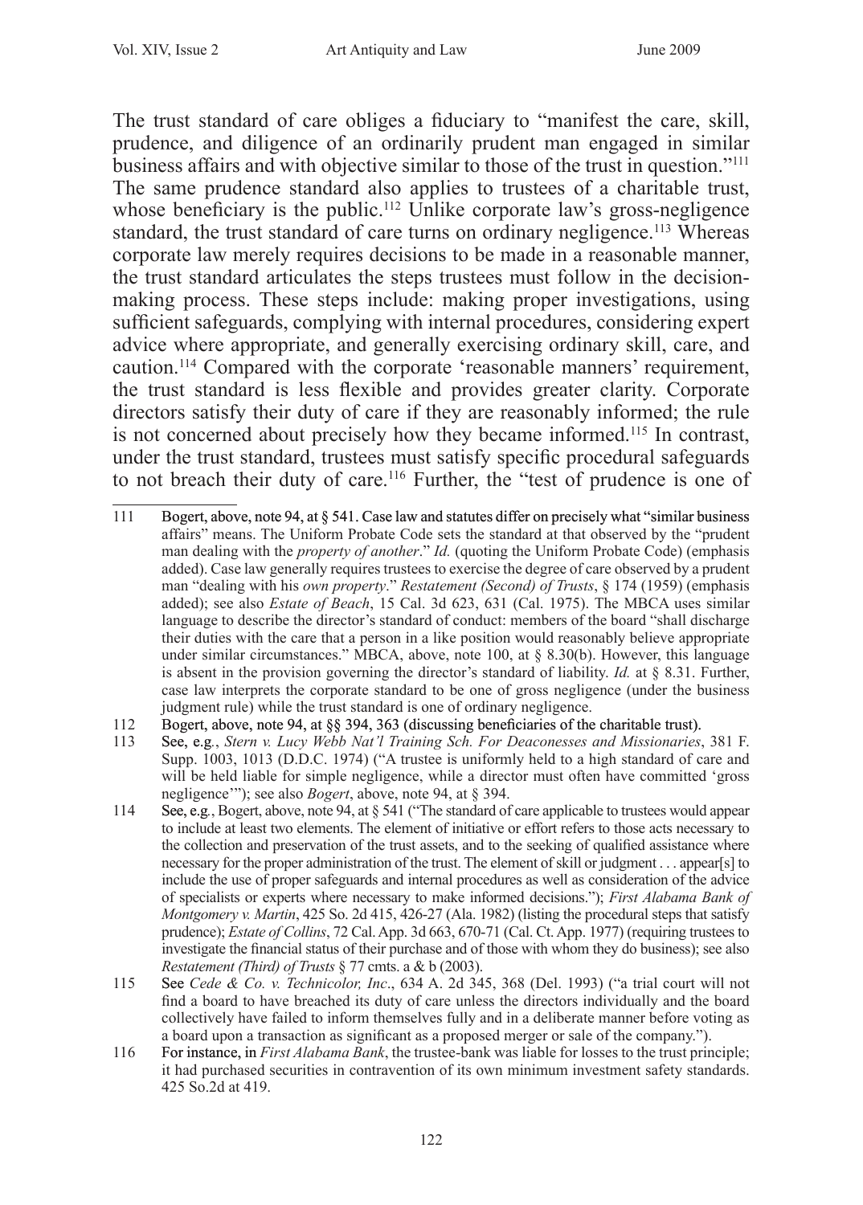The trust standard of care obliges a fiduciary to "manifest the care, skill, prudence, and diligence of an ordinarily prudent man engaged in similar business affairs and with objective similar to those of the trust in question."[111] The same prudence standard also applies to trustees of a charitable trust, whose beneficiary is the public.[112] Unlike corporate law's gross-negligence standard, the trust standard of care turns on ordinary negligence.[113] Whereas corporate law merely requires decisions to be made in a reasonable manner, the trust standard articulates the steps trustees must follow in the decision-making process. These steps include: making proper investigations, using sufficient safeguards, complying with internal procedures, considering expert advice where appropriate, and generally exercising ordinary skill, care, and caution.[114] Compared with the corporate 'reasonable manners' requirement, the trust standard is less flexible and provides greater clarity. Corporate directors satisfy their duty of care if they are reasonably informed; the rule is not concerned about precisely how they became informed.[115] In contrast, under the trust standard, trustees must satisfy specific procedural safeguards to not breach their duty of care.[116] Further, the "test of prudence is one of

---

111 Bogert, above, note 94, at § 541. Case law and statutes differ on precisely what "similar business affairs" means. The Uniform Probate Code sets the standard at that observed by the "prudent man dealing with the *property of another*." *Id.* (quoting the Uniform Probate Code) (emphasis added). Case law generally requires trustees to exercise the degree of care observed by a prudent man "dealing with his *own property*." *Restatement (Second) of Trusts*, § 174 (1959) (emphasis added); see also *Estate of Beach*, 15 Cal. 3d 623, 631 (Cal. 1975). The MBCA uses similar language to describe the director's standard of conduct: members of the board "shall discharge their duties with the care that a person in a like position would reasonably believe appropriate under similar circumstances." MBCA, above, note 100, at § 8.30(b). However, this language is absent in the provision governing the director's standard of liability. *Id.* at § 8.31. Further, case law interprets the corporate standard to be one of gross negligence (under the business judgment rule) while the trust standard is one of ordinary negligence.

112 Bogert, above, note 94, at §§ 394, 363 (discussing beneficiaries of the charitable trust).

113 See, e.g., *Stern v. Lucy Webb Nat'l Training Sch. For Deaconesses and Missionaries*, 381 F. Supp. 1003, 1013 (D.D.C. 1974) ("A trustee is uniformly held to a high standard of care and will be held liable for simple negligence, while a director must often have committed 'gross negligence'"); see also *Bogert*, above, note 94, at § 394.

114 See, e.g., Bogert, above, note 94, at § 541 ("The standard of care applicable to trustees would appear to include at least two elements. The element of initiative or effort refers to those acts necessary to the collection and preservation of the trust assets, and to the seeking of qualified assistance where necessary for the proper administration of the trust. The element of skill or judgment . . . appear[s] to include the use of proper safeguards and internal procedures as well as consideration of the advice of specialists or experts where necessary to make informed decisions."); *First Alabama Bank of Montgomery v. Martin*, 425 So. 2d 415, 426-27 (Ala. 1982) (listing the procedural steps that satisfy prudence); *Estate of Collins*, 72 Cal. App. 3d 663, 670-71 (Cal. Ct. App. 1977) (requiring trustees to investigate the financial status of their purchase and of those with whom they do business); see also *Restatement (Third) of Trusts* § 77 cmts. a & b (2003).

115 See *Cede & Co. v. Technicolor, Inc*., 634 A. 2d 345, 368 (Del. 1993) ("a trial court will not find a board to have breached its duty of care unless the directors individually and the board collectively have failed to inform themselves fully and in a deliberate manner before voting as a board upon a transaction as significant as a proposed merger or sale of the company.").

116 For instance, in *First Alabama Bank*, the trustee-bank was liable for losses to the trust principle; it had purchased securities in contravention of its own minimum investment safety standards. 425 So.2d at 419.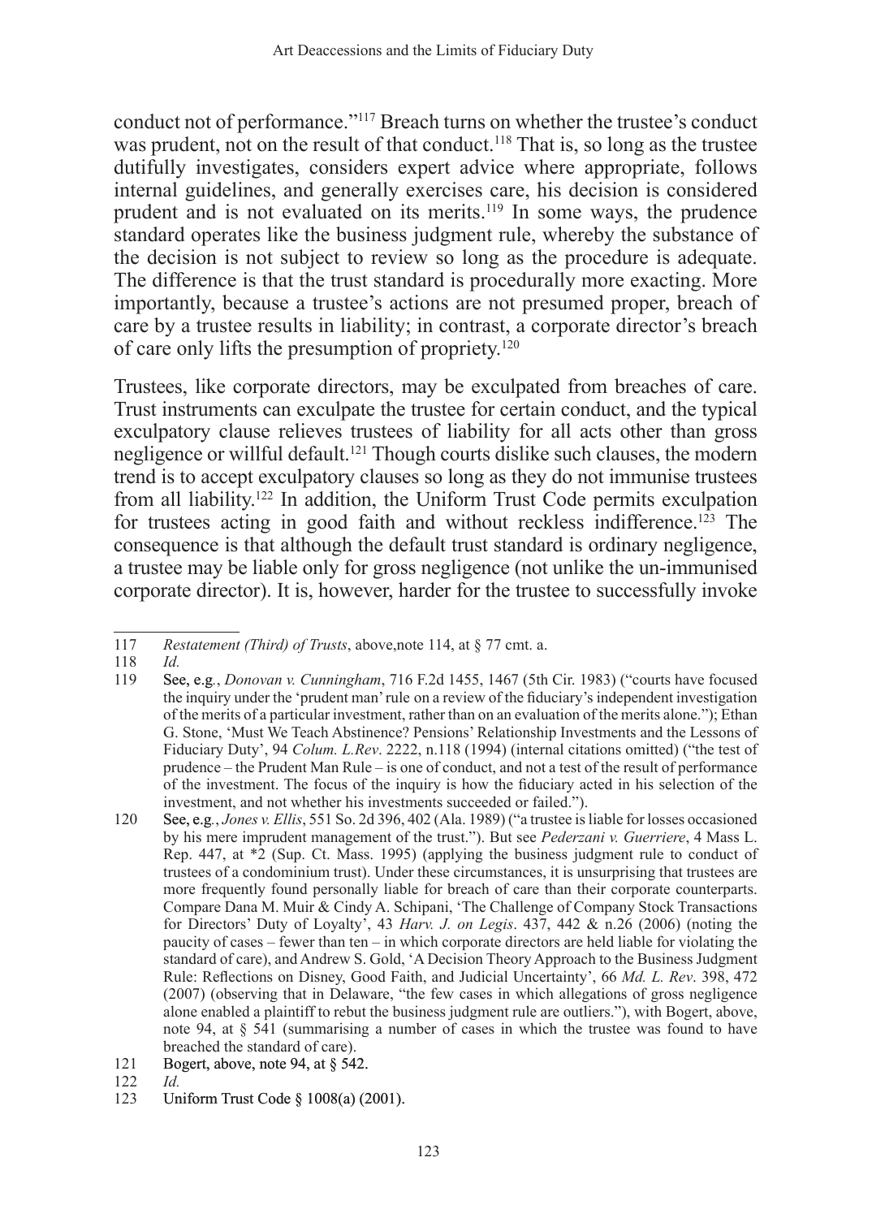conduct not of performance."[117] Breach turns on whether the trustee's conduct was prudent, not on the result of that conduct.[118] That is, so long as the trustee dutifully investigates, considers expert advice where appropriate, follows internal guidelines, and generally exercises care, his decision is considered prudent and is not evaluated on its merits.[119] In some ways, the prudence standard operates like the business judgment rule, whereby the substance of the decision is not subject to review so long as the procedure is adequate. The difference is that the trust standard is procedurally more exacting. More importantly, because a trustee's actions are not presumed proper, breach of care by a trustee results in liability; in contrast, a corporate director's breach of care only lifts the presumption of propriety.[120]

Trustees, like corporate directors, may be exculpated from breaches of care. Trust instruments can exculpate the trustee for certain conduct, and the typical exculpatory clause relieves trustees of liability for all acts other than gross negligence or willful default.[121] Though courts dislike such clauses, the modern trend is to accept exculpatory clauses so long as they do not immunise trustees from all liability.[122] In addition, the Uniform Trust Code permits exculpation for trustees acting in good faith and without reckless indifference.[123] The consequence is that although the default trust standard is ordinary negligence, a trustee may be liable only for gross negligence (not unlike the un-immunised corporate director). It is, however, harder for the trustee to successfully invoke

---

117 *Restatement (Third) of Trusts*, above,note 114, at § 77 cmt. a.

118 *Id.*

119 See, e.g., *Donovan v. Cunningham*, 716 F.2d 1455, 1467 (5th Cir. 1983) ("courts have focused the inquiry under the 'prudent man' rule on a review of the fiduciary's independent investigation of the merits of a particular investment, rather than on an evaluation of the merits alone."); Ethan G. Stone, 'Must We Teach Abstinence? Pensions' Relationship Investments and the Lessons of Fiduciary Duty', 94 *Colum. L.Rev*. 2222, n.118 (1994) (internal citations omitted) ("the test of prudence – the Prudent Man Rule – is one of conduct, and not a test of the result of performance of the investment. The focus of the inquiry is how the fiduciary acted in his selection of the investment, and not whether his investments succeeded or failed.").

120 See, e.g., *Jones v. Ellis*, 551 So. 2d 396, 402 (Ala. 1989) ("a trustee is liable for losses occasioned by his mere imprudent management of the trust."). But see *Pederzani v. Guerriere*, 4 Mass L. Rep. 447, at *2 (Sup. Ct. Mass. 1995) (applying the business judgment rule to conduct of trustees of a condominium trust). Under these circumstances, it is unsurprising that trustees are more frequently found personally liable for breach of care than their corporate counterparts. Compare Dana M. Muir & Cindy A. Schipani, 'The Challenge of Company Stock Transactions for Directors' Duty of Loyalty', 43 *Harv. J. on Legis*. 437, 442 & n.26 (2006) (noting the paucity of cases – fewer than ten – in which corporate directors are held liable for violating the standard of care), and Andrew S. Gold, 'A Decision Theory Approach to the Business Judgment Rule: Reflections on Disney, Good Faith, and Judicial Uncertainty', 66 *Md. L. Rev*. 398, 472 (2007) (observing that in Delaware, "the few cases in which allegations of gross negligence alone enabled a plaintiff to rebut the business judgment rule are outliers."), with Bogert, above, note 94, at § 541 (summarising a number of cases in which the trustee was found to have breached the standard of care).

121 Bogert, above, note 94, at § 542.

122 *Id.*

123 Uniform Trust Code § 1008(a) (2001).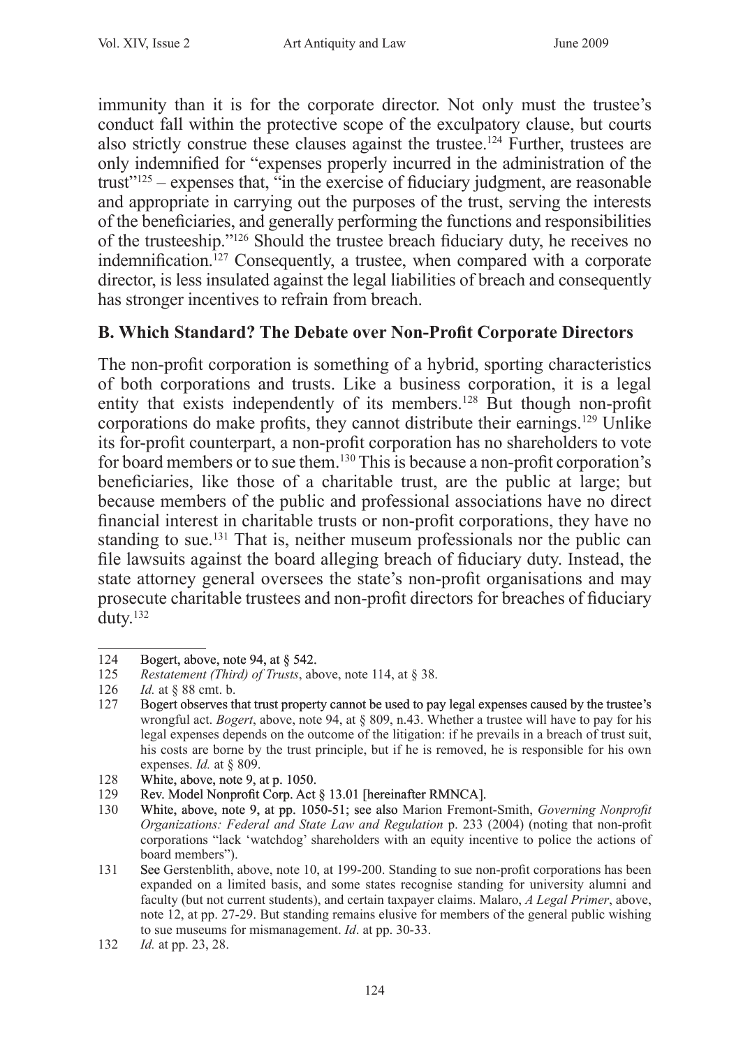immunity than it is for the corporate director. Not only must the trustee's conduct fall within the protective scope of the exculpatory clause, but courts also strictly construe these clauses against the trustee.[124] Further, trustees are only indemnified for "expenses properly incurred in the administration of the trust"[125] – expenses that, "in the exercise of fiduciary judgment, are reasonable and appropriate in carrying out the purposes of the trust, serving the interests of the beneficiaries, and generally performing the functions and responsibilities of the trusteeship."[126] Should the trustee breach fiduciary duty, he receives no indemnification.[127] Consequently, a trustee, when compared with a corporate director, is less insulated against the legal liabilities of breach and consequently has stronger incentives to refrain from breach.

### B. Which Standard? The Debate over Non-Profit Corporate Directors

The non-profit corporation is something of a hybrid, sporting characteristics of both corporations and trusts. Like a business corporation, it is a legal entity that exists independently of its members.[128] But though non-profit corporations do make profits, they cannot distribute their earnings.[129] Unlike its for-profit counterpart, a non-profit corporation has no shareholders to vote for board members or to sue them.[130] This is because a non-profit corporation's beneficiaries, like those of a charitable trust, are the public at large; but because members of the public and professional associations have no direct financial interest in charitable trusts or non-profit corporations, they have no standing to sue.[131] That is, neither museum professionals nor the public can file lawsuits against the board alleging breach of fiduciary duty. Instead, the state attorney general oversees the state's non-profit organisations and may prosecute charitable trustees and non-profit directors for breaches of fiduciary duty.[132]

---

124 Bogert, above, note 94, at § 542.

125 *Restatement (Third) of Trusts*, above, note 114, at § 38.

126 *Id.* at § 88 cmt. b.

127 Bogert observes that trust property cannot be used to pay legal expenses caused by the trustee's wrongful act. *Bogert*, above, note 94, at § 809, n.43. Whether a trustee will have to pay for his legal expenses depends on the outcome of the litigation: if he prevails in a breach of trust suit, his costs are borne by the trust principle, but if he is removed, he is responsible for his own expenses. *Id.* at § 809.

128 White, above, note 9, at p. 1050.

129 Rev. Model Nonprofit Corp. Act § 13.01 [hereinafter RMNCA].

130 White, above, note 9, at pp. 1050-51; see also Marion Fremont-Smith, *Governing Nonprofit Organizations: Federal and State Law and Regulation* p. 233 (2004) (noting that non-profit corporations "lack 'watchdog' shareholders with an equity incentive to police the actions of board members").

131 See Gerstenblith, above, note 10, at 199-200. Standing to sue non-profit corporations has been expanded on a limited basis, and some states recognise standing for university alumni and faculty (but not current students), and certain taxpayer claims. Malaro, *A Legal Primer*, above, note 12, at pp. 27-29. But standing remains elusive for members of the general public wishing to sue museums for mismanagement. *Id*. at pp. 30-33.

132 *Id.* at pp. 23, 28.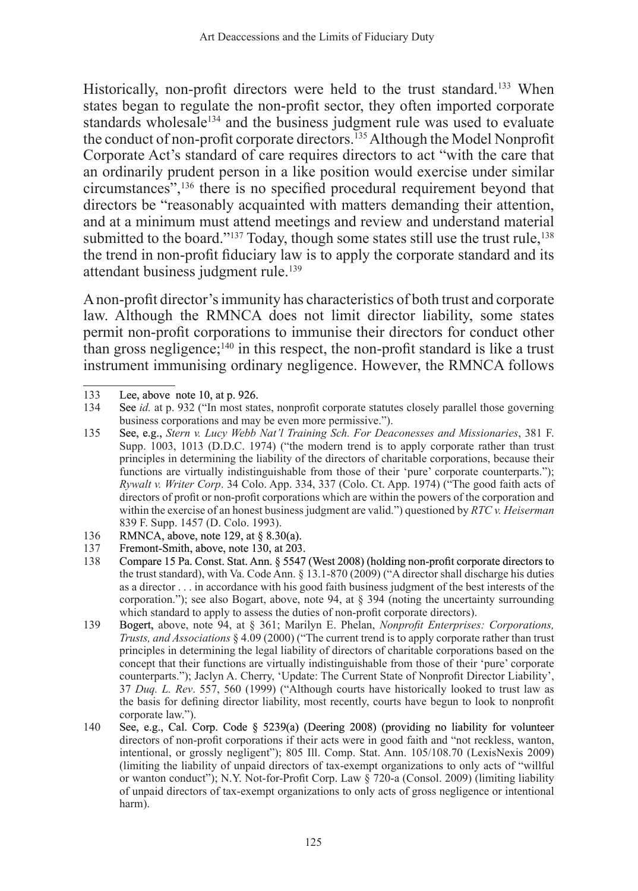Historically, non-profit directors were held to the trust standard.[133] When states began to regulate the non-profit sector, they often imported corporate standards wholesale[134] and the business judgment rule was used to evaluate the conduct of non-profit corporate directors.[135] Although the Model Nonprofit Corporate Act's standard of care requires directors to act "with the care that an ordinarily prudent person in a like position would exercise under similar circumstances",[136] there is no specified procedural requirement beyond that directors be "reasonably acquainted with matters demanding their attention, and at a minimum must attend meetings and review and understand material submitted to the board."[137] Today, though some states still use the trust rule,[138] the trend in non-profit fiduciary law is to apply the corporate standard and its attendant business judgment rule.[139]

A non-profit director's immunity has characteristics of both trust and corporate law. Although the RMNCA does not limit director liability, some states permit non-profit corporations to immunise their directors for conduct other than gross negligence;[140] in this respect, the non-profit standard is like a trust instrument immunising ordinary negligence. However, the RMNCA follows

---

133 Lee, above note 10, at p. 926.

134 See *id.* at p. 932 ("In most states, nonprofit corporate statutes closely parallel those governing business corporations and may be even more permissive.").

135 See, e.g., *Stern v. Lucy Webb Nat'l Training Sch. For Deaconesses and Missionaries*, 381 F. Supp. 1003, 1013 (D.D.C. 1974) ("the modern trend is to apply corporate rather than trust principles in determining the liability of the directors of charitable corporations, because their functions are virtually indistinguishable from those of their 'pure' corporate counterparts."); *Rywalt v. Writer Corp*. 34 Colo. App. 334, 337 (Colo. Ct. App. 1974) ("The good faith acts of directors of profit or non-profit corporations which are within the powers of the corporation and within the exercise of an honest business judgment are valid.") questioned by *RTC v. Heiserman* 839 F. Supp. 1457 (D. Colo. 1993).

136 RMNCA, above, note 129, at § 8.30(a).

137 Fremont-Smith, above, note 130, at 203.

138 Compare 15 Pa. Const. Stat. Ann. § 5547 (West 2008) (holding non-profit corporate directors to the trust standard), with Va. Code Ann. § 13.1-870 (2009) ("A director shall discharge his duties as a director . . . in accordance with his good faith business judgment of the best interests of the corporation."); see also Bogart, above, note 94, at § 394 (noting the uncertainty surrounding which standard to apply to assess the duties of non-profit corporate directors).

139 Bogert, above, note 94, at § 361; Marilyn E. Phelan, *Nonprofit Enterprises: Corporations, Trusts, and Associations* § 4.09 (2000) ("The current trend is to apply corporate rather than trust principles in determining the legal liability of directors of charitable corporations based on the concept that their functions are virtually indistinguishable from those of their 'pure' corporate counterparts."); Jaclyn A. Cherry, 'Update: The Current State of Nonprofit Director Liability', 37 *Duq. L. Rev*. 557, 560 (1999) ("Although courts have historically looked to trust law as the basis for defining director liability, most recently, courts have begun to look to nonprofit corporate law.").

140 See, e.g., Cal. Corp. Code § 5239(a) (Deering 2008) (providing no liability for volunteer directors of non-profit corporations if their acts were in good faith and "not reckless, wanton, intentional, or grossly negligent"); 805 Ill. Comp. Stat. Ann. 105/108.70 (LexisNexis 2009) (limiting the liability of unpaid directors of tax-exempt organizations to only acts of "willful or wanton conduct"); N.Y. Not-for-Profit Corp. Law § 720-a (Consol. 2009) (limiting liability of unpaid directors of tax-exempt organizations to only acts of gross negligence or intentional harm).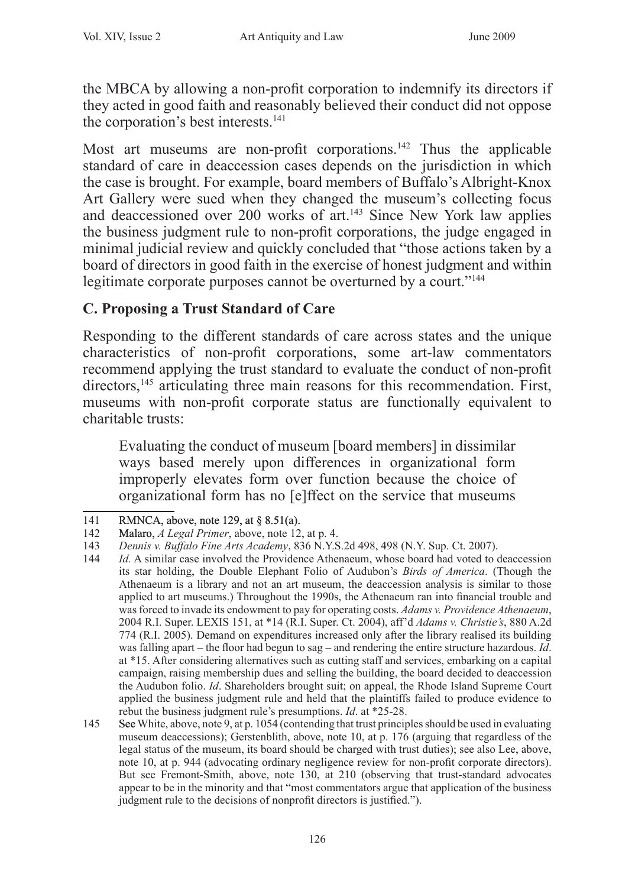the MBCA by allowing a non-profit corporation to indemnify its directors if they acted in good faith and reasonably believed their conduct did not oppose the corporation's best interests.[141]

Most art museums are non-profit corporations.[142] Thus the applicable standard of care in deaccession cases depends on the jurisdiction in which the case is brought. For example, board members of Buffalo's Albright-Knox Art Gallery were sued when they changed the museum's collecting focus and deaccessioned over 200 works of art.[143] Since New York law applies the business judgment rule to non-profit corporations, the judge engaged in minimal judicial review and quickly concluded that "those actions taken by a board of directors in good faith in the exercise of honest judgment and within legitimate corporate purposes cannot be overturned by a court."[144]

### C. Proposing a Trust Standard of Care

Responding to the different standards of care across states and the unique characteristics of non-profit corporations, some art-law commentators recommend applying the trust standard to evaluate the conduct of non-profit directors,[145] articulating three main reasons for this recommendation. First, museums with non-profit corporate status are functionally equivalent to charitable trusts:

> Evaluating the conduct of museum [board members] in dissimilar ways based merely upon differences in organizational form improperly elevates form over function because the choice of organizational form has no [e]ffect on the service that museums

---

141 RMNCA, above, note 129, at § 8.51(a).

142 Malaro, *A Legal Primer*, above, note 12, at p. 4.

143 *Dennis v. Buffalo Fine Arts Academy*, 836 N.Y.S.2d 498, 498 (N.Y. Sup. Ct. 2007).

144 *Id.* A similar case involved the Providence Athenaeum, whose board had voted to deaccession its star holding, the Double Elephant Folio of Audubon's *Birds of America*. (Though the Athenaeum is a library and not an art museum, the deaccession analysis is similar to those applied to art museums.) Throughout the 1990s, the Athenaeum ran into financial trouble and was forced to invade its endowment to pay for operating costs. *Adams v. Providence Athenaeum*, 2004 R.I. Super. LEXIS 151, at *14 (R.I. Super. Ct. 2004), aff'd *Adams v. Christie's*, 880 A.2d 774 (R.I. 2005). Demand on expenditures increased only after the library realised its building was falling apart – the floor had begun to sag – and rendering the entire structure hazardous. *Id*. at *15. After considering alternatives such as cutting staff and services, embarking on a capital campaign, raising membership dues and selling the building, the board decided to deaccession the Audubon folio. *Id*. Shareholders brought suit; on appeal, the Rhode Island Supreme Court applied the business judgment rule and held that the plaintiffs failed to produce evidence to rebut the business judgment rule's presumptions. *Id*. at *25-28.

145 See White, above, note 9, at p. 1054 (contending that trust principles should be used in evaluating museum deaccessions); Gerstenblith, above, note 10, at p. 176 (arguing that regardless of the legal status of the museum, its board should be charged with trust duties); see also Lee, above, note 10, at p. 944 (advocating ordinary negligence review for non-profit corporate directors). But see Fremont-Smith, above, note 130, at 210 (observing that trust-standard advocates appear to be in the minority and that "most commentators argue that application of the business judgment rule to the decisions of nonprofit directors is justified.").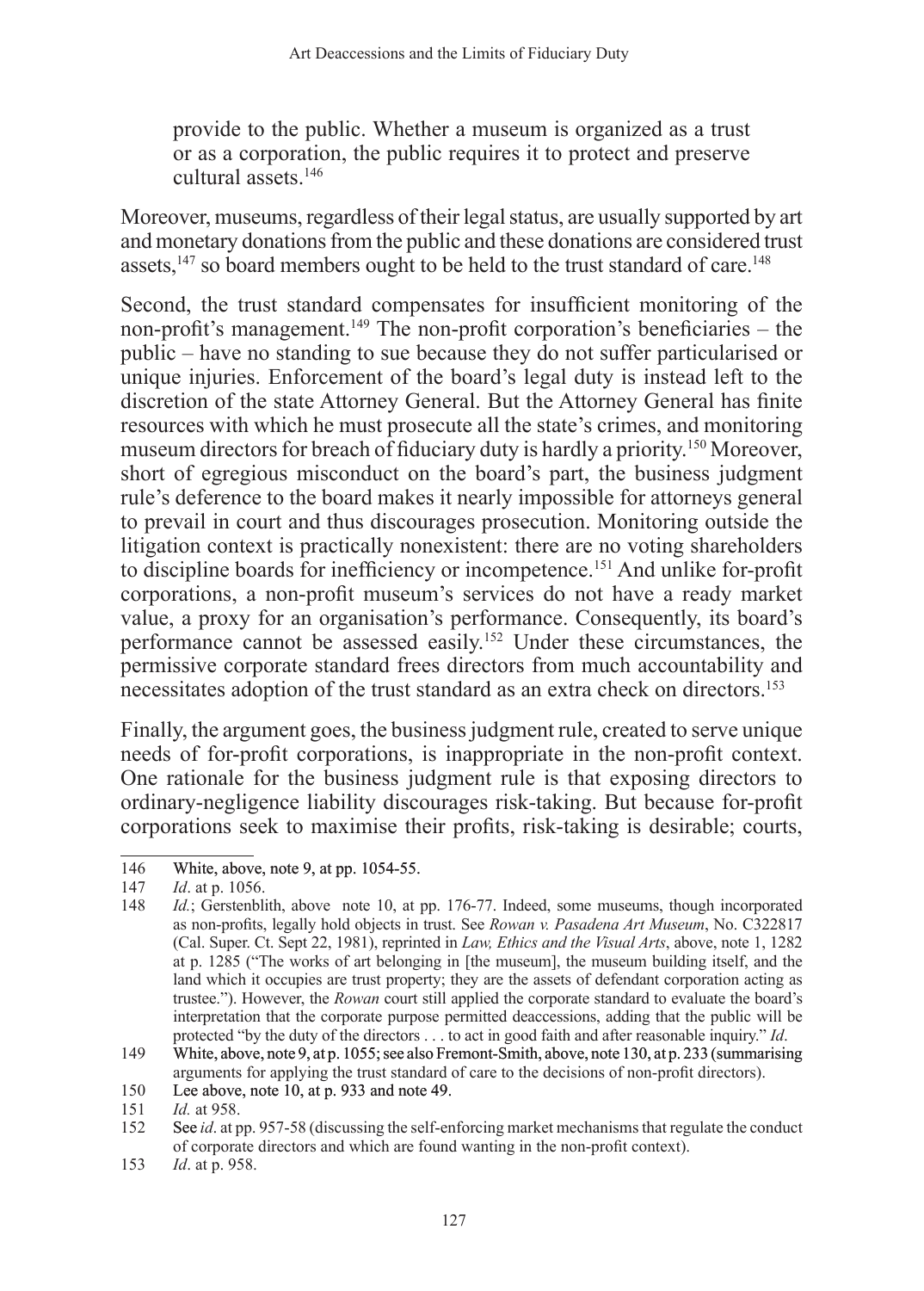provide to the public. Whether a museum is organized as a trust or as a corporation, the public requires it to protect and preserve cultural assets.[146]

Moreover, museums, regardless of their legal status, are usually supported by art and monetary donations from the public and these donations are considered trust assets,[147] so board members ought to be held to the trust standard of care.[148]

Second, the trust standard compensates for insufficient monitoring of the non-profit's management.[149] The non-profit corporation's beneficiaries – the public – have no standing to sue because they do not suffer particularised or unique injuries. Enforcement of the board's legal duty is instead left to the discretion of the state Attorney General. But the Attorney General has finite resources with which he must prosecute all the state's crimes, and monitoring museum directors for breach of fiduciary duty is hardly a priority.[150] Moreover, short of egregious misconduct on the board's part, the business judgment rule's deference to the board makes it nearly impossible for attorneys general to prevail in court and thus discourages prosecution. Monitoring outside the litigation context is practically nonexistent: there are no voting shareholders to discipline boards for inefficiency or incompetence.[151] And unlike for-profit corporations, a non-profit museum's services do not have a ready market value, a proxy for an organisation's performance. Consequently, its board's performance cannot be assessed easily.[152] Under these circumstances, the permissive corporate standard frees directors from much accountability and necessitates adoption of the trust standard as an extra check on directors.[153]

Finally, the argument goes, the business judgment rule, created to serve unique needs of for-profit corporations, is inappropriate in the non-profit context. One rationale for the business judgment rule is that exposing directors to ordinary-negligence liability discourages risk-taking. But because for-profit corporations seek to maximise their profits, risk-taking is desirable; courts,

---

146 White, above, note 9, at pp. 1054-55.

147 *Id*. at p. 1056.

148 *Id.*; Gerstenblith, above note 10, at pp. 176-77. Indeed, some museums, though incorporated as non-profits, legally hold objects in trust. See *Rowan v. Pasadena Art Museum*, No. C322817 (Cal. Super. Ct. Sept 22, 1981), reprinted in *Law, Ethics and the Visual Arts*, above, note 1, 1282 at p. 1285 ("The works of art belonging in [the museum], the museum building itself, and the land which it occupies are trust property; they are the assets of defendant corporation acting as trustee."). However, the *Rowan* court still applied the corporate standard to evaluate the board's interpretation that the corporate purpose permitted deaccessions, adding that the public will be protected "by the duty of the directors . . . to act in good faith and after reasonable inquiry." *Id*.

149 White, above, note 9, at p. 1055; see also Fremont-Smith, above, note 130, at p. 233 (summarising arguments for applying the trust standard of care to the decisions of non-profit directors).

150 Lee above, note 10, at p. 933 and note 49.

151 *Id.* at 958.

152 See *id*. at pp. 957-58 (discussing the self-enforcing market mechanisms that regulate the conduct of corporate directors and which are found wanting in the non-profit context).

153 *Id*. at p. 958.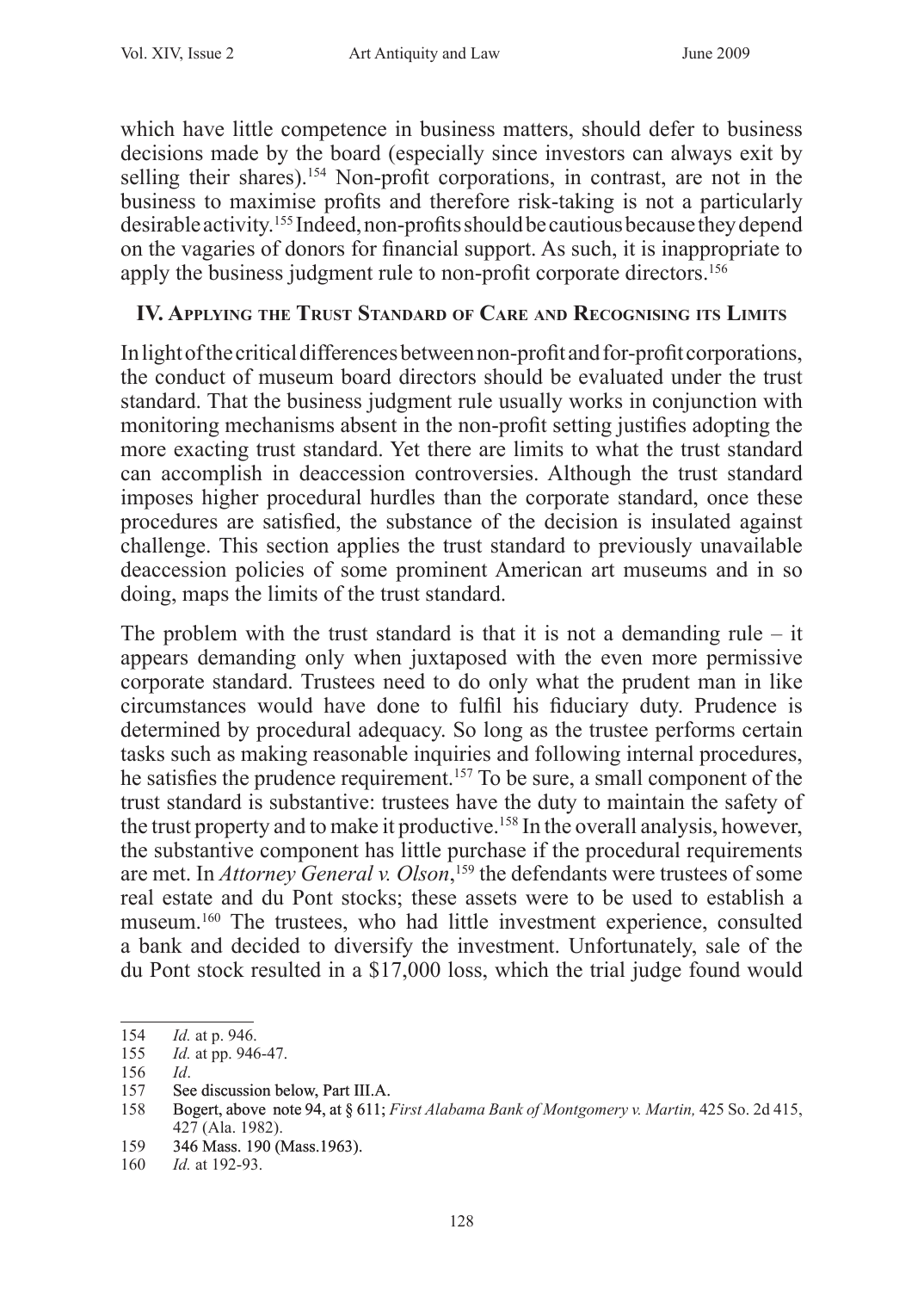which have little competence in business matters, should defer to business decisions made by the board (especially since investors can always exit by selling their shares).[154] Non-profit corporations, in contrast, are not in the business to maximise profits and therefore risk-taking is not a particularly desirable activity.[155] Indeed, non-profits should be cautious because they depend on the vagaries of donors for financial support. As such, it is inappropriate to apply the business judgment rule to non-profit corporate directors.[156]

## IV. Applying the Trust Standard of Care and Recognising its Limits

In light of the critical differences between non-profit and for-profit corporations, the conduct of museum board directors should be evaluated under the trust standard. That the business judgment rule usually works in conjunction with monitoring mechanisms absent in the non-profit setting justifies adopting the more exacting trust standard. Yet there are limits to what the trust standard can accomplish in deaccession controversies. Although the trust standard imposes higher procedural hurdles than the corporate standard, once these procedures are satisfied, the substance of the decision is insulated against challenge. This section applies the trust standard to previously unavailable deaccession policies of some prominent American art museums and in so doing, maps the limits of the trust standard.

The problem with the trust standard is that it is not a demanding rule – it appears demanding only when juxtaposed with the even more permissive corporate standard. Trustees need to do only what the prudent man in like circumstances would have done to fulfil his fiduciary duty. Prudence is determined by procedural adequacy. So long as the trustee performs certain tasks such as making reasonable inquiries and following internal procedures, he satisfies the prudence requirement.[157] To be sure, a small component of the trust standard is substantive: trustees have the duty to maintain the safety of the trust property and to make it productive.[158] In the overall analysis, however, the substantive component has little purchase if the procedural requirements are met. In *Attorney General v. Olson*,[159] the defendants were trustees of some real estate and du Pont stocks; these assets were to be used to establish a museum.[160] The trustees, who had little investment experience, consulted a bank and decided to diversify the investment. Unfortunately, sale of the du Pont stock resulted in a $17,000 loss, which the trial judge found would

---

154 *Id.* at p. 946.

155 *Id.* at pp. 946-47.

156 *Id*.

157 See discussion below, Part III.A.

158 Bogert, above note 94, at § 611; *First Alabama Bank of Montgomery v. Martin,* 425 So. 2d 415, 427 (Ala. 1982).

159 346 Mass. 190 (Mass.1963).

160 *Id.* at 192-93.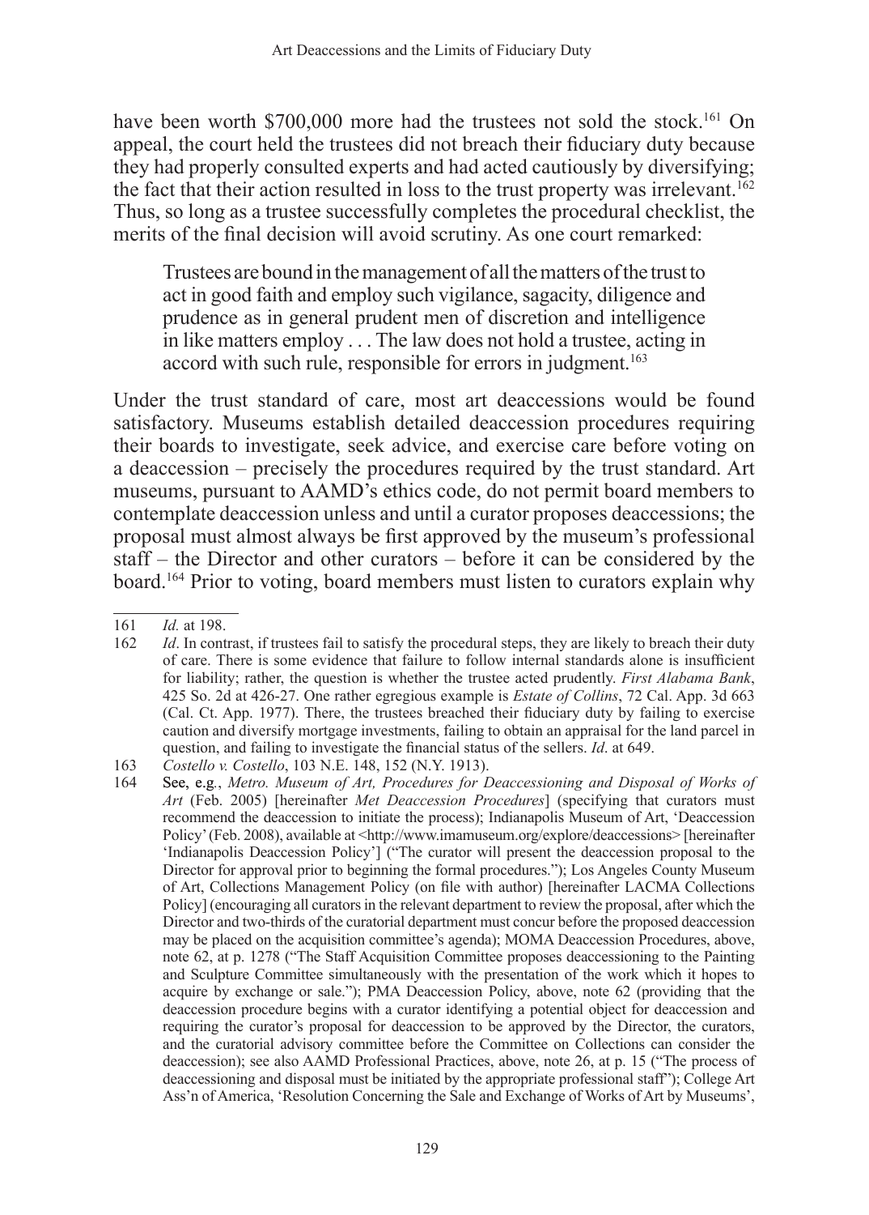have been worth $700,000 more had the trustees not sold the stock.[161] On appeal, the court held the trustees did not breach their fiduciary duty because they had properly consulted experts and had acted cautiously by diversifying; the fact that their action resulted in loss to the trust property was irrelevant.[162] Thus, so long as a trustee successfully completes the procedural checklist, the merits of the final decision will avoid scrutiny. As one court remarked:

> Trustees are bound in the management of all the matters of the trust to act in good faith and employ such vigilance, sagacity, diligence and prudence as in general prudent men of discretion and intelligence in like matters employ . . . The law does not hold a trustee, acting in accord with such rule, responsible for errors in judgment.[163]

Under the trust standard of care, most art deaccessions would be found satisfactory. Museums establish detailed deaccession procedures requiring their boards to investigate, seek advice, and exercise care before voting on a deaccession – precisely the procedures required by the trust standard. Art museums, pursuant to AAMD's ethics code, do not permit board members to contemplate deaccession unless and until a curator proposes deaccessions; the proposal must almost always be first approved by the museum's professional staff – the Director and other curators – before it can be considered by the board.[164] Prior to voting, board members must listen to curators explain why

---

161 *Id.* at 198.

162 *Id*. In contrast, if trustees fail to satisfy the procedural steps, they are likely to breach their duty of care. There is some evidence that failure to follow internal standards alone is insufficient for liability; rather, the question is whether the trustee acted prudently. *First Alabama Bank*, 425 So. 2d at 426-27. One rather egregious example is *Estate of Collins*, 72 Cal. App. 3d 663 (Cal. Ct. App. 1977). There, the trustees breached their fiduciary duty by failing to exercise caution and diversify mortgage investments, failing to obtain an appraisal for the land parcel in question, and failing to investigate the financial status of the sellers. *Id*. at 649.

163 *Costello v. Costello*, 103 N.E. 148, 152 (N.Y. 1913).

164 See, e.g., *Metro. Museum of Art, Procedures for Deaccessioning and Disposal of Works of Art* (Feb. 2005) [hereinafter *Met Deaccession Procedures*] (specifying that curators must recommend the deaccession to initiate the process); Indianapolis Museum of Art, 'Deaccession Policy' (Feb. 2008), available at <http://www.imamuseum.org/explore/deaccessions> [hereinafter 'Indianapolis Deaccession Policy'] ("The curator will present the deaccession proposal to the Director for approval prior to beginning the formal procedures."); Los Angeles County Museum of Art, Collections Management Policy (on file with author) [hereinafter LACMA Collections Policy] (encouraging all curators in the relevant department to review the proposal, after which the Director and two-thirds of the curatorial department must concur before the proposed deaccession may be placed on the acquisition committee's agenda); MOMA Deaccession Procedures, above, note 62, at p. 1278 ("The Staff Acquisition Committee proposes deaccessioning to the Painting and Sculpture Committee simultaneously with the presentation of the work which it hopes to acquire by exchange or sale."); PMA Deaccession Policy, above, note 62 (providing that the deaccession procedure begins with a curator identifying a potential object for deaccession and requiring the curator's proposal for deaccession to be approved by the Director, the curators, and the curatorial advisory committee before the Committee on Collections can consider the deaccession); see also AAMD Professional Practices, above, note 26, at p. 15 ("The process of deaccessioning and disposal must be initiated by the appropriate professional staff"); College Art Ass'n of America, 'Resolution Concerning the Sale and Exchange of Works of Art by Museums',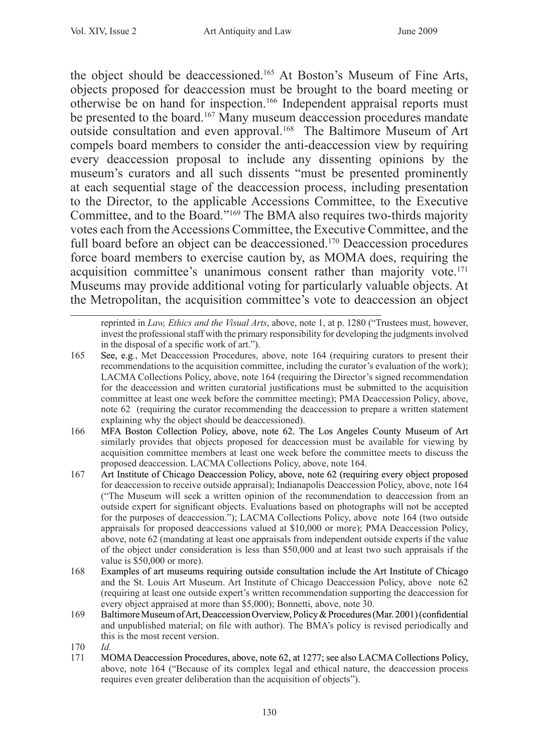the object should be deaccessioned.[165] At Boston's Museum of Fine Arts, objects proposed for deaccession must be brought to the board meeting or otherwise be on hand for inspection.[166] Independent appraisal reports must be presented to the board.[167] Many museum deaccession procedures mandate outside consultation and even approval.[168] The Baltimore Museum of Art compels board members to consider the anti-deaccession view by requiring every deaccession proposal to include any dissenting opinions by the museum's curators and all such dissents "must be presented prominently at each sequential stage of the deaccession process, including presentation to the Director, to the applicable Accessions Committee, to the Executive Committee, and to the Board."[169] The BMA also requires two-thirds majority votes each from the Accessions Committee, the Executive Committee, and the full board before an object can be deaccessioned.[170] Deaccession procedures force board members to exercise caution by, as MOMA does, requiring the acquisition committee's unanimous consent rather than majority vote.[171] Museums may provide additional voting for particularly valuable objects. At the Metropolitan, the acquisition committee's vote to deaccession an object

---

reprinted in *Law, Ethics and the Visual Arts*, above, note 1, at p. 1280 ("Trustees must, however, invest the professional staff with the primary responsibility for developing the judgments involved in the disposal of a specific work of art.").

165 See, e.g., Met Deaccession Procedures, above, note 164 (requiring curators to present their recommendations to the acquisition committee, including the curator's evaluation of the work); LACMA Collections Policy, above, note 164 (requiring the Director's signed recommendation for the deaccession and written curatorial justifications must be submitted to the acquisition committee at least one week before the committee meeting); PMA Deaccession Policy, above, note 62 (requiring the curator recommending the deaccession to prepare a written statement explaining why the object should be deaccessioned).

166 MFA Boston Collection Policy, above, note 62. The Los Angeles County Museum of Art similarly provides that objects proposed for deaccession must be available for viewing by acquisition committee members at least one week before the committee meets to discuss the proposed deaccession. LACMA Collections Policy, above, note 164.

167 Art Institute of Chicago Deaccession Policy, above, note 62 (requiring every object proposed for deaccession to receive outside appraisal); Indianapolis Deaccession Policy, above, note 164 ("The Museum will seek a written opinion of the recommendation to deaccession from an outside expert for significant objects. Evaluations based on photographs will not be accepted for the purposes of deaccession."); LACMA Collections Policy, above note 164 (two outside appraisals for proposed deaccessions valued at $10,000 or more); PMA Deaccession Policy, above, note 62 (mandating at least one appraisals from independent outside experts if the value of the object under consideration is less than $50,000 and at least two such appraisals if the value is $50,000 or more).

168 Examples of art museums requiring outside consultation include the Art Institute of Chicago and the St. Louis Art Museum. Art Institute of Chicago Deaccession Policy, above note 62 (requiring at least one outside expert's written recommendation supporting the deaccession for every object appraised at more than $5,000); Bonnetti, above, note 30.

169 Baltimore Museum of Art, Deaccession Overview, Policy & Procedures (Mar. 2001) (confidential and unpublished material; on file with author). The BMA's policy is revised periodically and this is the most recent version.

170 *Id.*

171 MOMA Deaccession Procedures, above, note 62, at 1277; see also LACMA Collections Policy, above, note 164 ("Because of its complex legal and ethical nature, the deaccession process requires even greater deliberation than the acquisition of objects").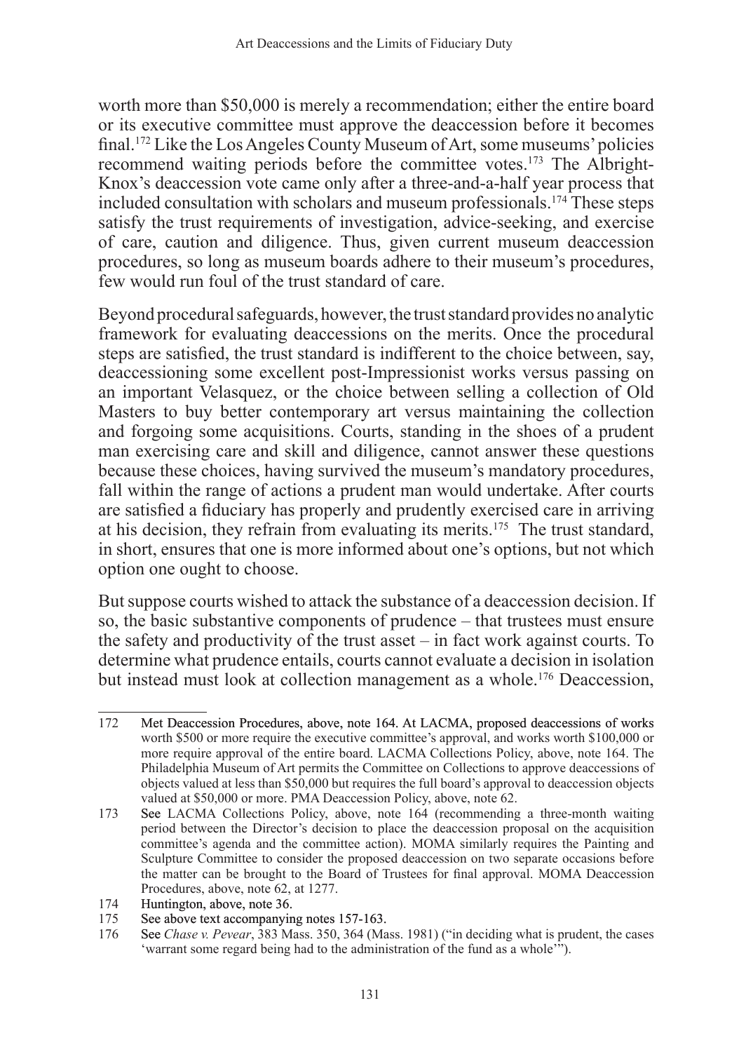worth more than $50,000 is merely a recommendation; either the entire board or its executive committee must approve the deaccession before it becomes final.[172] Like the Los Angeles County Museum of Art, some museums' policies recommend waiting periods before the committee votes.[173] The Albright-Knox's deaccession vote came only after a three-and-a-half year process that included consultation with scholars and museum professionals.[174] These steps satisfy the trust requirements of investigation, advice-seeking, and exercise of care, caution and diligence. Thus, given current museum deaccession procedures, so long as museum boards adhere to their museum's procedures, few would run foul of the trust standard of care.

Beyond procedural safeguards, however, the trust standard provides no analytic framework for evaluating deaccessions on the merits. Once the procedural steps are satisfied, the trust standard is indifferent to the choice between, say, deaccessioning some excellent post-Impressionist works versus passing on an important Velasquez, or the choice between selling a collection of Old Masters to buy better contemporary art versus maintaining the collection and forgoing some acquisitions. Courts, standing in the shoes of a prudent man exercising care and skill and diligence, cannot answer these questions because these choices, having survived the museum's mandatory procedures, fall within the range of actions a prudent man would undertake. After courts are satisfied a fiduciary has properly and prudently exercised care in arriving at his decision, they refrain from evaluating its merits.[175] The trust standard, in short, ensures that one is more informed about one's options, but not which option one ought to choose.

But suppose courts wished to attack the substance of a deaccession decision. If so, the basic substantive components of prudence – that trustees must ensure the safety and productivity of the trust asset – in fact work against courts. To determine what prudence entails, courts cannot evaluate a decision in isolation but instead must look at collection management as a whole.[176] Deaccession,

---

172 Met Deaccession Procedures, above, note 164. At LACMA, proposed deaccessions of works worth $500 or more require the executive committee's approval, and works worth $100,000 or more require approval of the entire board. LACMA Collections Policy, above, note 164. The Philadelphia Museum of Art permits the Committee on Collections to approve deaccessions of objects valued at less than $50,000 but requires the full board's approval to deaccession objects valued at $50,000 or more. PMA Deaccession Policy, above, note 62.

173 See LACMA Collections Policy, above, note 164 (recommending a three-month waiting period between the Director's decision to place the deaccession proposal on the acquisition committee's agenda and the committee action). MOMA similarly requires the Painting and Sculpture Committee to consider the proposed deaccession on two separate occasions before the matter can be brought to the Board of Trustees for final approval. MOMA Deaccession Procedures, above, note 62, at 1277.

174 Huntington, above, note 36.

175 See above text accompanying notes 157-163.

176 See *Chase v. Pevear*, 383 Mass. 350, 364 (Mass. 1981) ("in deciding what is prudent, the cases 'warrant some regard being had to the administration of the fund as a whole'").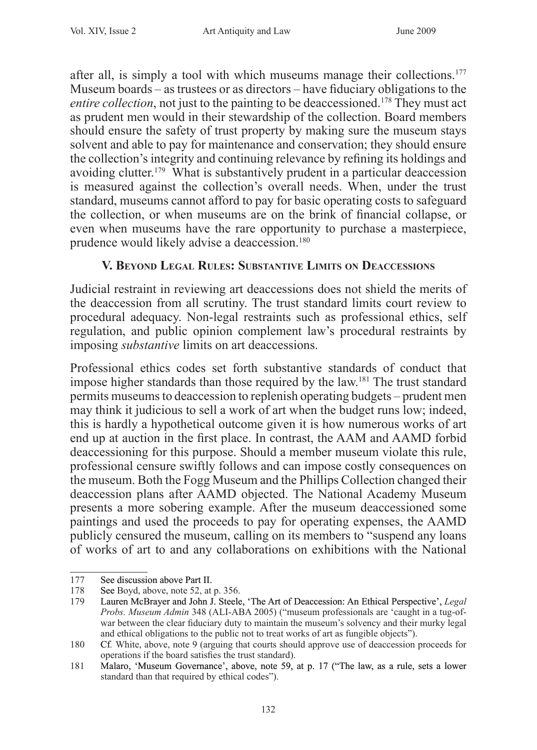after all, is simply a tool with which museums manage their collections.[177] Museum boards – as trustees or as directors – have fiduciary obligations to the *entire collection*, not just to the painting to be deaccessioned.[178] They must act as prudent men would in their stewardship of the collection. Board members should ensure the safety of trust property by making sure the museum stays solvent and able to pay for maintenance and conservation; they should ensure the collection's integrity and continuing relevance by refining its holdings and avoiding clutter.[179] What is substantively prudent in a particular deaccession is measured against the collection's overall needs. When, under the trust standard, museums cannot afford to pay for basic operating costs to safeguard the collection, or when museums are on the brink of financial collapse, or even when museums have the rare opportunity to purchase a masterpiece, prudence would likely advise a deaccession.[180]

## V. Beyond Legal Rules: Substantive Limits on Deaccessions

Judicial restraint in reviewing art deaccessions does not shield the merits of the deaccession from all scrutiny. The trust standard limits court review to procedural adequacy. Non-legal restraints such as professional ethics, self regulation, and public opinion complement law's procedural restraints by imposing *substantive* limits on art deaccessions.

Professional ethics codes set forth substantive standards of conduct that impose higher standards than those required by the law.[181] The trust standard permits museums to deaccession to replenish operating budgets – prudent men may think it judicious to sell a work of art when the budget runs low; indeed, this is hardly a hypothetical outcome given it is how numerous works of art end up at auction in the first place. In contrast, the AAM and AAMD forbid deaccessioning for this purpose. Should a member museum violate this rule, professional censure swiftly follows and can impose costly consequences on the museum. Both the Fogg Museum and the Phillips Collection changed their deaccession plans after AAMD objected. The National Academy Museum presents a more sobering example. After the museum deaccessioned some paintings and used the proceeds to pay for operating expenses, the AAMD publicly censured the museum, calling on its members to "suspend any loans of works of art to and any collaborations on exhibitions with the National

---

177 See discussion above Part II.

178 See Boyd, above, note 52, at p. 356.

179 Lauren McBrayer and John J. Steele, 'The Art of Deaccession: An Ethical Perspective', *Legal Probs. Museum Admin* 348 (ALI-ABA 2005) ("museum professionals are 'caught in a tug-of-war between the clear fiduciary duty to maintain the museum's solvency and their murky legal and ethical obligations to the public not to treat works of art as fungible objects").

180 Cf. White, above, note 9 (arguing that courts should approve use of deaccession proceeds for operations if the board satisfies the trust standard).

181 Malaro, 'Museum Governance', above, note 59, at p. 17 ("The law, as a rule, sets a lower standard than that required by ethical codes").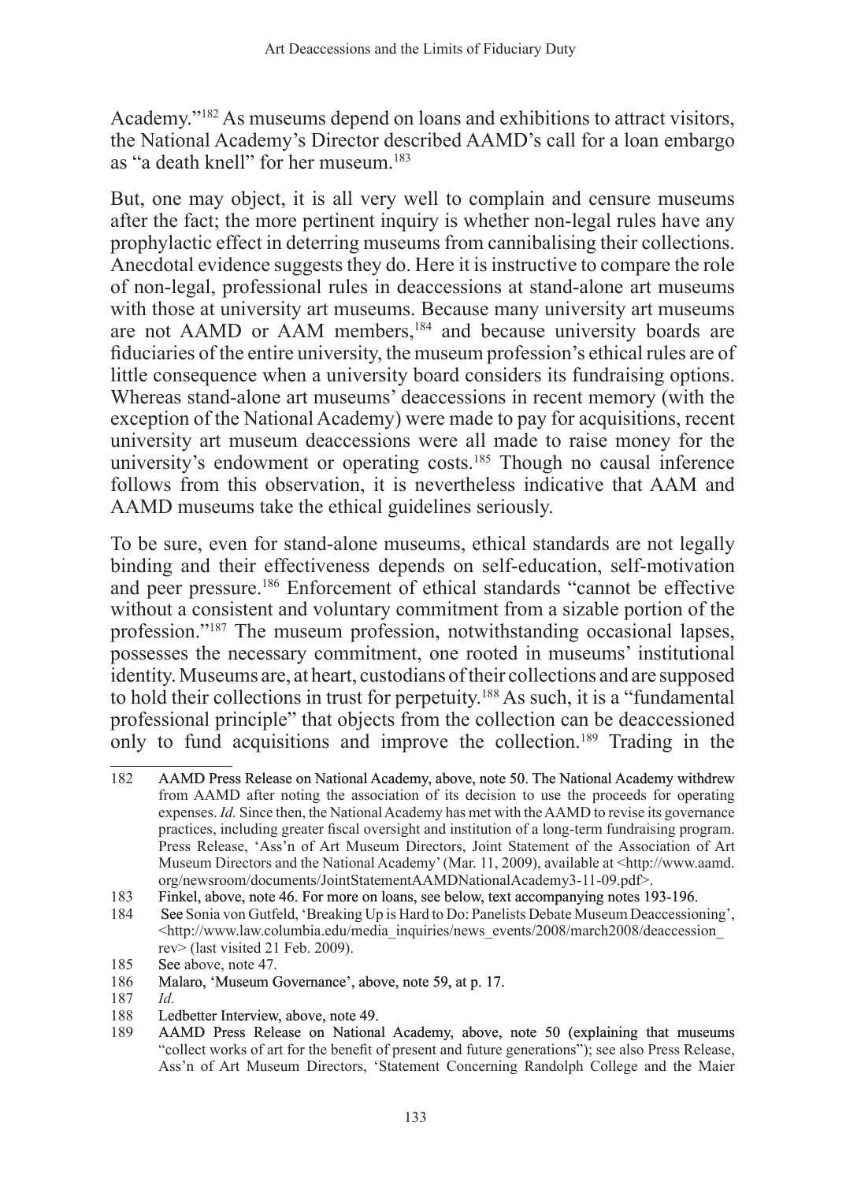Academy."[182] As museums depend on loans and exhibitions to attract visitors, the National Academy's Director described AAMD's call for a loan embargo as "a death knell" for her museum.[183]

But, one may object, it is all very well to complain and censure museums after the fact; the more pertinent inquiry is whether non-legal rules have any prophylactic effect in deterring museums from cannibalising their collections. Anecdotal evidence suggests they do. Here it is instructive to compare the role of non-legal, professional rules in deaccessions at stand-alone art museums with those at university art museums. Because many university art museums are not AAMD or AAM members,[184] and because university boards are fiduciaries of the entire university, the museum profession's ethical rules are of little consequence when a university board considers its fundraising options. Whereas stand-alone art museums' deaccessions in recent memory (with the exception of the National Academy) were made to pay for acquisitions, recent university art museum deaccessions were all made to raise money for the university's endowment or operating costs.[185] Though no causal inference follows from this observation, it is nevertheless indicative that AAM and AAMD museums take the ethical guidelines seriously.

To be sure, even for stand-alone museums, ethical standards are not legally binding and their effectiveness depends on self-education, self-motivation and peer pressure.[186] Enforcement of ethical standards "cannot be effective without a consistent and voluntary commitment from a sizable portion of the profession."[187] The museum profession, notwithstanding occasional lapses, possesses the necessary commitment, one rooted in museums' institutional identity. Museums are, at heart, custodians of their collections and are supposed to hold their collections in trust for perpetuity.[188] As such, it is a "fundamental professional principle" that objects from the collection can be deaccessioned only to fund acquisitions and improve the collection.[189] Trading in the

---

182 AAMD Press Release on National Academy, above, note 50. The National Academy withdrew from AAMD after noting the association of its decision to use the proceeds for operating expenses. *Id.* Since then, the National Academy has met with the AAMD to revise its governance practices, including greater fiscal oversight and institution of a long-term fundraising program. Press Release, 'Ass'n of Art Museum Directors, Joint Statement of the Association of Art Museum Directors and the National Academy' (Mar. 11, 2009), available at <http://www.aamd.org/newsroom/documents/JointStatementAAMDNationalAcademy3-11-09.pdf>.

183 Finkel, above, note 46. For more on loans, see below, text accompanying notes 193-196.

184 See Sonia von Gutfeld, 'Breaking Up is Hard to Do: Panelists Debate Museum Deaccessioning', <http://www.law.columbia.edu/media_inquiries/news_events/2008/march2008/deaccession_rev> (last visited 21 Feb. 2009).

185 See above, note 47.

186 Malaro, 'Museum Governance', above, note 59, at p. 17.

187 *Id.*

188 Ledbetter Interview, above, note 49.

189 AAMD Press Release on National Academy, above, note 50 (explaining that museums "collect works of art for the benefit of present and future generations"); see also Press Release, Ass'n of Art Museum Directors, 'Statement Concerning Randolph College and the Maier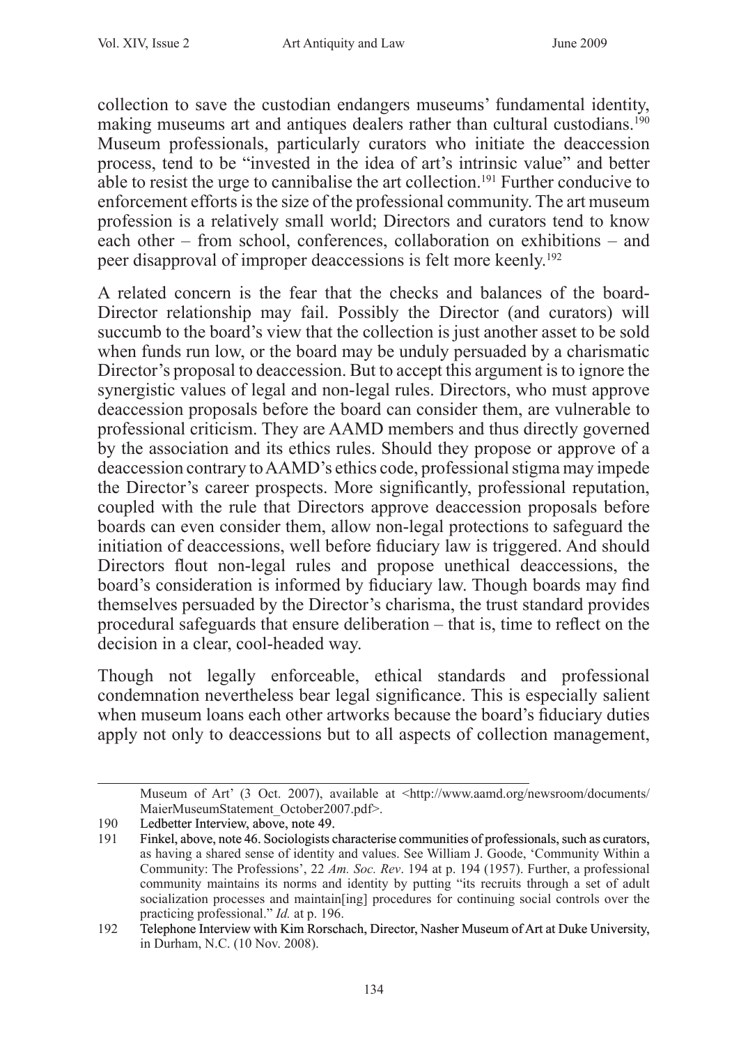collection to save the custodian endangers museums' fundamental identity, making museums art and antiques dealers rather than cultural custodians.[190] Museum professionals, particularly curators who initiate the deaccession process, tend to be "invested in the idea of art's intrinsic value" and better able to resist the urge to cannibalise the art collection.[191] Further conducive to enforcement efforts is the size of the professional community. The art museum profession is a relatively small world; Directors and curators tend to know each other – from school, conferences, collaboration on exhibitions – and peer disapproval of improper deaccessions is felt more keenly.[192]

A related concern is the fear that the checks and balances of the board-Director relationship may fail. Possibly the Director (and curators) will succumb to the board's view that the collection is just another asset to be sold when funds run low, or the board may be unduly persuaded by a charismatic Director's proposal to deaccession. But to accept this argument is to ignore the synergistic values of legal and non-legal rules. Directors, who must approve deaccession proposals before the board can consider them, are vulnerable to professional criticism. They are AAMD members and thus directly governed by the association and its ethics rules. Should they propose or approve of a deaccession contrary to AAMD's ethics code, professional stigma may impede the Director's career prospects. More significantly, professional reputation, coupled with the rule that Directors approve deaccession proposals before boards can even consider them, allow non-legal protections to safeguard the initiation of deaccessions, well before fiduciary law is triggered. And should Directors flout non-legal rules and propose unethical deaccessions, the board's consideration is informed by fiduciary law. Though boards may find themselves persuaded by the Director's charisma, the trust standard provides procedural safeguards that ensure deliberation – that is, time to reflect on the decision in a clear, cool-headed way.

Though not legally enforceable, ethical standards and professional condemnation nevertheless bear legal significance. This is especially salient when museum loans each other artworks because the board's fiduciary duties apply not only to deaccessions but to all aspects of collection management,

---

Museum of Art' (3 Oct. 2007), available at <http://www.aamd.org/newsroom/documents/MaierMuseumStatement_October2007.pdf>.

190 Ledbetter Interview, above, note 49.

191 Finkel, above, note 46. Sociologists characterise communities of professionals, such as curators, as having a shared sense of identity and values. See William J. Goode, 'Community Within a Community: The Professions', 22 *Am. Soc. Rev*. 194 at p. 194 (1957). Further, a professional community maintains its norms and identity by putting "its recruits through a set of adult socialization processes and maintain[ing] procedures for continuing social controls over the practicing professional." *Id.* at p. 196.

192 Telephone Interview with Kim Rorschach, Director, Nasher Museum of Art at Duke University, in Durham, N.C. (10 Nov. 2008).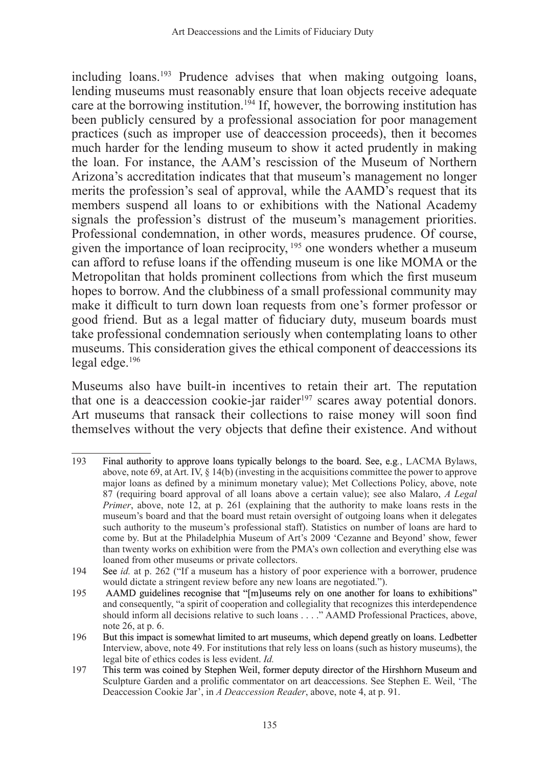including loans.[193] Prudence advises that when making outgoing loans, lending museums must reasonably ensure that loan objects receive adequate care at the borrowing institution.[194] If, however, the borrowing institution has been publicly censured by a professional association for poor management practices (such as improper use of deaccession proceeds), then it becomes much harder for the lending museum to show it acted prudently in making the loan. For instance, the AAM's rescission of the Museum of Northern Arizona's accreditation indicates that that museum's management no longer merits the profession's seal of approval, while the AAMD's request that its members suspend all loans to or exhibitions with the National Academy signals the profession's distrust of the museum's management priorities. Professional condemnation, in other words, measures prudence. Of course, given the importance of loan reciprocity, [195] one wonders whether a museum can afford to refuse loans if the offending museum is one like MOMA or the Metropolitan that holds prominent collections from which the first museum hopes to borrow. And the clubbiness of a small professional community may make it difficult to turn down loan requests from one's former professor or good friend. But as a legal matter of fiduciary duty, museum boards must take professional condemnation seriously when contemplating loans to other museums. This consideration gives the ethical component of deaccessions its legal edge.[196]

Museums also have built-in incentives to retain their art. The reputation that one is a deaccession cookie-jar raider[197] scares away potential donors. Art museums that ransack their collections to raise money will soon find themselves without the very objects that define their existence. And without

---

193 Final authority to approve loans typically belongs to the board. See, e.g., LACMA Bylaws, above, note 69, at Art. IV, § 14(b) (investing in the acquisitions committee the power to approve major loans as defined by a minimum monetary value); Met Collections Policy, above, note 87 (requiring board approval of all loans above a certain value); see also Malaro, *A Legal Primer*, above, note 12, at p. 261 (explaining that the authority to make loans rests in the museum's board and that the board must retain oversight of outgoing loans when it delegates such authority to the museum's professional staff). Statistics on number of loans are hard to come by. But at the Philadelphia Museum of Art's 2009 'Cezanne and Beyond' show, fewer than twenty works on exhibition were from the PMA's own collection and everything else was loaned from other museums or private collectors.

194 See *id.* at p. 262 ("If a museum has a history of poor experience with a borrower, prudence would dictate a stringent review before any new loans are negotiated.").

195 AAMD guidelines recognise that "[m]useums rely on one another for loans to exhibitions" and consequently, "a spirit of cooperation and collegiality that recognizes this interdependence should inform all decisions relative to such loans . . . ." AAMD Professional Practices, above, note 26, at p. 6.

196 But this impact is somewhat limited to art museums, which depend greatly on loans. Ledbetter Interview, above, note 49. For institutions that rely less on loans (such as history museums), the legal bite of ethics codes is less evident. *Id.*

197 This term was coined by Stephen Weil, former deputy director of the Hirshhorn Museum and Sculpture Garden and a prolific commentator on art deaccessions. See Stephen E. Weil, 'The Deaccession Cookie Jar', in *A Deaccession Reader*, above, note 4, at p. 91.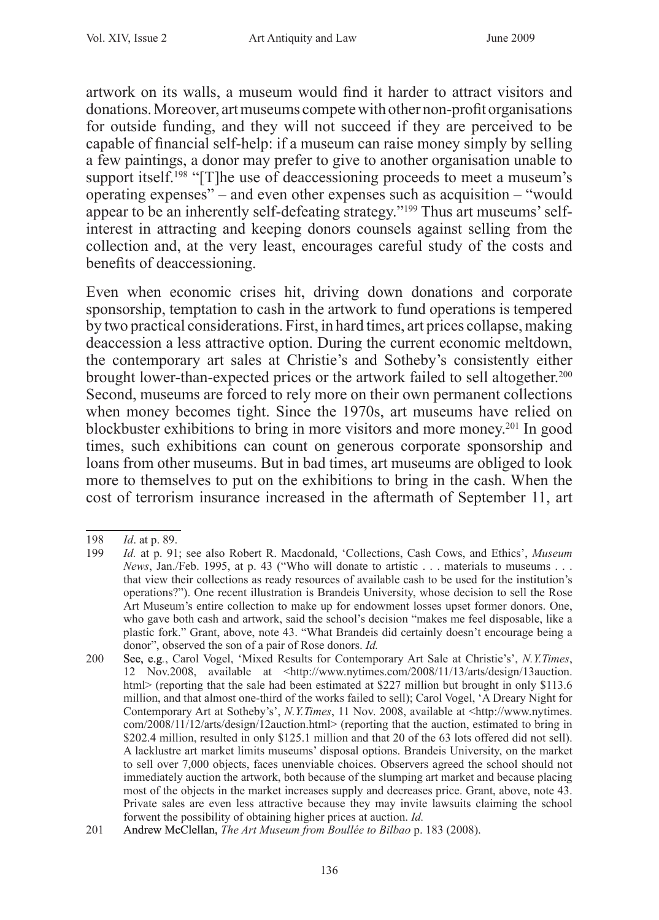artwork on its walls, a museum would find it harder to attract visitors and donations. Moreover, art museums compete with other non-profit organisations for outside funding, and they will not succeed if they are perceived to be capable of financial self-help: if a museum can raise money simply by selling a few paintings, a donor may prefer to give to another organisation unable to support itself.[198] "[T]he use of deaccessioning proceeds to meet a museum's operating expenses" – and even other expenses such as acquisition – "would appear to be an inherently self-defeating strategy."[199] Thus art museums' self-interest in attracting and keeping donors counsels against selling from the collection and, at the very least, encourages careful study of the costs and benefits of deaccessioning.

Even when economic crises hit, driving down donations and corporate sponsorship, temptation to cash in the artwork to fund operations is tempered by two practical considerations. First, in hard times, art prices collapse, making deaccession a less attractive option. During the current economic meltdown, the contemporary art sales at Christie's and Sotheby's consistently either brought lower-than-expected prices or the artwork failed to sell altogether.[200] Second, museums are forced to rely more on their own permanent collections when money becomes tight. Since the 1970s, art museums have relied on blockbuster exhibitions to bring in more visitors and more money.[201] In good times, such exhibitions can count on generous corporate sponsorship and loans from other museums. But in bad times, art museums are obliged to look more to themselves to put on the exhibitions to bring in the cash. When the cost of terrorism insurance increased in the aftermath of September 11, art

---

198 *Id*. at p. 89.

199 *Id.* at p. 91; see also Robert R. Macdonald, 'Collections, Cash Cows, and Ethics', *Museum News*, Jan./Feb. 1995, at p. 43 ("Who will donate to artistic . . . materials to museums . . . that view their collections as ready resources of available cash to be used for the institution's operations?"). One recent illustration is Brandeis University, whose decision to sell the Rose Art Museum's entire collection to make up for endowment losses upset former donors. One, who gave both cash and artwork, said the school's decision "makes me feel disposable, like a plastic fork." Grant, above, note 43. "What Brandeis did certainly doesn't encourage being a donor", observed the son of a pair of Rose donors. *Id.*

200 See, e.g., Carol Vogel, 'Mixed Results for Contemporary Art Sale at Christie's', *N.Y.Times*, 12 Nov.2008, available at <http://www.nytimes.com/2008/11/13/arts/design/13auction.html> (reporting that the sale had been estimated at $227 million but brought in only $113.6 million, and that almost one-third of the works failed to sell); Carol Vogel, 'A Dreary Night for Contemporary Art at Sotheby's', *N.Y.Times*, 11 Nov. 2008, available at <http://www.nytimes.com/2008/11/12/arts/design/12auction.html> (reporting that the auction, estimated to bring in $202.4 million, resulted in only $125.1 million and that 20 of the 63 lots offered did not sell). A lacklustre art market limits museums' disposal options. Brandeis University, on the market to sell over 7,000 objects, faces unenviable choices. Observers agreed the school should not immediately auction the artwork, both because of the slumping art market and because placing most of the objects in the market increases supply and decreases price. Grant, above, note 43. Private sales are even less attractive because they may invite lawsuits claiming the school forwent the possibility of obtaining higher prices at auction. *Id.*

201 Andrew McClellan, *The Art Museum from Boullée to Bilbao* p. 183 (2008).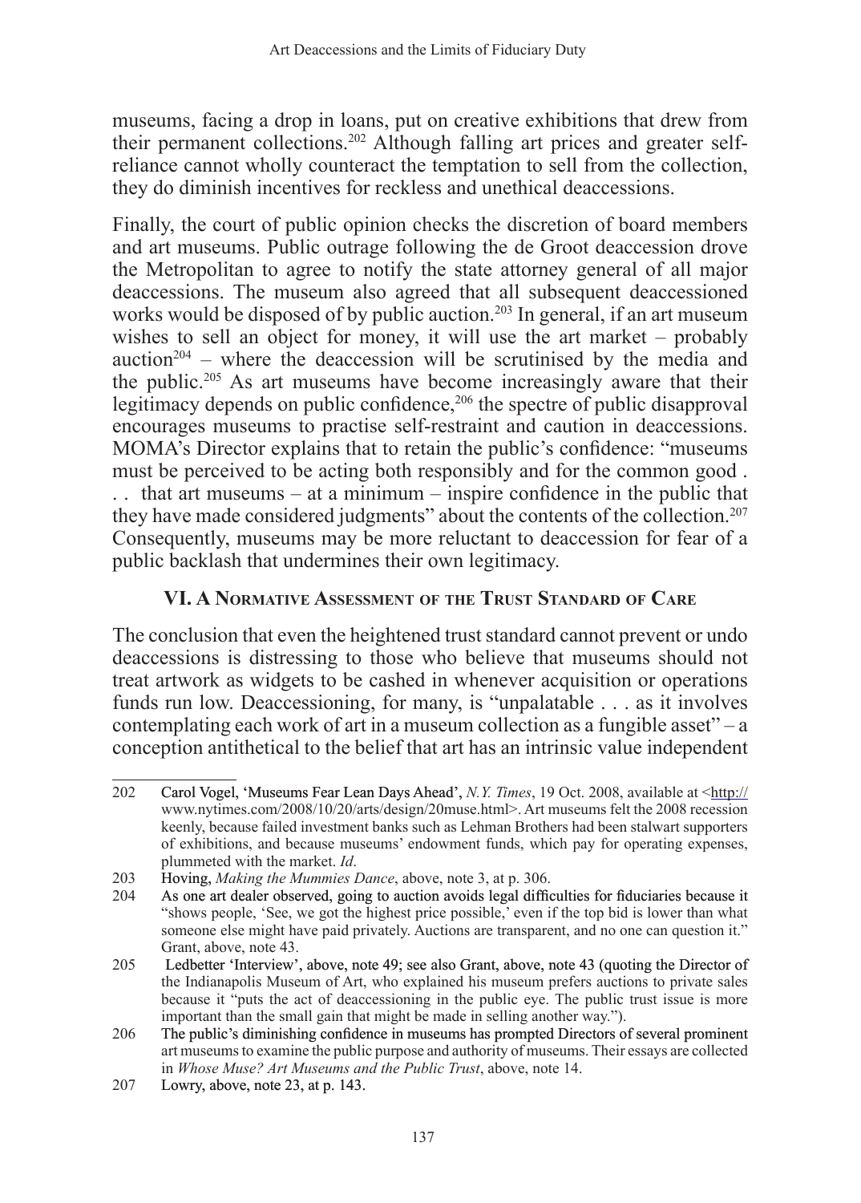museums, facing a drop in loans, put on creative exhibitions that drew from their permanent collections.[202] Although falling art prices and greater self-reliance cannot wholly counteract the temptation to sell from the collection, they do diminish incentives for reckless and unethical deaccessions.

Finally, the court of public opinion checks the discretion of board members and art museums. Public outrage following the de Groot deaccession drove the Metropolitan to agree to notify the state attorney general of all major deaccessions. The museum also agreed that all subsequent deaccessioned works would be disposed of by public auction.[203] In general, if an art museum wishes to sell an object for money, it will use the art market – probably auction[204] – where the deaccession will be scrutinised by the media and the public.[205] As art museums have become increasingly aware that their legitimacy depends on public confidence,[206] the spectre of public disapproval encourages museums to practise self-restraint and caution in deaccessions. MOMA's Director explains that to retain the public's confidence: "museums must be perceived to be acting both responsibly and for the common good . . . that art museums – at a minimum – inspire confidence in the public that they have made considered judgments" about the contents of the collection.[207] Consequently, museums may be more reluctant to deaccession for fear of a public backlash that undermines their own legitimacy.

## VI. A Normative Assessment of the Trust Standard of Care

The conclusion that even the heightened trust standard cannot prevent or undo deaccessions is distressing to those who believe that museums should not treat artwork as widgets to be cashed in whenever acquisition or operations funds run low. Deaccessioning, for many, is "unpalatable . . . as it involves contemplating each work of art in a museum collection as a fungible asset" – a conception antithetical to the belief that art has an intrinsic value independent

---

202 Carol Vogel, 'Museums Fear Lean Days Ahead', *N.Y. Times*, 19 Oct. 2008, available at <http://www.nytimes.com/2008/10/20/arts/design/20muse.html>. Art museums felt the 2008 recession keenly, because failed investment banks such as Lehman Brothers had been stalwart supporters of exhibitions, and because museums' endowment funds, which pay for operating expenses, plummeted with the market. *Id*.

203 Hoving, *Making the Mummies Dance*, above, note 3, at p. 306.

204 As one art dealer observed, going to auction avoids legal difficulties for fiduciaries because it "shows people, 'See, we got the highest price possible,' even if the top bid is lower than what someone else might have paid privately. Auctions are transparent, and no one can question it." Grant, above, note 43.

205 Ledbetter 'Interview', above, note 49; see also Grant, above, note 43 (quoting the Director of the Indianapolis Museum of Art, who explained his museum prefers auctions to private sales because it "puts the act of deaccessioning in the public eye. The public trust issue is more important than the small gain that might be made in selling another way.").

206 The public's diminishing confidence in museums has prompted Directors of several prominent art museums to examine the public purpose and authority of museums. Their essays are collected in *Whose Muse? Art Museums and the Public Trust*, above, note 14.

207 Lowry, above, note 23, at p. 143.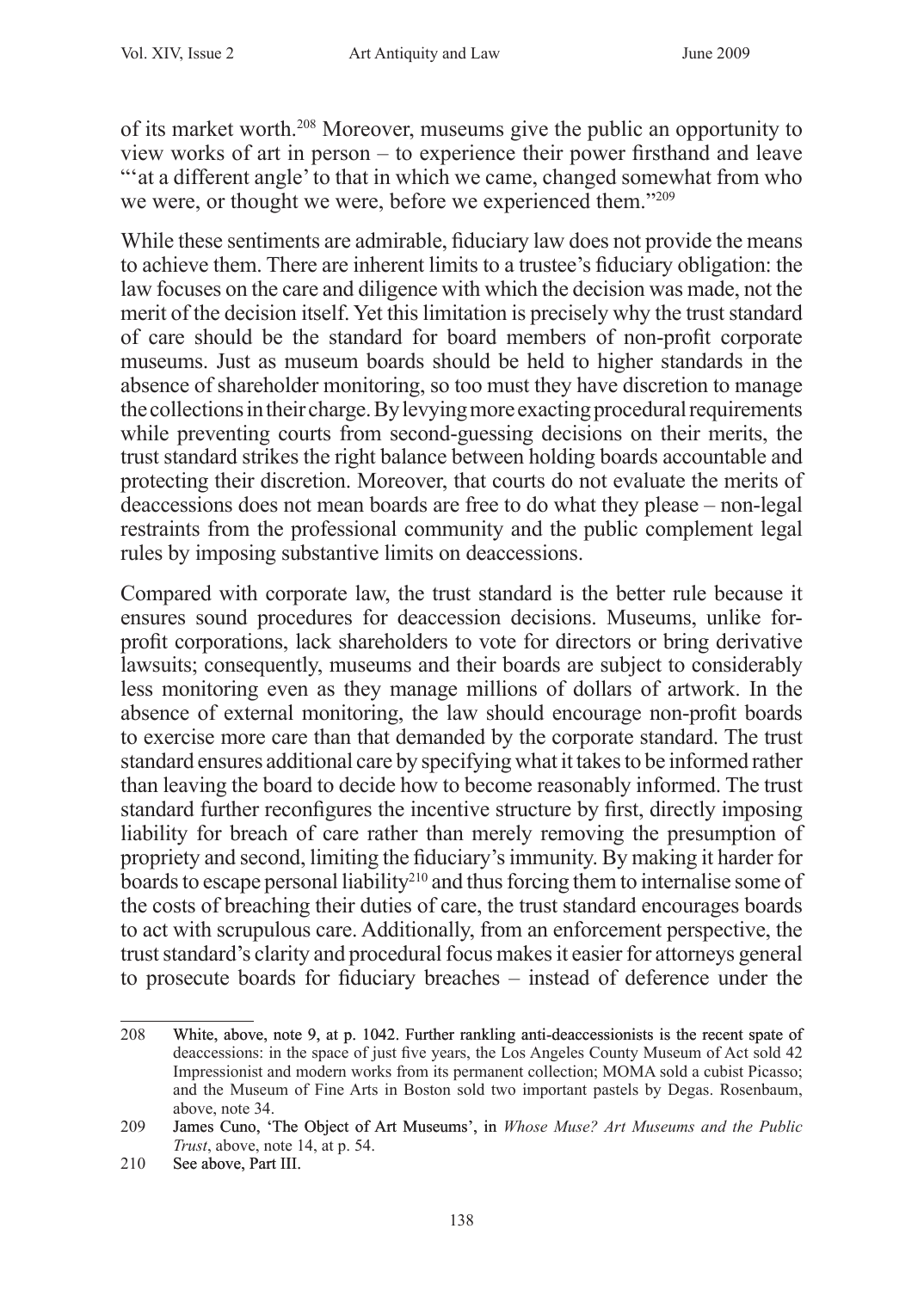of its market worth.[208] Moreover, museums give the public an opportunity to view works of art in person – to experience their power firsthand and leave "'at a different angle' to that in which we came, changed somewhat from who we were, or thought we were, before we experienced them."[209]

While these sentiments are admirable, fiduciary law does not provide the means to achieve them. There are inherent limits to a trustee's fiduciary obligation: the law focuses on the care and diligence with which the decision was made, not the merit of the decision itself. Yet this limitation is precisely why the trust standard of care should be the standard for board members of non-profit corporate museums. Just as museum boards should be held to higher standards in the absence of shareholder monitoring, so too must they have discretion to manage the collections in their charge. By levying more exacting procedural requirements while preventing courts from second-guessing decisions on their merits, the trust standard strikes the right balance between holding boards accountable and protecting their discretion. Moreover, that courts do not evaluate the merits of deaccessions does not mean boards are free to do what they please – non-legal restraints from the professional community and the public complement legal rules by imposing substantive limits on deaccessions.

Compared with corporate law, the trust standard is the better rule because it ensures sound procedures for deaccession decisions. Museums, unlike for-profit corporations, lack shareholders to vote for directors or bring derivative lawsuits; consequently, museums and their boards are subject to considerably less monitoring even as they manage millions of dollars of artwork. In the absence of external monitoring, the law should encourage non-profit boards to exercise more care than that demanded by the corporate standard. The trust standard ensures additional care by specifying what it takes to be informed rather than leaving the board to decide how to become reasonably informed. The trust standard further reconfigures the incentive structure by first, directly imposing liability for breach of care rather than merely removing the presumption of propriety and second, limiting the fiduciary's immunity. By making it harder for boards to escape personal liability[210] and thus forcing them to internalise some of the costs of breaching their duties of care, the trust standard encourages boards to act with scrupulous care. Additionally, from an enforcement perspective, the trust standard's clarity and procedural focus makes it easier for attorneys general to prosecute boards for fiduciary breaches – instead of deference under the

---

208 White, above, note 9, at p. 1042. Further rankling anti-deaccessionists is the recent spate of deaccessions: in the space of just five years, the Los Angeles County Museum of Act sold 42 Impressionist and modern works from its permanent collection; MOMA sold a cubist Picasso; and the Museum of Fine Arts in Boston sold two important pastels by Degas. Rosenbaum, above, note 34.

209 James Cuno, 'The Object of Art Museums', in *Whose Muse? Art Museums and the Public Trust*, above, note 14, at p. 54.

210 See above, Part III.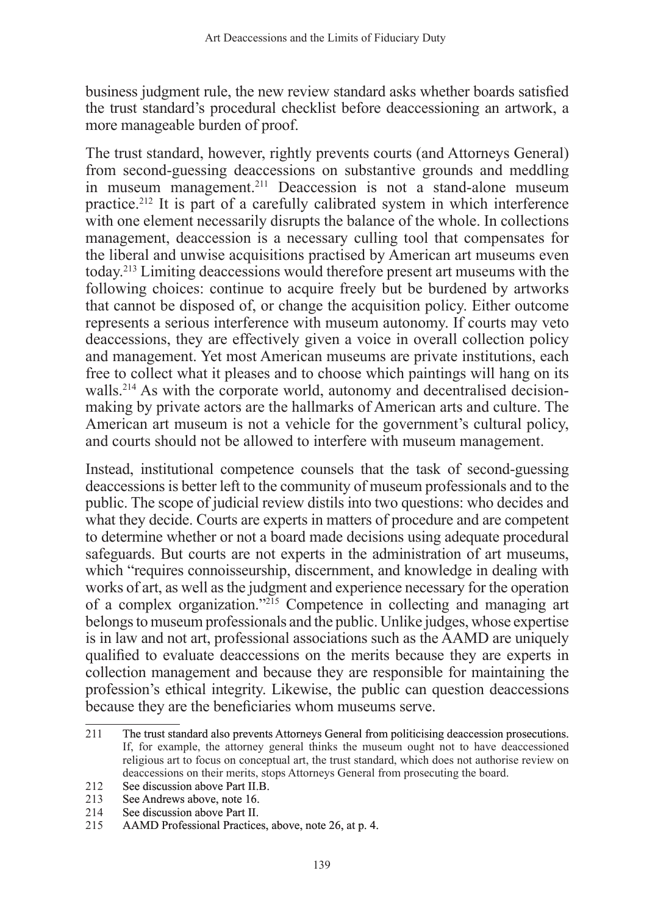business judgment rule, the new review standard asks whether boards satisfied the trust standard's procedural checklist before deaccessioning an artwork, a more manageable burden of proof.

The trust standard, however, rightly prevents courts (and Attorneys General) from second-guessing deaccessions on substantive grounds and meddling in museum management.[211] Deaccession is not a stand-alone museum practice.[212] It is part of a carefully calibrated system in which interference with one element necessarily disrupts the balance of the whole. In collections management, deaccession is a necessary culling tool that compensates for the liberal and unwise acquisitions practised by American art museums even today.[213] Limiting deaccessions would therefore present art museums with the following choices: continue to acquire freely but be burdened by artworks that cannot be disposed of, or change the acquisition policy. Either outcome represents a serious interference with museum autonomy. If courts may veto deaccessions, they are effectively given a voice in overall collection policy and management. Yet most American museums are private institutions, each free to collect what it pleases and to choose which paintings will hang on its walls.[214] As with the corporate world, autonomy and decentralised decision-making by private actors are the hallmarks of American arts and culture. The American art museum is not a vehicle for the government's cultural policy, and courts should not be allowed to interfere with museum management.

Instead, institutional competence counsels that the task of second-guessing deaccessions is better left to the community of museum professionals and to the public. The scope of judicial review distils into two questions: who decides and what they decide. Courts are experts in matters of procedure and are competent to determine whether or not a board made decisions using adequate procedural safeguards. But courts are not experts in the administration of art museums, which "requires connoisseurship, discernment, and knowledge in dealing with works of art, as well as the judgment and experience necessary for the operation of a complex organization."[215] Competence in collecting and managing art belongs to museum professionals and the public. Unlike judges, whose expertise is in law and not art, professional associations such as the AAMD are uniquely qualified to evaluate deaccessions on the merits because they are experts in collection management and because they are responsible for maintaining the profession's ethical integrity. Likewise, the public can question deaccessions because they are the beneficiaries whom museums serve.

---

211 The trust standard also prevents Attorneys General from politicising deaccession prosecutions. If, for example, the attorney general thinks the museum ought not to have deaccessioned religious art to focus on conceptual art, the trust standard, which does not authorise review on deaccessions on their merits, stops Attorneys General from prosecuting the board.

212 See discussion above Part II.B.

213 See Andrews above, note 16.

214 See discussion above Part II.

215 AAMD Professional Practices, above, note 26, at p. 4.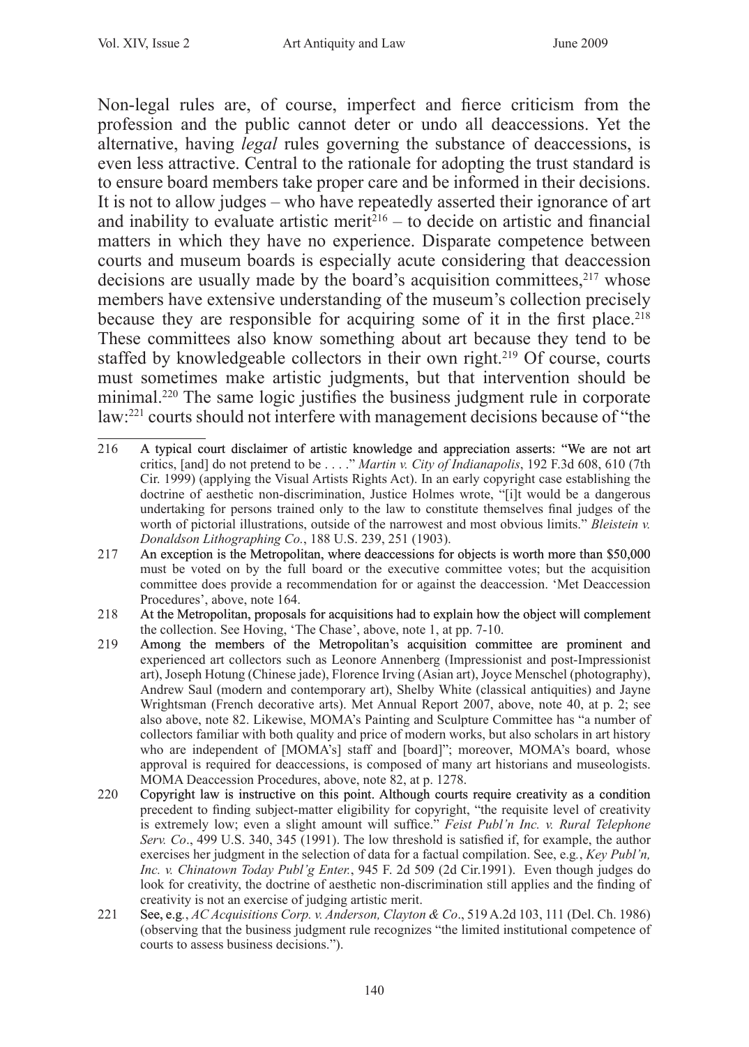Non-legal rules are, of course, imperfect and fierce criticism from the profession and the public cannot deter or undo all deaccessions. Yet the alternative, having *legal* rules governing the substance of deaccessions, is even less attractive. Central to the rationale for adopting the trust standard is to ensure board members take proper care and be informed in their decisions. It is not to allow judges – who have repeatedly asserted their ignorance of art and inability to evaluate artistic merit[216] – to decide on artistic and financial matters in which they have no experience. Disparate competence between courts and museum boards is especially acute considering that deaccession decisions are usually made by the board's acquisition committees,[217] whose members have extensive understanding of the museum's collection precisely because they are responsible for acquiring some of it in the first place.[218] These committees also know something about art because they tend to be staffed by knowledgeable collectors in their own right.[219] Of course, courts must sometimes make artistic judgments, but that intervention should be minimal.[220] The same logic justifies the business judgment rule in corporate law:[221] courts should not interfere with management decisions because of "the

---

216 A typical court disclaimer of artistic knowledge and appreciation asserts: "We are not art critics, [and] do not pretend to be . . . ." *Martin v. City of Indianapolis*, 192 F.3d 608, 610 (7th Cir. 1999) (applying the Visual Artists Rights Act). In an early copyright case establishing the doctrine of aesthetic non-discrimination, Justice Holmes wrote, "[i]t would be a dangerous undertaking for persons trained only to the law to constitute themselves final judges of the worth of pictorial illustrations, outside of the narrowest and most obvious limits." *Bleistein v. Donaldson Lithographing Co.*, 188 U.S. 239, 251 (1903).

217 An exception is the Metropolitan, where deaccessions for objects is worth more than $50,000 must be voted on by the full board or the executive committee votes; but the acquisition committee does provide a recommendation for or against the deaccession. 'Met Deaccession Procedures', above, note 164.

218 At the Metropolitan, proposals for acquisitions had to explain how the object will complement the collection. See Hoving, 'The Chase', above, note 1, at pp. 7-10.

219 Among the members of the Metropolitan's acquisition committee are prominent and experienced art collectors such as Leonore Annenberg (Impressionist and post-Impressionist art), Joseph Hotung (Chinese jade), Florence Irving (Asian art), Joyce Menschel (photography), Andrew Saul (modern and contemporary art), Shelby White (classical antiquities) and Jayne Wrightsman (French decorative arts). Met Annual Report 2007, above, note 40, at p. 2; see also above, note 82. Likewise, MOMA's Painting and Sculpture Committee has "a number of collectors familiar with both quality and price of modern works, but also scholars in art history who are independent of [MOMA's] staff and [board]"; moreover, MOMA's board, whose approval is required for deaccessions, is composed of many art historians and museologists. MOMA Deaccession Procedures, above, note 82, at p. 1278.

220 Copyright law is instructive on this point. Although courts require creativity as a condition precedent to finding subject-matter eligibility for copyright, "the requisite level of creativity is extremely low; even a slight amount will suffice." *Feist Publ'n Inc. v. Rural Telephone Serv. Co*., 499 U.S. 340, 345 (1991). The low threshold is satisfied if, for example, the author exercises her judgment in the selection of data for a factual compilation. See, e.g., *Key Publ'n, Inc. v. Chinatown Today Publ'g Enter.*, 945 F. 2d 509 (2d Cir.1991). Even though judges do look for creativity, the doctrine of aesthetic non-discrimination still applies and the finding of creativity is not an exercise of judging artistic merit.

221 See, e.g., *AC Acquisitions Corp. v. Anderson, Clayton & Co*., 519 A.2d 103, 111 (Del. Ch. 1986) (observing that the business judgment rule recognizes "the limited institutional competence of courts to assess business decisions.").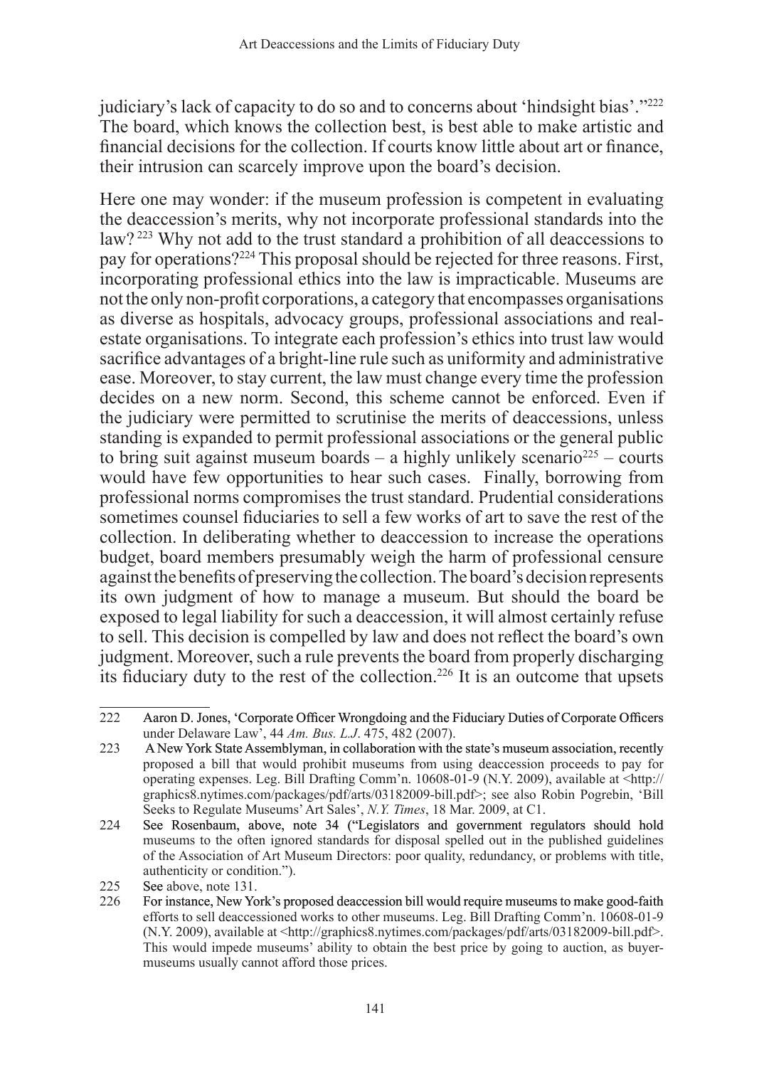judiciary's lack of capacity to do so and to concerns about 'hindsight bias'."[222] The board, which knows the collection best, is best able to make artistic and financial decisions for the collection. If courts know little about art or finance, their intrusion can scarcely improve upon the board's decision.

Here one may wonder: if the museum profession is competent in evaluating the deaccession's merits, why not incorporate professional standards into the law?[223] Why not add to the trust standard a prohibition of all deaccessions to pay for operations?[224] This proposal should be rejected for three reasons. First, incorporating professional ethics into the law is impracticable. Museums are not the only non-profit corporations, a category that encompasses organisations as diverse as hospitals, advocacy groups, professional associations and real-estate organisations. To integrate each profession's ethics into trust law would sacrifice advantages of a bright-line rule such as uniformity and administrative ease. Moreover, to stay current, the law must change every time the profession decides on a new norm. Second, this scheme cannot be enforced. Even if the judiciary were permitted to scrutinise the merits of deaccessions, unless standing is expanded to permit professional associations or the general public to bring suit against museum boards – a highly unlikely scenario[225] – courts would have few opportunities to hear such cases. Finally, borrowing from professional norms compromises the trust standard. Prudential considerations sometimes counsel fiduciaries to sell a few works of art to save the rest of the collection. In deliberating whether to deaccession to increase the operations budget, board members presumably weigh the harm of professional censure against the benefits of preserving the collection. The board's decision represents its own judgment of how to manage a museum. But should the board be exposed to legal liability for such a deaccession, it will almost certainly refuse to sell. This decision is compelled by law and does not reflect the board's own judgment. Moreover, such a rule prevents the board from properly discharging its fiduciary duty to the rest of the collection.[226] It is an outcome that upsets

---

222 Aaron D. Jones, 'Corporate Officer Wrongdoing and the Fiduciary Duties of Corporate Officers under Delaware Law', 44 *Am. Bus. L.J*. 475, 482 (2007).

223 A New York State Assemblyman, in collaboration with the state's museum association, recently proposed a bill that would prohibit museums from using deaccession proceeds to pay for operating expenses. Leg. Bill Drafting Comm'n. 10608-01-9 (N.Y. 2009), available at <http://graphics8.nytimes.com/packages/pdf/arts/03182009-bill.pdf>; see also Robin Pogrebin, 'Bill Seeks to Regulate Museums' Art Sales', *N.Y. Times*, 18 Mar. 2009, at C1.

224 See Rosenbaum, above, note 34 ("Legislators and government regulators should hold museums to the often ignored standards for disposal spelled out in the published guidelines of the Association of Art Museum Directors: poor quality, redundancy, or problems with title, authenticity or condition.").

225 See above, note 131.

226 For instance, New York's proposed deaccession bill would require museums to make good-faith efforts to sell deaccessioned works to other museums. Leg. Bill Drafting Comm'n. 10608-01-9 (N.Y. 2009), available at <http://graphics8.nytimes.com/packages/pdf/arts/03182009-bill.pdf>. This would impede museums' ability to obtain the best price by going to auction, as buyer-museums usually cannot afford those prices.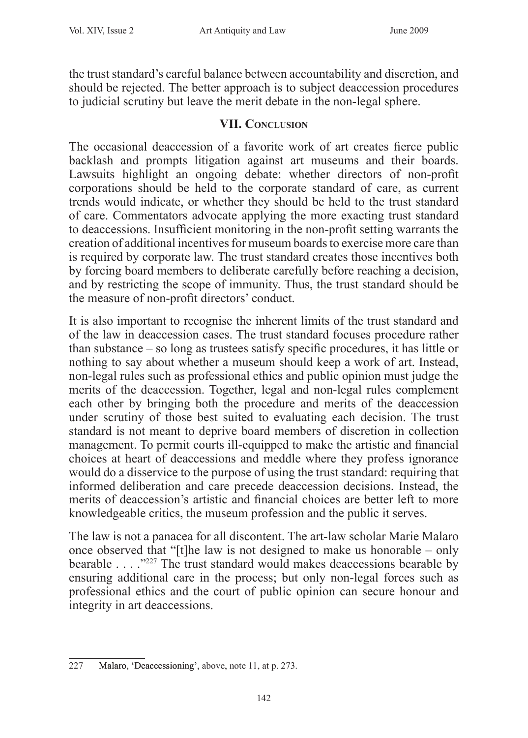the trust standard's careful balance between accountability and discretion, and should be rejected. The better approach is to subject deaccession procedures to judicial scrutiny but leave the merit debate in the non-legal sphere.

## VII. Conclusion

The occasional deaccession of a favorite work of art creates fierce public backlash and prompts litigation against art museums and their boards. Lawsuits highlight an ongoing debate: whether directors of non-profit corporations should be held to the corporate standard of care, as current trends would indicate, or whether they should be held to the trust standard of care. Commentators advocate applying the more exacting trust standard to deaccessions. Insufficient monitoring in the non-profit setting warrants the creation of additional incentives for museum boards to exercise more care than is required by corporate law. The trust standard creates those incentives both by forcing board members to deliberate carefully before reaching a decision, and by restricting the scope of immunity. Thus, the trust standard should be the measure of non-profit directors' conduct.

It is also important to recognise the inherent limits of the trust standard and of the law in deaccession cases. The trust standard focuses procedure rather than substance – so long as trustees satisfy specific procedures, it has little or nothing to say about whether a museum should keep a work of art. Instead, non-legal rules such as professional ethics and public opinion must judge the merits of the deaccession. Together, legal and non-legal rules complement each other by bringing both the procedure and merits of the deaccession under scrutiny of those best suited to evaluating each decision. The trust standard is not meant to deprive board members of discretion in collection management. To permit courts ill-equipped to make the artistic and financial choices at heart of deaccessions and meddle where they profess ignorance would do a disservice to the purpose of using the trust standard: requiring that informed deliberation and care precede deaccession decisions. Instead, the merits of deaccession's artistic and financial choices are better left to more knowledgeable critics, the museum profession and the public it serves.

The law is not a panacea for all discontent. The art-law scholar Marie Malaro once observed that "[t]he law is not designed to make us honorable – only bearable . . . ."[227] The trust standard would makes deaccessions bearable by ensuring additional care in the process; but only non-legal forces such as professional ethics and the court of public opinion can secure honour and integrity in art deaccessions.

---

227 Malaro, 'Deaccessioning', above, note 11, at p. 273.